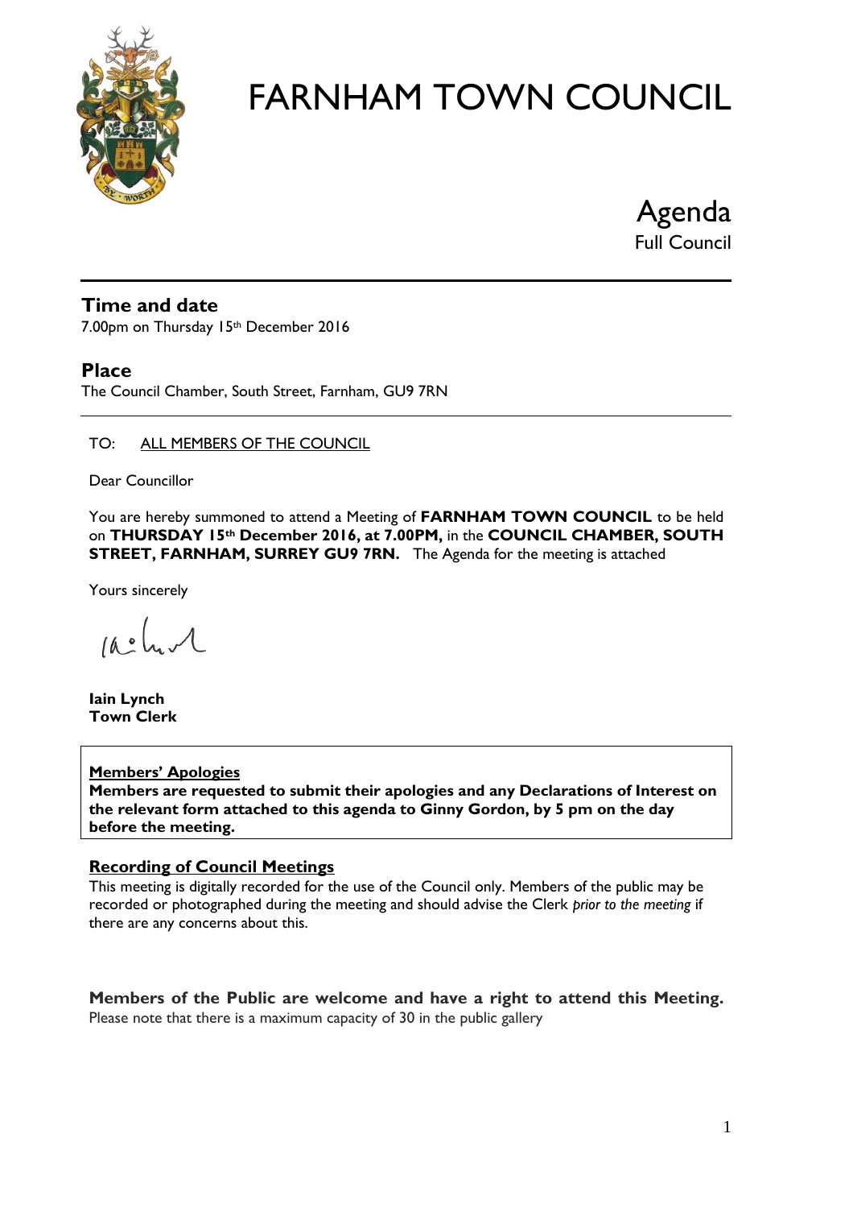# FARNHAM TOWN COUNCIL

Agenda

Full Council

## Time and date

7.00pm on Thursday 15th December 2016

## Place

The Council Chamber, South Street, Farnham, GU9 7RN

TO: ALL MEMBERS OF THE COUNCIL

Dear Councillor

You are hereby summoned to attend a Meeting of **FARNHAM TOWN COUNCIL** to be held on **THURSDAY 15th December 2016, at 7.00PM,** in the **COUNCIL CHAMBER, SOUTH STREET, FARNHAM, SURREY GU9 7RN.** The Agenda for the meeting is attached

Yours sincerely

**Iain Lynch**
**Town Clerk**

**Members' Apologies**

**Members are requested to submit their apologies and any Declarations of Interest on the relevant form attached to this agenda to Ginny Gordon, by 5 pm on the day before the meeting.**

**Recording of Council Meetings**

This meeting is digitally recorded for the use of the Council only. Members of the public may be recorded or photographed during the meeting and should advise the Clerk *prior to the meeting* if there are any concerns about this.

**Members of the Public are welcome and have a right to attend this Meeting.**

Please note that there is a maximum capacity of 30 in the public gallery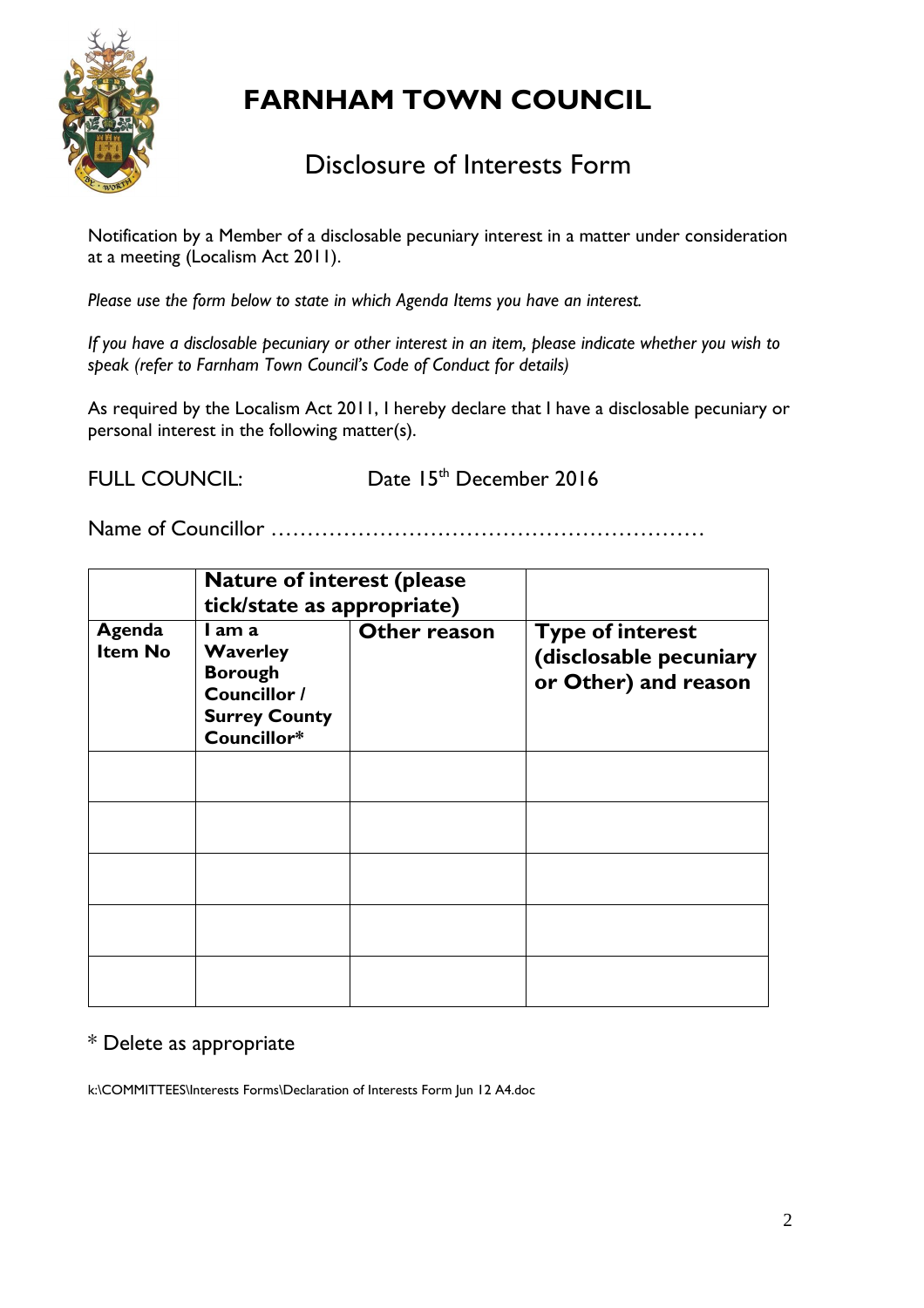# FARNHAM TOWN COUNCIL

## Disclosure of Interests Form

Notification by a Member of a disclosable pecuniary interest in a matter under consideration at a meeting (Localism Act 2011).

*Please use the form below to state in which Agenda Items you have an interest.*

*If you have a disclosable pecuniary or other interest in an item, please indicate whether you wish to speak (refer to Farnham Town Council's Code of Conduct for details)*

As required by the Localism Act 2011, I hereby declare that I have a disclosable pecuniary or personal interest in the following matter(s).

FULL COUNCIL: Date 15th December 2016

Name of Councillor …………………………………………………

| | **Nature of interest (please tick/state as appropriate)** | | |
|---|---|---|---|
| **Agenda Item No** | **I am a Waverley Borough Councillor / Surrey County Councillor*** | **Other reason** | **Type of interest (disclosable pecuniary or Other) and reason** |
| | | | |
| | | | |
| | | | |
| | | | |
| | | | |

* Delete as appropriate

k:\COMMITTEES\Interests Forms\Declaration of Interests Form Jun 12 A4.doc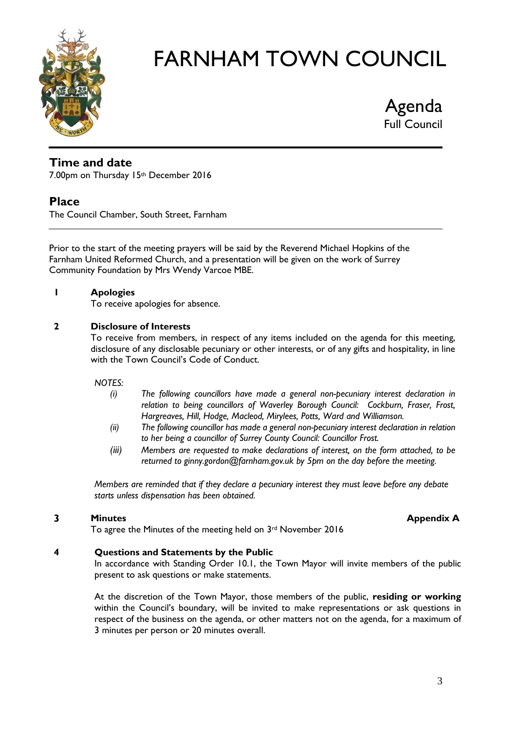# FARNHAM TOWN COUNCIL

## Agenda
Full Council

---

### Time and date
7.00pm on Thursday 15th December 2016

### Place
The Council Chamber, South Street, Farnham

---

Prior to the start of the meeting prayers will be said by the Reverend Michael Hopkins of the Farnham United Reformed Church, and a presentation will be given on the work of Surrey Community Foundation by Mrs Wendy Varcoe MBE.

**1 Apologies**

To receive apologies for absence.

**2 Disclosure of Interests**

To receive from members, in respect of any items included on the agenda for this meeting, disclosure of any disclosable pecuniary or other interests, or of any gifts and hospitality, in line with the Town Council's Code of Conduct.

*NOTES:*

*(i) The following councillors have made a general non-pecuniary interest declaration in relation to being councillors of Waverley Borough Council: Cockburn, Fraser, Frost, Hargreaves, Hill, Hodge, Macleod, Mirylees, Potts, Ward and Williamson.*

*(ii) The following councillor has made a general non-pecuniary interest declaration in relation to her being a councillor of Surrey County Council: Councillor Frost.*

*(iii) Members are requested to make declarations of interest, on the form attached, to be returned to ginny.gordon@farnham.gov.uk by 5pm on the day before the meeting.*

*Members are reminded that if they declare a pecuniary interest they must leave before any debate starts unless dispensation has been obtained.*

**3 Minutes** **Appendix A**

To agree the Minutes of the meeting held on 3rd November 2016

**4 Questions and Statements by the Public**

In accordance with Standing Order 10.1, the Town Mayor will invite members of the public present to ask questions or make statements.

At the discretion of the Town Mayor, those members of the public, **residing or working** within the Council's boundary, will be invited to make representations or ask questions in respect of the business on the agenda, or other matters not on the agenda, for a maximum of 3 minutes per person or 20 minutes overall.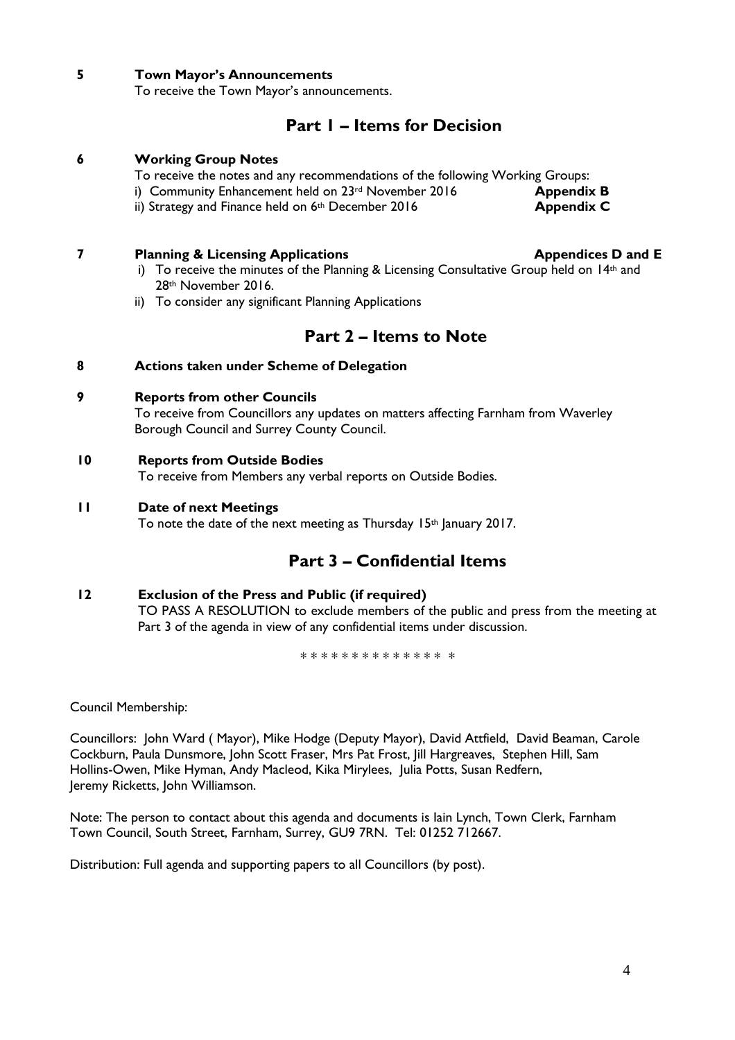**5 Town Mayor's Announcements**

To receive the Town Mayor's announcements.

## Part 1 – Items for Decision

**6 Working Group Notes**

To receive the notes and any recommendations of the following Working Groups:

i) Community Enhancement held on 23rd November 2016 **Appendix B**

ii) Strategy and Finance held on 6th December 2016 **Appendix C**

**7 Planning & Licensing Applications** **Appendices D and E**

i) To receive the minutes of the Planning & Licensing Consultative Group held on 14th and 28th November 2016.

ii) To consider any significant Planning Applications

## Part 2 – Items to Note

**8 Actions taken under Scheme of Delegation**

**9 Reports from other Councils**

To receive from Councillors any updates on matters affecting Farnham from Waverley Borough Council and Surrey County Council.

**10 Reports from Outside Bodies**

To receive from Members any verbal reports on Outside Bodies.

**11 Date of next Meetings**

To note the date of the next meeting as Thursday 15th January 2017.

## Part 3 – Confidential Items

**12 Exclusion of the Press and Public (if required)**

TO PASS A RESOLUTION to exclude members of the public and press from the meeting at Part 3 of the agenda in view of any confidential items under discussion.

* * * * * * * * * * * * * * *

Council Membership:

Councillors: John Ward ( Mayor), Mike Hodge (Deputy Mayor), David Attfield, David Beaman, Carole Cockburn, Paula Dunsmore, John Scott Fraser, Mrs Pat Frost, Jill Hargreaves, Stephen Hill, Sam Hollins-Owen, Mike Hyman, Andy Macleod, Kika Mirylees, Julia Potts, Susan Redfern, Jeremy Ricketts, John Williamson.

Note: The person to contact about this agenda and documents is Iain Lynch, Town Clerk, Farnham Town Council, South Street, Farnham, Surrey, GU9 7RN. Tel: 01252 712667.

Distribution: Full agenda and supporting papers to all Councillors (by post).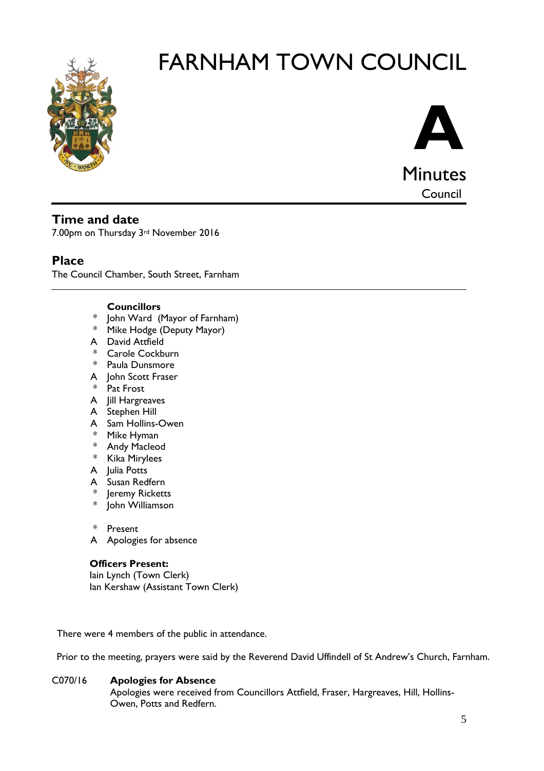# FARNHAM TOWN COUNCIL

**A**

Minutes

Council

## Time and date

7.00pm on Thursday 3rd November 2016

## Place

The Council Chamber, South Street, Farnham

**Councillors**

| | |
|---|---|
| * | John Ward (Mayor of Farnham) |
| * | Mike Hodge (Deputy Mayor) |
| A | David Attfield |
| * | Carole Cockburn |
| * | Paula Dunsmore |
| A | John Scott Fraser |
| * | Pat Frost |
| A | Jill Hargreaves |
| A | Stephen Hill |
| A | Sam Hollins-Owen |
| * | Mike Hyman |
| * | Andy Macleod |
| * | Kika Mirylees |
| A | Julia Potts |
| A | Susan Redfern |
| * | Jeremy Ricketts |
| * | John Williamson |

\* Present

A Apologies for absence

**Officers Present:**

Iain Lynch (Town Clerk)

Ian Kershaw (Assistant Town Clerk)

There were 4 members of the public in attendance.

Prior to the meeting, prayers were said by the Reverend David Uffindell of St Andrew's Church, Farnham.

**C070/16 Apologies for Absence**

Apologies were received from Councillors Attfield, Fraser, Hargreaves, Hill, Hollins-Owen, Potts and Redfern.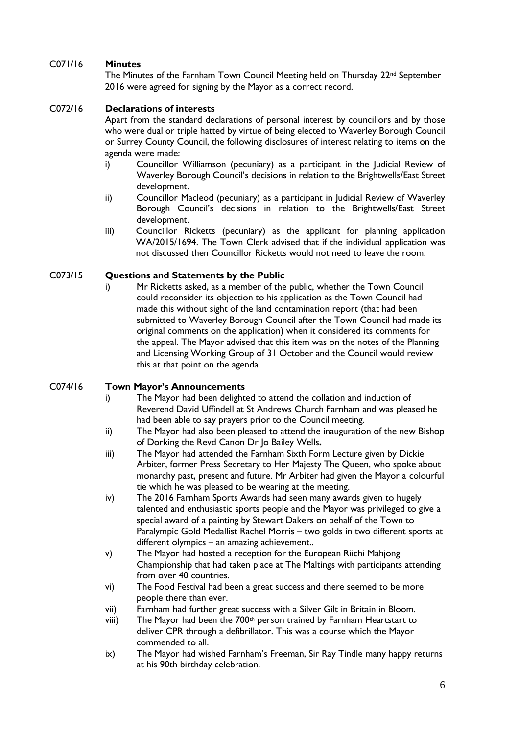## C071/16 **Minutes**

The Minutes of the Farnham Town Council Meeting held on Thursday 22nd September 2016 were agreed for signing by the Mayor as a correct record.

## C072/16 **Declarations of interests**

Apart from the standard declarations of personal interest by councillors and by those who were dual or triple hatted by virtue of being elected to Waverley Borough Council or Surrey County Council, the following disclosures of interest relating to items on the agenda were made:

i) Councillor Williamson (pecuniary) as a participant in the Judicial Review of Waverley Borough Council's decisions in relation to the Brightwells/East Street development.

ii) Councillor Macleod (pecuniary) as a participant in Judicial Review of Waverley Borough Council's decisions in relation to the Brightwells/East Street development.

iii) Councillor Ricketts (pecuniary) as the applicant for planning application WA/2015/1694. The Town Clerk advised that if the individual application was not discussed then Councillor Ricketts would not need to leave the room.

## C073/15 **Questions and Statements by the Public**

i) Mr Ricketts asked, as a member of the public, whether the Town Council could reconsider its objection to his application as the Town Council had made this without sight of the land contamination report (that had been submitted to Waverley Borough Council after the Town Council had made its original comments on the application) when it considered its comments for the appeal. The Mayor advised that this item was on the notes of the Planning and Licensing Working Group of 31 October and the Council would review this at that point on the agenda.

## C074/16 **Town Mayor's Announcements**

i) The Mayor had been delighted to attend the collation and induction of Reverend David Uffindell at St Andrews Church Farnham and was pleased he had been able to say prayers prior to the Council meeting.

ii) The Mayor had also been pleased to attend the inauguration of the new Bishop of Dorking the Revd Canon Dr Jo Bailey Wells**.**

iii) The Mayor had attended the Farnham Sixth Form Lecture given by Dickie Arbiter, former Press Secretary to Her Majesty The Queen, who spoke about monarchy past, present and future. Mr Arbiter had given the Mayor a colourful tie which he was pleased to be wearing at the meeting.

iv) The 2016 Farnham Sports Awards had seen many awards given to hugely talented and enthusiastic sports people and the Mayor was privileged to give a special award of a painting by Stewart Dakers on behalf of the Town to Paralympic Gold Medallist Rachel Morris – two golds in two different sports at different olympics – an amazing achievement..

v) The Mayor had hosted a reception for the European Riichi Mahjong Championship that had taken place at The Maltings with participants attending from over 40 countries.

vi) The Food Festival had been a great success and there seemed to be more people there than ever.

vii) Farnham had further great success with a Silver Gilt in Britain in Bloom.

viii) The Mayor had been the 700th person trained by Farnham Heartstart to deliver CPR through a defibrillator. This was a course which the Mayor commended to all.

ix) The Mayor had wished Farnham's Freeman, Sir Ray Tindle many happy returns at his 90th birthday celebration.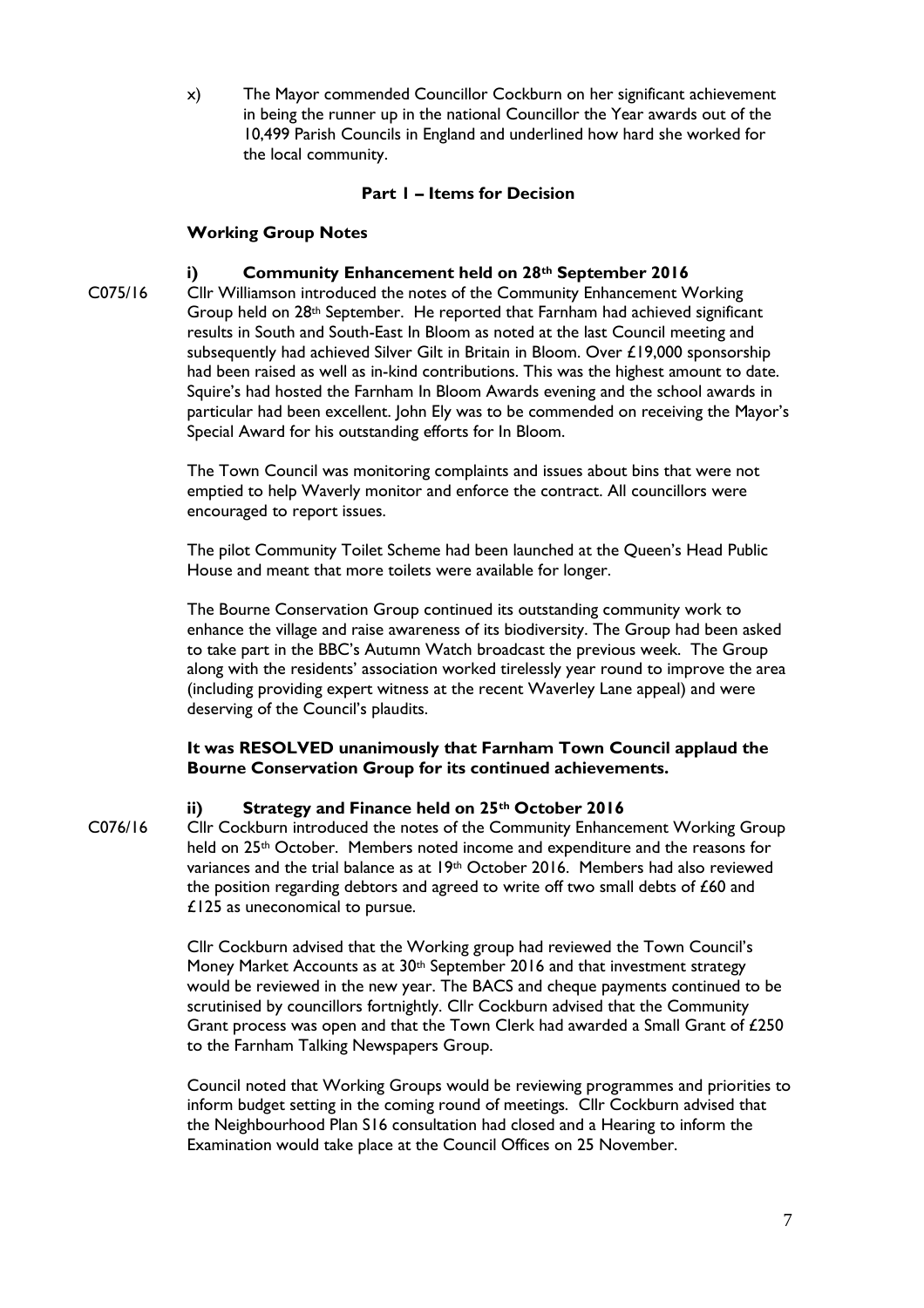x) The Mayor commended Councillor Cockburn on her significant achievement in being the runner up in the national Councillor the Year awards out of the 10,499 Parish Councils in England and underlined how hard she worked for the local community.

**Part 1 – Items for Decision**

**Working Group Notes**

**i) Community Enhancement held on 28th September 2016**

C075/16 Cllr Williamson introduced the notes of the Community Enhancement Working Group held on 28th September. He reported that Farnham had achieved significant results in South and South-East In Bloom as noted at the last Council meeting and subsequently had achieved Silver Gilt in Britain in Bloom. Over £19,000 sponsorship had been raised as well as in-kind contributions. This was the highest amount to date. Squire's had hosted the Farnham In Bloom Awards evening and the school awards in particular had been excellent. John Ely was to be commended on receiving the Mayor's Special Award for his outstanding efforts for In Bloom.

The Town Council was monitoring complaints and issues about bins that were not emptied to help Waverly monitor and enforce the contract. All councillors were encouraged to report issues.

The pilot Community Toilet Scheme had been launched at the Queen's Head Public House and meant that more toilets were available for longer.

The Bourne Conservation Group continued its outstanding community work to enhance the village and raise awareness of its biodiversity. The Group had been asked to take part in the BBC's Autumn Watch broadcast the previous week. The Group along with the residents' association worked tirelessly year round to improve the area (including providing expert witness at the recent Waverley Lane appeal) and were deserving of the Council's plaudits.

**It was RESOLVED unanimously that Farnham Town Council applaud the Bourne Conservation Group for its continued achievements.**

**ii) Strategy and Finance held on 25th October 2016**

C076/16 Cllr Cockburn introduced the notes of the Community Enhancement Working Group held on 25th October. Members noted income and expenditure and the reasons for variances and the trial balance as at 19th October 2016. Members had also reviewed the position regarding debtors and agreed to write off two small debts of £60 and £125 as uneconomical to pursue.

Cllr Cockburn advised that the Working group had reviewed the Town Council's Money Market Accounts as at 30th September 2016 and that investment strategy would be reviewed in the new year. The BACS and cheque payments continued to be scrutinised by councillors fortnightly. Cllr Cockburn advised that the Community Grant process was open and that the Town Clerk had awarded a Small Grant of £250 to the Farnham Talking Newspapers Group.

Council noted that Working Groups would be reviewing programmes and priorities to inform budget setting in the coming round of meetings. Cllr Cockburn advised that the Neighbourhood Plan S16 consultation had closed and a Hearing to inform the Examination would take place at the Council Offices on 25 November.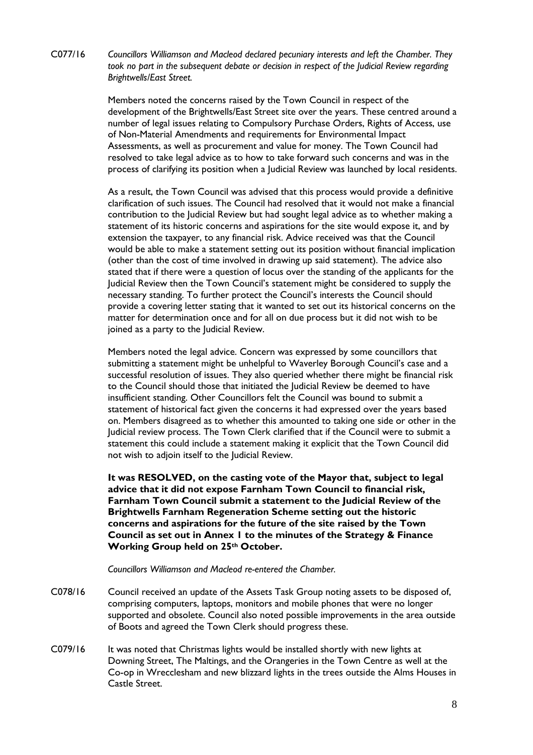C077/16 *Councillors Williamson and Macleod declared pecuniary interests and left the Chamber. They took no part in the subsequent debate or decision in respect of the Judicial Review regarding Brightwells/East Street.*

Members noted the concerns raised by the Town Council in respect of the development of the Brightwells/East Street site over the years. These centred around a number of legal issues relating to Compulsory Purchase Orders, Rights of Access, use of Non-Material Amendments and requirements for Environmental Impact Assessments, as well as procurement and value for money. The Town Council had resolved to take legal advice as to how to take forward such concerns and was in the process of clarifying its position when a Judicial Review was launched by local residents.

As a result, the Town Council was advised that this process would provide a definitive clarification of such issues. The Council had resolved that it would not make a financial contribution to the Judicial Review but had sought legal advice as to whether making a statement of its historic concerns and aspirations for the site would expose it, and by extension the taxpayer, to any financial risk. Advice received was that the Council would be able to make a statement setting out its position without financial implication (other than the cost of time involved in drawing up said statement). The advice also stated that if there were a question of locus over the standing of the applicants for the Judicial Review then the Town Council's statement might be considered to supply the necessary standing. To further protect the Council's interests the Council should provide a covering letter stating that it wanted to set out its historical concerns on the matter for determination once and for all on due process but it did not wish to be joined as a party to the Judicial Review.

Members noted the legal advice. Concern was expressed by some councillors that submitting a statement might be unhelpful to Waverley Borough Council's case and a successful resolution of issues. They also queried whether there might be financial risk to the Council should those that initiated the Judicial Review be deemed to have insufficient standing. Other Councillors felt the Council was bound to submit a statement of historical fact given the concerns it had expressed over the years based on. Members disagreed as to whether this amounted to taking one side or other in the Judicial review process. The Town Clerk clarified that if the Council were to submit a statement this could include a statement making it explicit that the Town Council did not wish to adjoin itself to the Judicial Review.

**It was RESOLVED, on the casting vote of the Mayor that, subject to legal advice that it did not expose Farnham Town Council to financial risk, Farnham Town Council submit a statement to the Judicial Review of the Brightwells Farnham Regeneration Scheme setting out the historic concerns and aspirations for the future of the site raised by the Town Council as set out in Annex 1 to the minutes of the Strategy & Finance Working Group held on 25th October.**

*Councillors Williamson and Macleod re-entered the Chamber.*

C078/16 Council received an update of the Assets Task Group noting assets to be disposed of, comprising computers, laptops, monitors and mobile phones that were no longer supported and obsolete. Council also noted possible improvements in the area outside of Boots and agreed the Town Clerk should progress these.

C079/16 It was noted that Christmas lights would be installed shortly with new lights at Downing Street, The Maltings, and the Orangeries in the Town Centre as well at the Co-op in Wrecclesham and new blizzard lights in the trees outside the Alms Houses in Castle Street.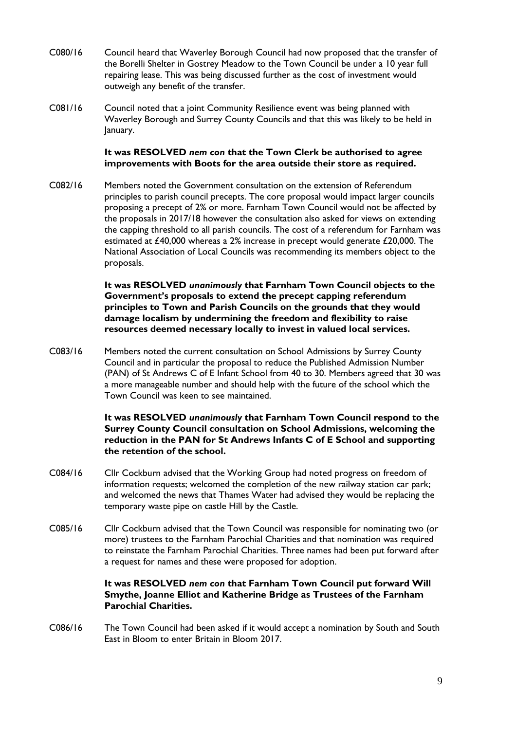C080/16 Council heard that Waverley Borough Council had now proposed that the transfer of the Borelli Shelter in Gostrey Meadow to the Town Council be under a 10 year full repairing lease. This was being discussed further as the cost of investment would outweigh any benefit of the transfer.

C081/16 Council noted that a joint Community Resilience event was being planned with Waverley Borough and Surrey County Councils and that this was likely to be held in January.

**It was RESOLVED *nem con* that the Town Clerk be authorised to agree improvements with Boots for the area outside their store as required.**

C082/16 Members noted the Government consultation on the extension of Referendum principles to parish council precepts. The core proposal would impact larger councils proposing a precept of 2% or more. Farnham Town Council would not be affected by the proposals in 2017/18 however the consultation also asked for views on extending the capping threshold to all parish councils. The cost of a referendum for Farnham was estimated at £40,000 whereas a 2% increase in precept would generate £20,000. The National Association of Local Councils was recommending its members object to the proposals.

**It was RESOLVED *unanimously* that Farnham Town Council objects to the Government's proposals to extend the precept capping referendum principles to Town and Parish Councils on the grounds that they would damage localism by undermining the freedom and flexibility to raise resources deemed necessary locally to invest in valued local services.**

C083/16 Members noted the current consultation on School Admissions by Surrey County Council and in particular the proposal to reduce the Published Admission Number (PAN) of St Andrews C of E Infant School from 40 to 30. Members agreed that 30 was a more manageable number and should help with the future of the school which the Town Council was keen to see maintained.

**It was RESOLVED *unanimously* that Farnham Town Council respond to the Surrey County Council consultation on School Admissions, welcoming the reduction in the PAN for St Andrews Infants C of E School and supporting the retention of the school.**

C084/16 Cllr Cockburn advised that the Working Group had noted progress on freedom of information requests; welcomed the completion of the new railway station car park; and welcomed the news that Thames Water had advised they would be replacing the temporary waste pipe on castle Hill by the Castle.

C085/16 Cllr Cockburn advised that the Town Council was responsible for nominating two (or more) trustees to the Farnham Parochial Charities and that nomination was required to reinstate the Farnham Parochial Charities. Three names had been put forward after a request for names and these were proposed for adoption.

**It was RESOLVED *nem con* that Farnham Town Council put forward Will Smythe, Joanne Elliot and Katherine Bridge as Trustees of the Farnham Parochial Charities.**

C086/16 The Town Council had been asked if it would accept a nomination by South and South East in Bloom to enter Britain in Bloom 2017.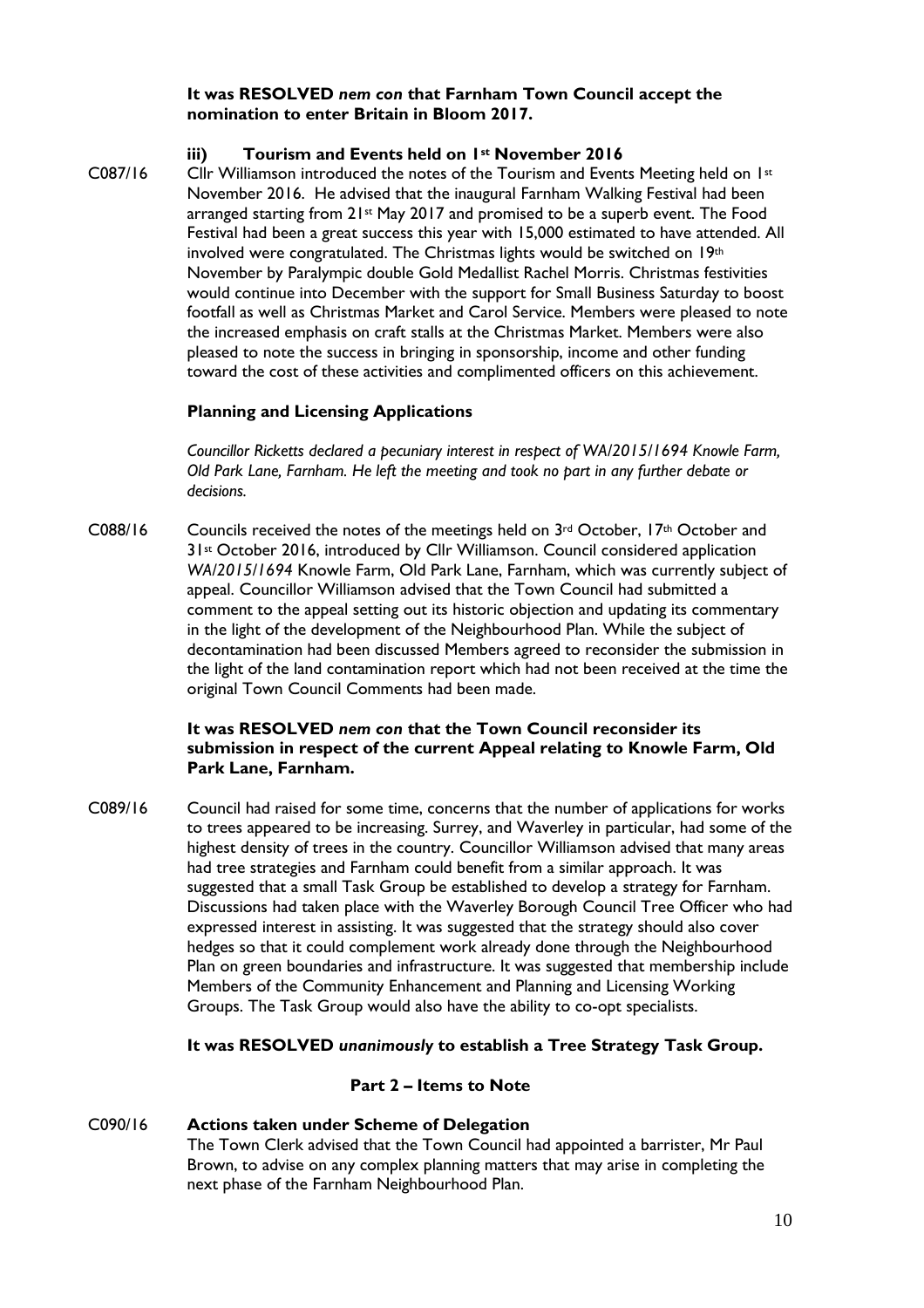**It was RESOLVED *nem con* that Farnham Town Council accept the nomination to enter Britain in Bloom 2017.**

**iii) Tourism and Events held on 1st November 2016**

C087/16 Cllr Williamson introduced the notes of the Tourism and Events Meeting held on 1st November 2016. He advised that the inaugural Farnham Walking Festival had been arranged starting from 21st May 2017 and promised to be a superb event. The Food Festival had been a great success this year with 15,000 estimated to have attended. All involved were congratulated. The Christmas lights would be switched on 19th November by Paralympic double Gold Medallist Rachel Morris. Christmas festivities would continue into December with the support for Small Business Saturday to boost footfall as well as Christmas Market and Carol Service. Members were pleased to note the increased emphasis on craft stalls at the Christmas Market. Members were also pleased to note the success in bringing in sponsorship, income and other funding toward the cost of these activities and complimented officers on this achievement.

**Planning and Licensing Applications**

*Councillor Ricketts declared a pecuniary interest in respect of WA/2015/1694 Knowle Farm, Old Park Lane, Farnham. He left the meeting and took no part in any further debate or decisions.*

C088/16 Councils received the notes of the meetings held on 3rd October, 17th October and 31st October 2016, introduced by Cllr Williamson. Council considered application *WA/2015/1694* Knowle Farm, Old Park Lane, Farnham, which was currently subject of appeal. Councillor Williamson advised that the Town Council had submitted a comment to the appeal setting out its historic objection and updating its commentary in the light of the development of the Neighbourhood Plan. While the subject of decontamination had been discussed Members agreed to reconsider the submission in the light of the land contamination report which had not been received at the time the original Town Council Comments had been made.

**It was RESOLVED *nem con* that the Town Council reconsider its submission in respect of the current Appeal relating to Knowle Farm, Old Park Lane, Farnham.**

C089/16 Council had raised for some time, concerns that the number of applications for works to trees appeared to be increasing. Surrey, and Waverley in particular, had some of the highest density of trees in the country. Councillor Williamson advised that many areas had tree strategies and Farnham could benefit from a similar approach. It was suggested that a small Task Group be established to develop a strategy for Farnham. Discussions had taken place with the Waverley Borough Council Tree Officer who had expressed interest in assisting. It was suggested that the strategy should also cover hedges so that it could complement work already done through the Neighbourhood Plan on green boundaries and infrastructure. It was suggested that membership include Members of the Community Enhancement and Planning and Licensing Working Groups. The Task Group would also have the ability to co-opt specialists.

**It was RESOLVED *unanimously* to establish a Tree Strategy Task Group.**

**Part 2 – Items to Note**

C090/16 **Actions taken under Scheme of Delegation**

The Town Clerk advised that the Town Council had appointed a barrister, Mr Paul Brown, to advise on any complex planning matters that may arise in completing the next phase of the Farnham Neighbourhood Plan.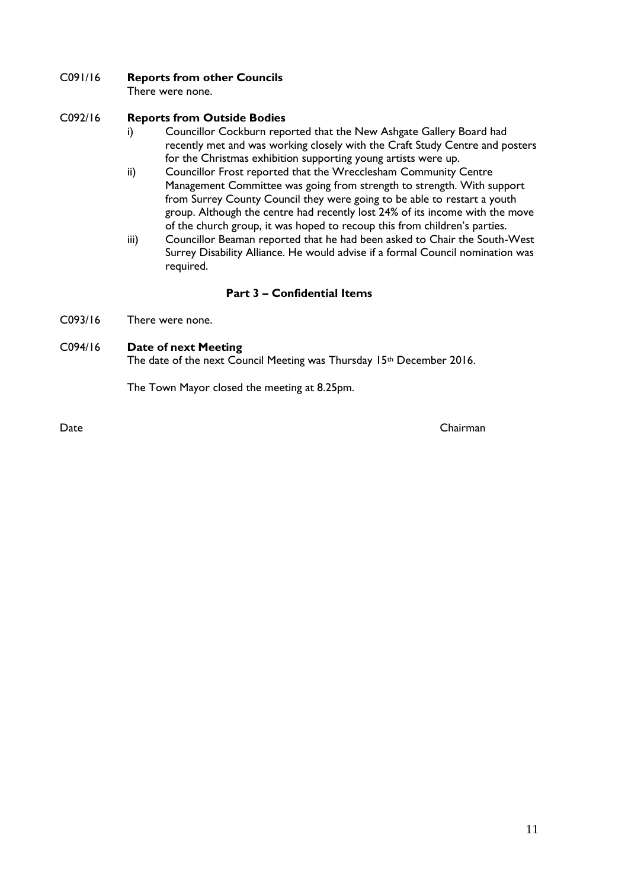C091/16 **Reports from other Councils**

There were none.

C092/16 **Reports from Outside Bodies**

i) Councillor Cockburn reported that the New Ashgate Gallery Board had recently met and was working closely with the Craft Study Centre and posters for the Christmas exhibition supporting young artists were up.

ii) Councillor Frost reported that the Wrecclesham Community Centre Management Committee was going from strength to strength. With support from Surrey County Council they were going to be able to restart a youth group. Although the centre had recently lost 24% of its income with the move of the church group, it was hoped to recoup this from children's parties.

iii) Councillor Beaman reported that he had been asked to Chair the South-West Surrey Disability Alliance. He would advise if a formal Council nomination was required.

**Part 3 – Confidential Items**

C093/16 There were none.

C094/16 **Date of next Meeting**

The date of the next Council Meeting was Thursday 15th December 2016.

The Town Mayor closed the meeting at 8.25pm.

Date Chairman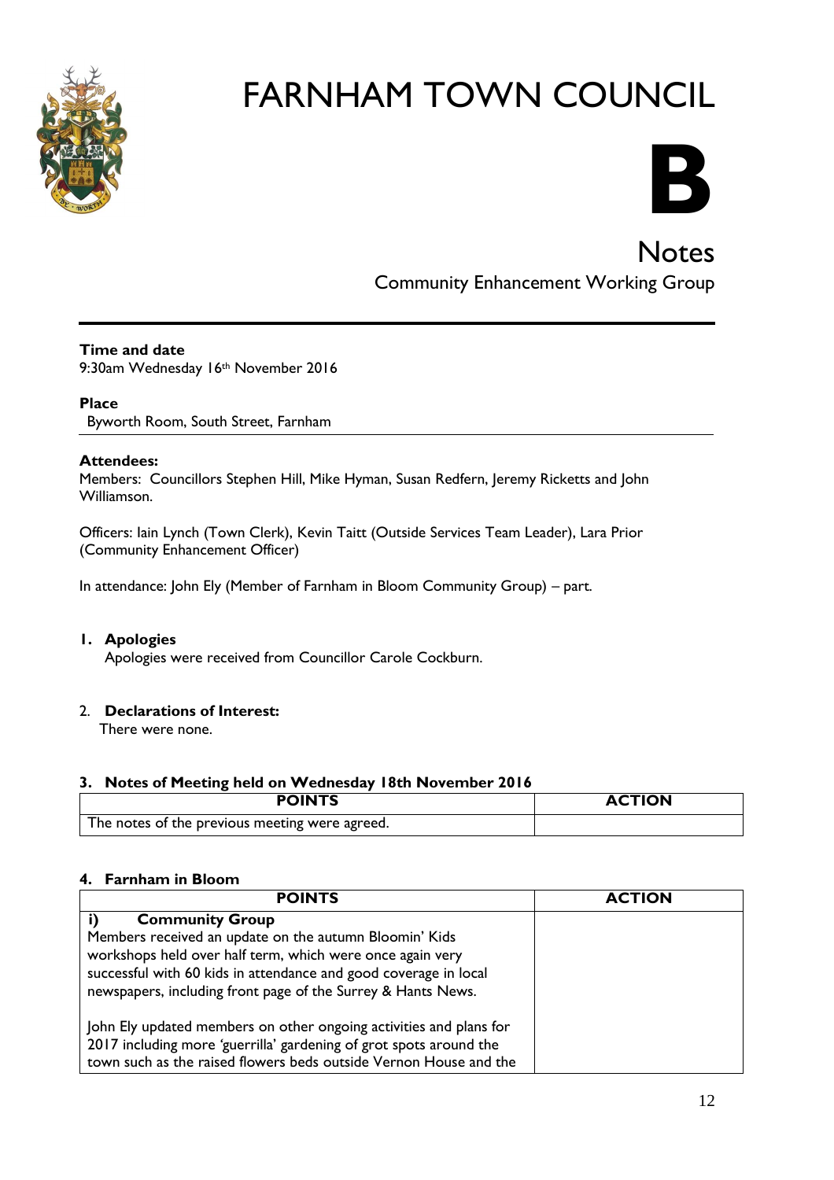# FARNHAM TOWN COUNCIL

**B**

## Notes

Community Enhancement Working Group

**Time and date**
9:30am Wednesday 16th November 2016

**Place**
Byworth Room, South Street, Farnham

**Attendees:**
Members: Councillors Stephen Hill, Mike Hyman, Susan Redfern, Jeremy Ricketts and John Williamson.

Officers: Iain Lynch (Town Clerk), Kevin Taitt (Outside Services Team Leader), Lara Prior (Community Enhancement Officer)

In attendance: John Ely (Member of Farnham in Bloom Community Group) – part.

**1. Apologies**
Apologies were received from Councillor Carole Cockburn.

2. **Declarations of Interest:**
There were none.

**3. Notes of Meeting held on Wednesday 18th November 2016**

| POINTS | ACTION |
|---|---|
| The notes of the previous meeting were agreed. | |

**4. Farnham in Bloom**

| POINTS | ACTION |
|---|---|
| **i) Community Group**<br>Members received an update on the autumn Bloomin' Kids workshops held over half term, which were once again very successful with 60 kids in attendance and good coverage in local newspapers, including front page of the Surrey & Hants News.<br><br>John Ely updated members on other ongoing activities and plans for 2017 including more 'guerrilla' gardening of grot spots around the town such as the raised flowers beds outside Vernon House and the | |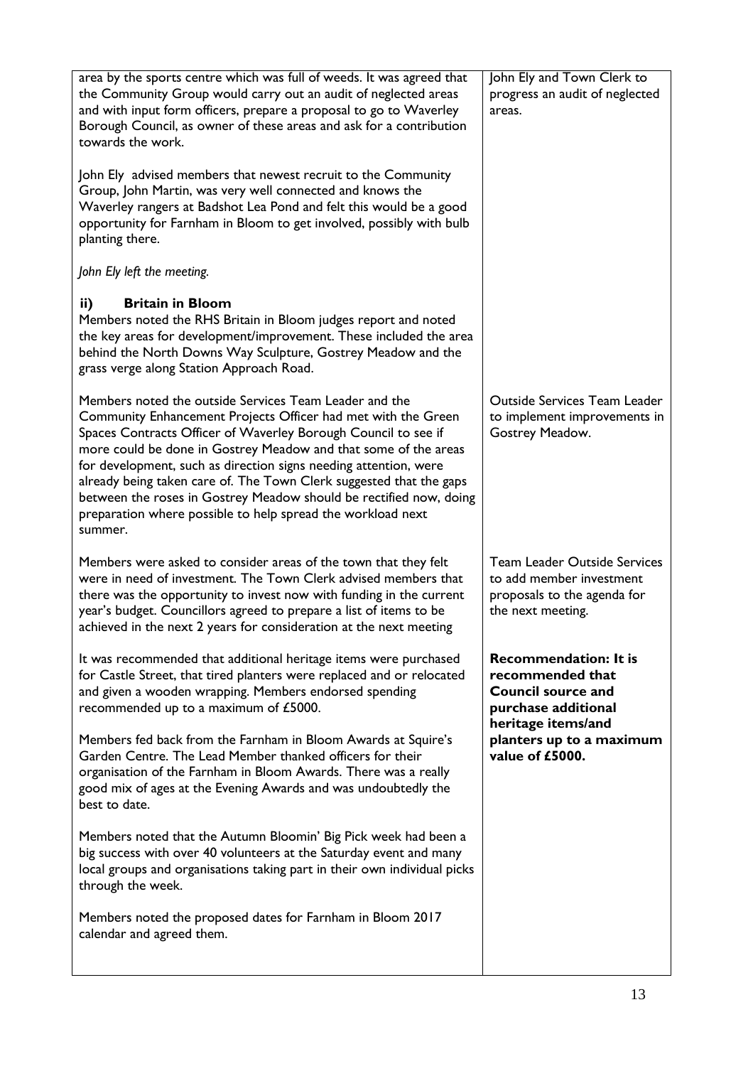| | |
|---|---|
| area by the sports centre which was full of weeds. It was agreed that the Community Group would carry out an audit of neglected areas and with input form officers, prepare a proposal to go to Waverley Borough Council, as owner of these areas and ask for a contribution towards the work.<br><br>John Ely advised members that newest recruit to the Community Group, John Martin, was very well connected and knows the Waverley rangers at Badshot Lea Pond and felt this would be a good opportunity for Farnham in Bloom to get involved, possibly with bulb planting there.<br><br>*John Ely left the meeting.* | John Ely and Town Clerk to progress an audit of neglected areas. |
| **ii) Britain in Bloom**<br>Members noted the RHS Britain in Bloom judges report and noted the key areas for development/improvement. These included the area behind the North Downs Way Sculpture, Gostrey Meadow and the grass verge along Station Approach Road. | |
| Members noted the outside Services Team Leader and the Community Enhancement Projects Officer had met with the Green Spaces Contracts Officer of Waverley Borough Council to see if more could be done in Gostrey Meadow and that some of the areas for development, such as direction signs needing attention, were already being taken care of. The Town Clerk suggested that the gaps between the roses in Gostrey Meadow should be rectified now, doing preparation where possible to help spread the workload next summer. | Outside Services Team Leader to implement improvements in Gostrey Meadow. |
| Members were asked to consider areas of the town that they felt were in need of investment. The Town Clerk advised members that there was the opportunity to invest now with funding in the current year's budget. Councillors agreed to prepare a list of items to be achieved in the next 2 years for consideration at the next meeting | Team Leader Outside Services to add member investment proposals to the agenda for the next meeting. |
| It was recommended that additional heritage items were purchased for Castle Street, that tired planters were replaced and or relocated and given a wooden wrapping. Members endorsed spending recommended up to a maximum of £5000.<br><br>Members fed back from the Farnham in Bloom Awards at Squire's Garden Centre. The Lead Member thanked officers for their organisation of the Farnham in Bloom Awards. There was a really good mix of ages at the Evening Awards and was undoubtedly the best to date.<br><br>Members noted that the Autumn Bloomin' Big Pick week had been a big success with over 40 volunteers at the Saturday event and many local groups and organisations taking part in their own individual picks through the week.<br><br>Members noted the proposed dates for Farnham in Bloom 2017 calendar and agreed them. | **Recommendation: It is recommended that Council source and purchase additional heritage items/and planters up to a maximum value of £5000.** |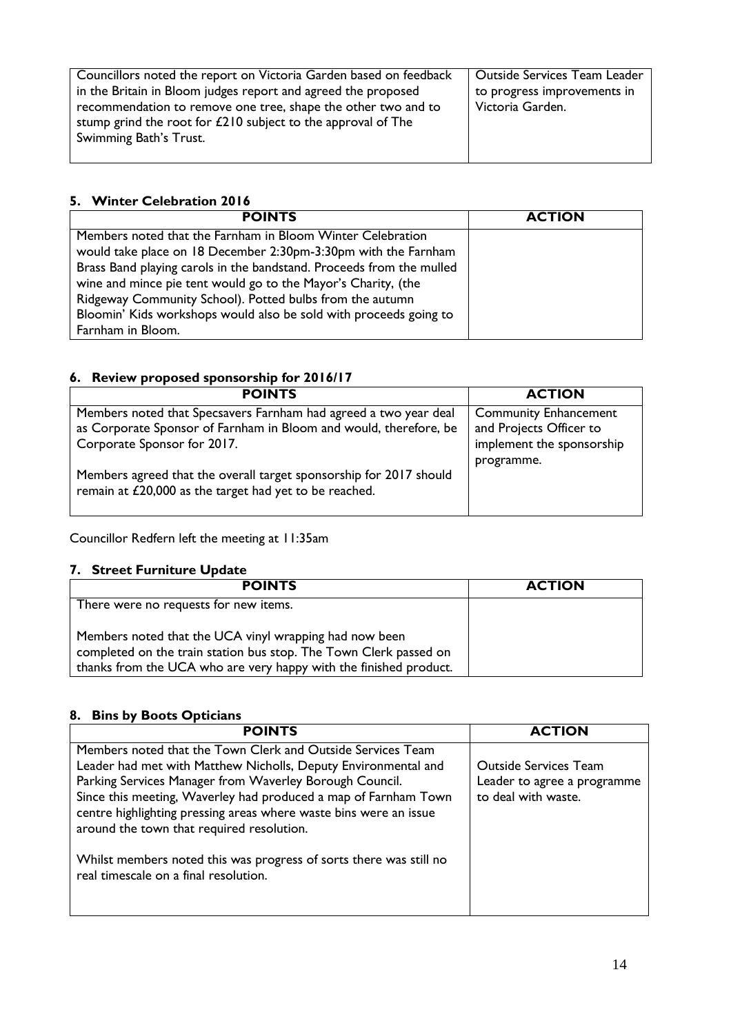| | |
|---|---|
| Councillors noted the report on Victoria Garden based on feedback in the Britain in Bloom judges report and agreed the proposed recommendation to remove one tree, shape the other two and to stump grind the root for £210 subject to the approval of The Swimming Bath's Trust. | Outside Services Team Leader to progress improvements in Victoria Garden. |

## 5. Winter Celebration 2016

| POINTS | ACTION |
|---|---|
| Members noted that the Farnham in Bloom Winter Celebration would take place on 18 December 2:30pm-3:30pm with the Farnham Brass Band playing carols in the bandstand. Proceeds from the mulled wine and mince pie tent would go to the Mayor's Charity, (the Ridgeway Community School). Potted bulbs from the autumn Bloomin' Kids workshops would also be sold with proceeds going to Farnham in Bloom. | |

## 6. Review proposed sponsorship for 2016/17

| POINTS | ACTION |
|---|---|
| Members noted that Specsavers Farnham had agreed a two year deal as Corporate Sponsor of Farnham in Bloom and would, therefore, be Corporate Sponsor for 2017.<br><br>Members agreed that the overall target sponsorship for 2017 should remain at £20,000 as the target had yet to be reached. | Community Enhancement and Projects Officer to implement the sponsorship programme. |

Councillor Redfern left the meeting at 11:35am

## 7. Street Furniture Update

| POINTS | ACTION |
|---|---|
| There were no requests for new items.<br><br>Members noted that the UCA vinyl wrapping had now been completed on the train station bus stop. The Town Clerk passed on thanks from the UCA who are very happy with the finished product. | |

## 8. Bins by Boots Opticians

| POINTS | ACTION |
|---|---|
| Members noted that the Town Clerk and Outside Services Team Leader had met with Matthew Nicholls, Deputy Environmental and Parking Services Manager from Waverley Borough Council. Since this meeting, Waverley had produced a map of Farnham Town centre highlighting pressing areas where waste bins were an issue around the town that required resolution.<br><br>Whilst members noted this was progress of sorts there was still no real timescale on a final resolution. | Outside Services Team Leader to agree a programme to deal with waste. |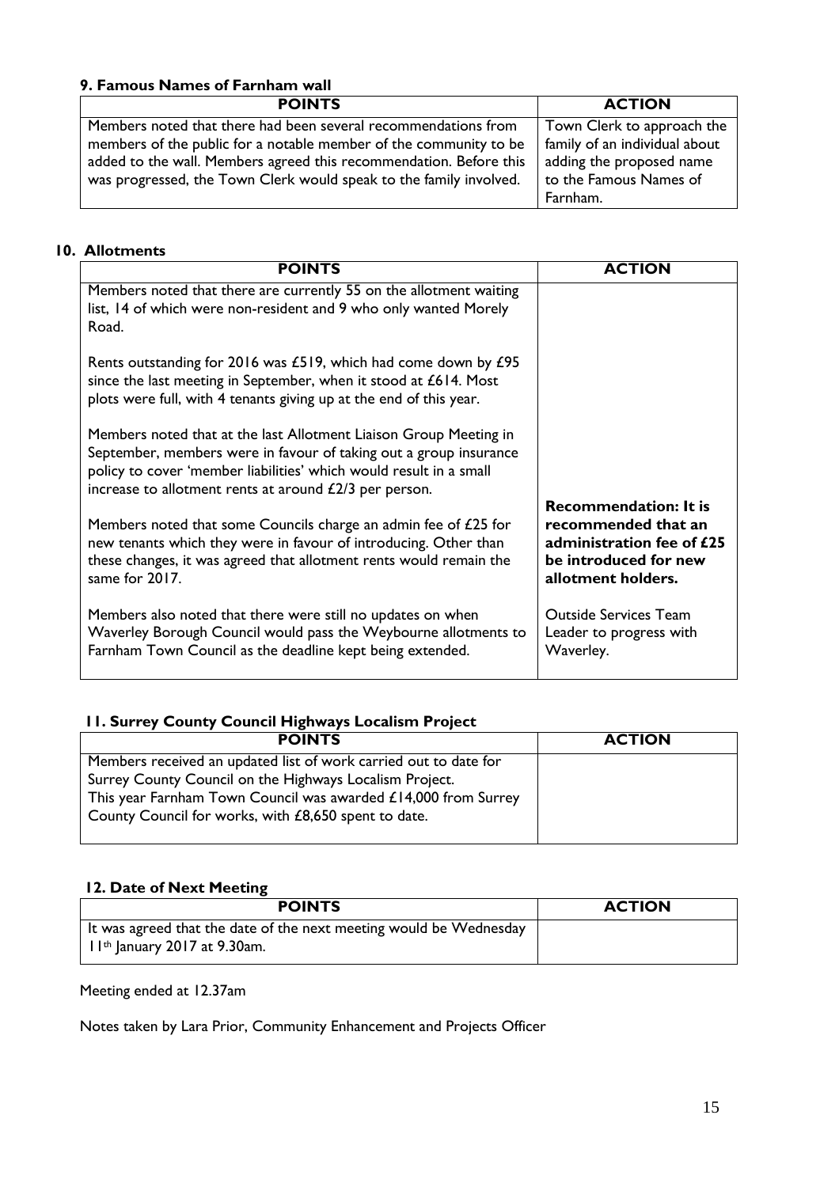### 9. Famous Names of Farnham wall

| POINTS | ACTION |
| --- | --- |
| Members noted that there had been several recommendations from members of the public for a notable member of the community to be added to the wall. Members agreed this recommendation. Before this was progressed, the Town Clerk would speak to the family involved. | Town Clerk to approach the family of an individual about adding the proposed name to the Famous Names of Farnham. |

### 10. Allotments

| POINTS | ACTION |
| --- | --- |
| Members noted that there are currently 55 on the allotment waiting list, 14 of which were non-resident and 9 who only wanted Morely Road.<br><br>Rents outstanding for 2016 was £519, which had come down by £95 since the last meeting in September, when it stood at £614. Most plots were full, with 4 tenants giving up at the end of this year.<br><br>Members noted that at the last Allotment Liaison Group Meeting in September, members were in favour of taking out a group insurance policy to cover 'member liabilities' which would result in a small increase to allotment rents at around £2/3 per person.<br><br>Members noted that some Councils charge an admin fee of £25 for new tenants which they were in favour of introducing. Other than these changes, it was agreed that allotment rents would remain the same for 2017. | **Recommendation: It is recommended that an administration fee of £25 be introduced for new allotment holders.** |
| Members also noted that there were still no updates on when Waverley Borough Council would pass the Weybourne allotments to Farnham Town Council as the deadline kept being extended. | Outside Services Team Leader to progress with Waverley. |

### 11. Surrey County Council Highways Localism Project

| POINTS | ACTION |
| --- | --- |
| Members received an updated list of work carried out to date for Surrey County Council on the Highways Localism Project.<br>This year Farnham Town Council was awarded £14,000 from Surrey County Council for works, with £8,650 spent to date. | |

### 12. Date of Next Meeting

| POINTS | ACTION |
| --- | --- |
| It was agreed that the date of the next meeting would be Wednesday 11th January 2017 at 9.30am. | |

Meeting ended at 12.37am

Notes taken by Lara Prior, Community Enhancement and Projects Officer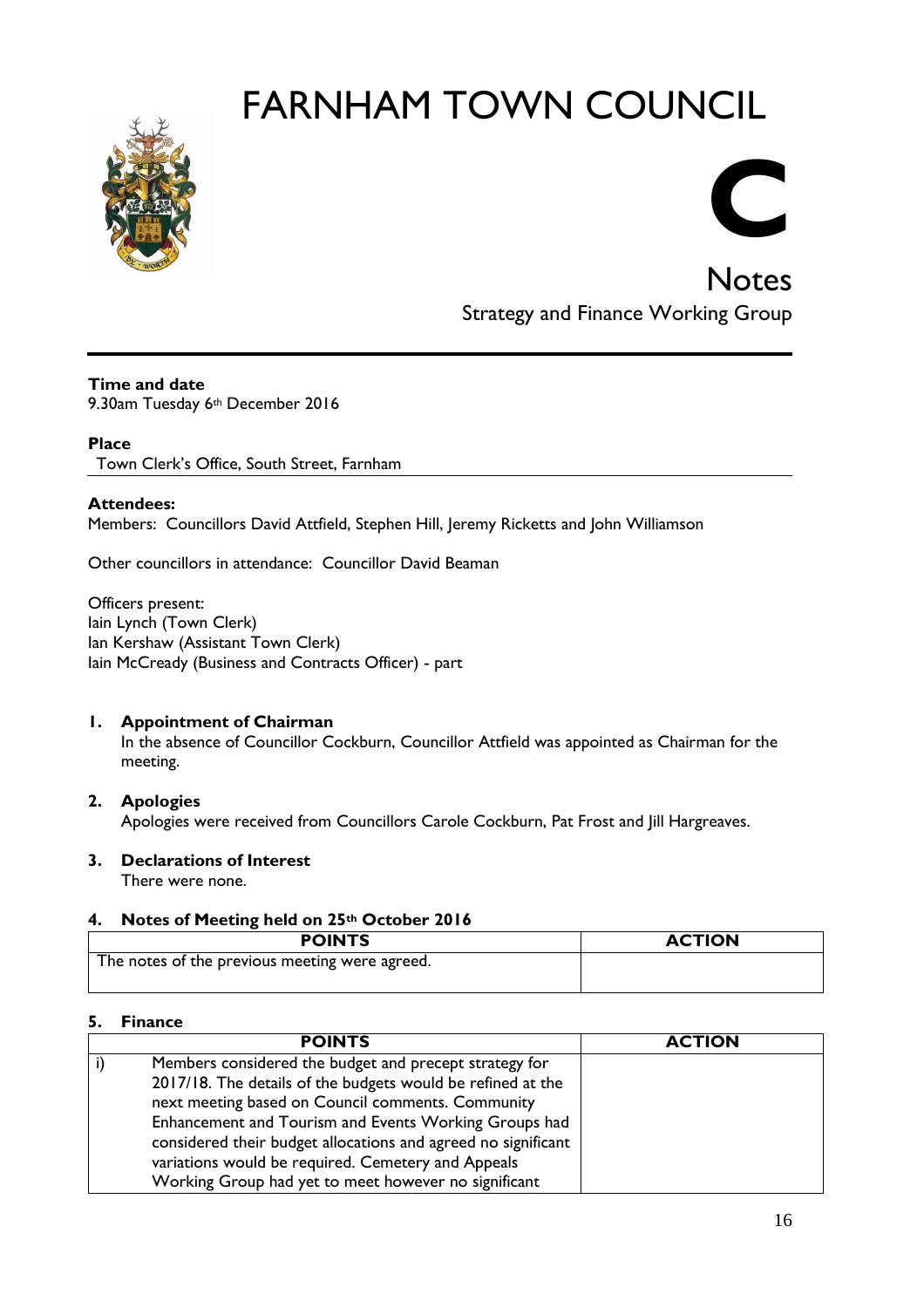# FARNHAM TOWN COUNCIL

**C**

## Notes

Strategy and Finance Working Group

---

**Time and date**
9.30am Tuesday 6th December 2016

**Place**
Town Clerk's Office, South Street, Farnham

**Attendees:**
Members: Councillors David Attfield, Stephen Hill, Jeremy Ricketts and John Williamson

Other councillors in attendance: Councillor David Beaman

Officers present:
Iain Lynch (Town Clerk)
Ian Kershaw (Assistant Town Clerk)
Iain McCready (Business and Contracts Officer) - part

**1. Appointment of Chairman**

In the absence of Councillor Cockburn, Councillor Attfield was appointed as Chairman for the meeting.

**2. Apologies**

Apologies were received from Councillors Carole Cockburn, Pat Frost and Jill Hargreaves.

**3. Declarations of Interest**

There were none.

**4. Notes of Meeting held on 25th October 2016**

| POINTS | ACTION |
|---|---|
| The notes of the previous meeting were agreed. | |

**5. Finance**

| | POINTS | ACTION |
|---|---|---|
| i) | Members considered the budget and precept strategy for 2017/18. The details of the budgets would be refined at the next meeting based on Council comments. Community Enhancement and Tourism and Events Working Groups had considered their budget allocations and agreed no significant variations would be required. Cemetery and Appeals Working Group had yet to meet however no significant | |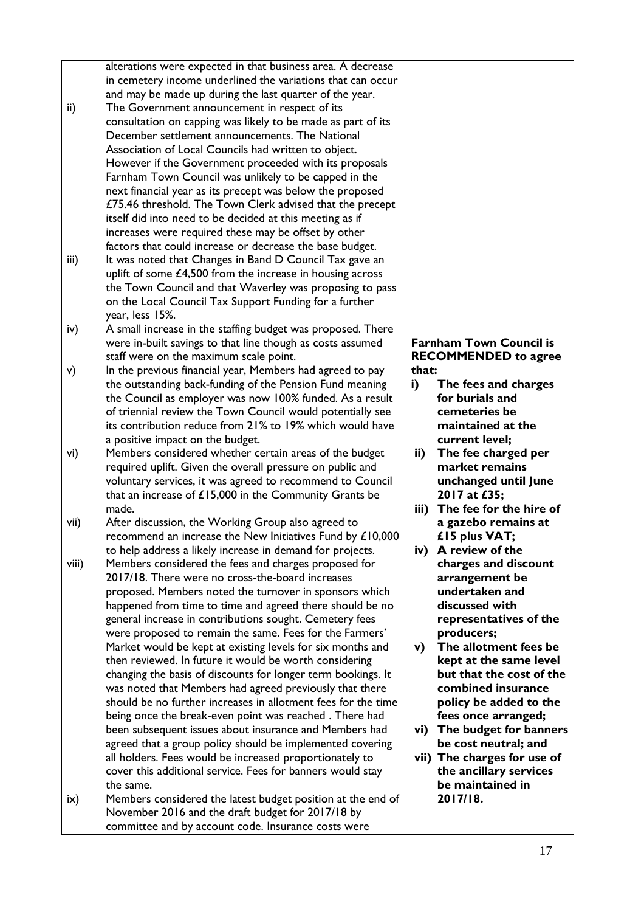| | | |
|---|---|---|
| | alterations were expected in that business area. A decrease in cemetery income underlined the variations that can occur and may be made up during the last quarter of the year. | |
| ii) | The Government announcement in respect of its consultation on capping was likely to be made as part of its December settlement announcements. The National Association of Local Councils had written to object. However if the Government proceeded with its proposals Farnham Town Council was unlikely to be capped in the next financial year as its precept was below the proposed £75.46 threshold. The Town Clerk advised that the precept itself did into need to be decided at this meeting as if increases were required these may be offset by other factors that could increase or decrease the base budget. | |
| iii) | It was noted that Changes in Band D Council Tax gave an uplift of some £4,500 from the increase in housing across the Town Council and that Waverley was proposing to pass on the Local Council Tax Support Funding for a further year, less 15%. | |
| iv) | A small increase in the staffing budget was proposed. There were in-built savings to that line though as costs assumed staff were on the maximum scale point. | **Farnham Town Council is RECOMMENDED to agree that:** |
| v) | In the previous financial year, Members had agreed to pay the outstanding back-funding of the Pension Fund meaning the Council as employer was now 100% funded. As a result of triennial review the Town Council would potentially see its contribution reduce from 21% to 19% which would have a positive impact on the budget. | **i) The fees and charges for burials and cemeteries be maintained at the current level;** |
| vi) | Members considered whether certain areas of the budget required uplift. Given the overall pressure on public and voluntary services, it was agreed to recommend to Council that an increase of £15,000 in the Community Grants be made. | **ii) The fee charged per market remains unchanged until June 2017 at £35;** <br> **iii) The fee for the hire of a gazebo remains at £15 plus VAT;** |
| vii) | After discussion, the Working Group also agreed to recommend an increase the New Initiatives Fund by £10,000 to help address a likely increase in demand for projects. | **iv) A review of the charges and discount arrangement be undertaken and discussed with representatives of the producers;** |
| viii) | Members considered the fees and charges proposed for 2017/18. There were no cross-the-board increases proposed. Members noted the turnover in sponsors which happened from time to time and agreed there should be no general increase in contributions sought. Cemetery fees were proposed to remain the same. Fees for the Farmers' Market would be kept at existing levels for six months and then reviewed. In future it would be worth considering changing the basis of discounts for longer term bookings. It was noted that Members had agreed previously that there should be no further increases in allotment fees for the time being once the break-even point was reached . There had been subsequent issues about insurance and Members had agreed that a group policy should be implemented covering all holders. Fees would be increased proportionately to cover this additional service. Fees for banners would stay the same. | **v) The allotment fees be kept at the same level but that the cost of the combined insurance policy be added to the fees once arranged;** <br> **vi) The budget for banners be cost neutral; and** <br> **vii) The charges for use of the ancillary services be maintained in 2017/18.** |
| ix) | Members considered the latest budget position at the end of November 2016 and the draft budget for 2017/18 by committee and by account code. Insurance costs were | |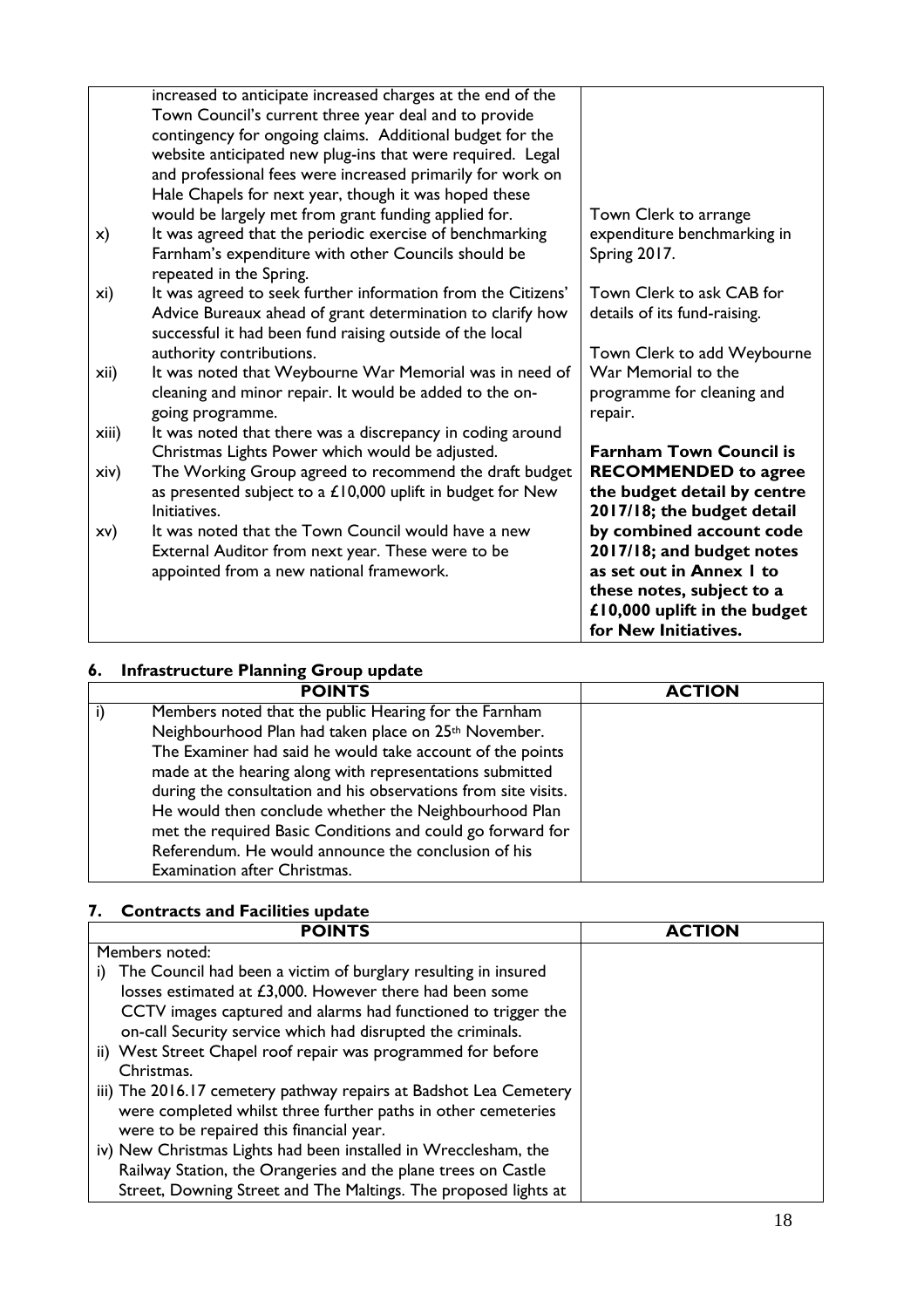| | | |
|---|---|---|
| | increased to anticipate increased charges at the end of the Town Council's current three year deal and to provide contingency for ongoing claims. Additional budget for the website anticipated new plug-ins that were required. Legal and professional fees were increased primarily for work on Hale Chapels for next year, though it was hoped these would be largely met from grant funding applied for. | |
| x) | It was agreed that the periodic exercise of benchmarking Farnham's expenditure with other Councils should be repeated in the Spring. | Town Clerk to arrange expenditure benchmarking in Spring 2017. |
| xi) | It was agreed to seek further information from the Citizens' Advice Bureaux ahead of grant determination to clarify how successful it had been fund raising outside of the local authority contributions. | Town Clerk to ask CAB for details of its fund-raising. |
| xii) | It was noted that Weybourne War Memorial was in need of cleaning and minor repair. It would be added to the on-going programme. | Town Clerk to add Weybourne War Memorial to the programme for cleaning and repair. |
| xiii) | It was noted that there was a discrepancy in coding around Christmas Lights Power which would be adjusted. | |
| xiv) | The Working Group agreed to recommend the draft budget as presented subject to a £10,000 uplift in budget for New Initiatives. | **Farnham Town Council is RECOMMENDED to agree the budget detail by centre 2017/18; the budget detail by combined account code 2017/18; and budget notes as set out in Annex 1 to these notes, subject to a £10,000 uplift in the budget for New Initiatives.** |
| xv) | It was noted that the Town Council would have a new External Auditor from next year. These were to be appointed from a new national framework. | |

## 6. Infrastructure Planning Group update

| | POINTS | ACTION |
|---|---|---|
| i) | Members noted that the public Hearing for the Farnham Neighbourhood Plan had taken place on 25th November. The Examiner had said he would take account of the points made at the hearing along with representations submitted during the consultation and his observations from site visits. He would then conclude whether the Neighbourhood Plan met the required Basic Conditions and could go forward for Referendum. He would announce the conclusion of his Examination after Christmas. | |

## 7. Contracts and Facilities update

| POINTS | ACTION |
|---|---|
| Members noted:<br>i) The Council had been a victim of burglary resulting in insured losses estimated at £3,000. However there had been some CCTV images captured and alarms had functioned to trigger the on-call Security service which had disrupted the criminals.<br>ii) West Street Chapel roof repair was programmed for before Christmas.<br>iii) The 2016.17 cemetery pathway repairs at Badshot Lea Cemetery were completed whilst three further paths in other cemeteries were to be repaired this financial year.<br>iv) New Christmas Lights had been installed in Wrecclesham, the Railway Station, the Orangeries and the plane trees on Castle Street, Downing Street and The Maltings. The proposed lights at | |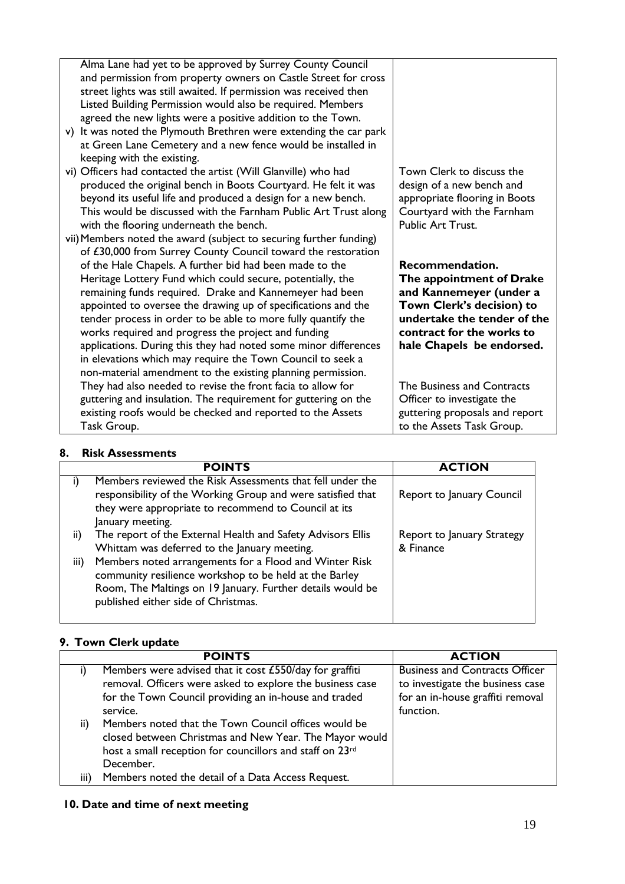| | |
|---|---|
| Alma Lane had yet to be approved by Surrey County Council and permission from property owners on Castle Street for cross street lights was still awaited. If permission was received then Listed Building Permission would also be required. Members agreed the new lights were a positive addition to the Town.<br>v) It was noted the Plymouth Brethren were extending the car park at Green Lane Cemetery and a new fence would be installed in keeping with the existing. | |
| vi) Officers had contacted the artist (Will Glanville) who had produced the original bench in Boots Courtyard. He felt it was beyond its useful life and produced a design for a new bench. This would be discussed with the Farnham Public Art Trust along with the flooring underneath the bench. | Town Clerk to discuss the design of a new bench and appropriate flooring in Boots Courtyard with the Farnham Public Art Trust. |
| vii) Members noted the award (subject to securing further funding) of £30,000 from Surrey County Council toward the restoration of the Hale Chapels. A further bid had been made to the Heritage Lottery Fund which could secure, potentially, the remaining funds required. Drake and Kannemeyer had been appointed to oversee the drawing up of specifications and the tender process in order to be able to more fully quantify the works required and progress the project and funding applications. During this they had noted some minor differences in elevations which may require the Town Council to seek a non-material amendment to the existing planning permission. They had also needed to revise the front facia to allow for guttering and insulation. The requirement for guttering on the existing roofs would be checked and reported to the Assets Task Group. | **Recommendation.**<br>**The appointment of Drake and Kannemeyer (under a Town Clerk's decision) to undertake the tender of the contract for the works to hale Chapels be endorsed.**<br><br>The Business and Contracts Officer to investigate the guttering proposals and report to the Assets Task Group. |

## 8. Risk Assessments

| | POINTS | ACTION |
|---|---|---|
| i) | Members reviewed the Risk Assessments that fell under the responsibility of the Working Group and were satisfied that they were appropriate to recommend to Council at its January meeting. | Report to January Council |
| ii) | The report of the External Health and Safety Advisors Ellis Whittam was deferred to the January meeting. | Report to January Strategy & Finance |
| iii) | Members noted arrangements for a Flood and Winter Risk community resilience workshop to be held at the Barley Room, The Maltings on 19 January. Further details would be published either side of Christmas. | |

## 9. Town Clerk update

| | POINTS | ACTION |
|---|---|---|
| i) | Members were advised that it cost £550/day for graffiti removal. Officers were asked to explore the business case for the Town Council providing an in-house and traded service. | Business and Contracts Officer to investigate the business case for an in-house graffiti removal function. |
| ii) | Members noted that the Town Council offices would be closed between Christmas and New Year. The Mayor would host a small reception for councillors and staff on 23rd December. | |
| iii) | Members noted the detail of a Data Access Request. | |

## 10. Date and time of next meeting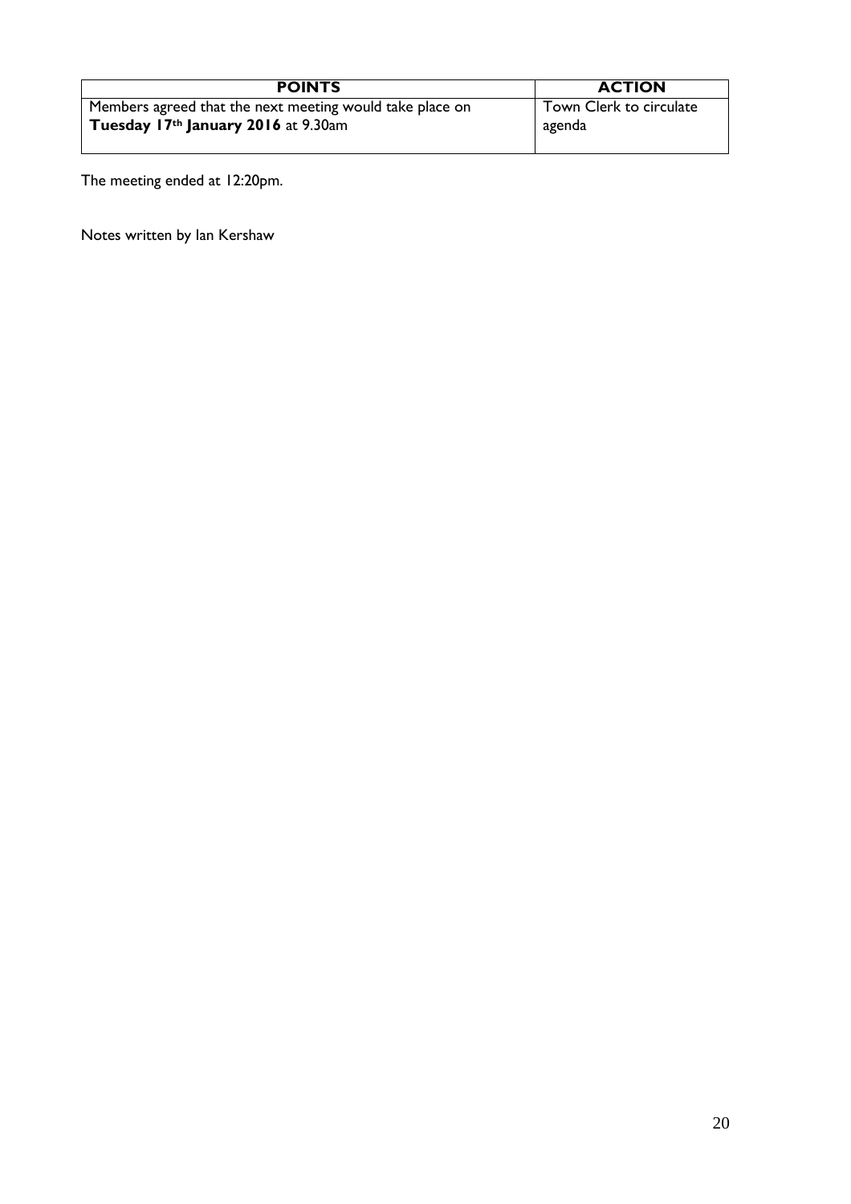| **POINTS** | **ACTION** |
|---|---|
| Members agreed that the next meeting would take place on **Tuesday 17th January 2016** at 9.30am | Town Clerk to circulate agenda |

The meeting ended at 12:20pm.

Notes written by Ian Kershaw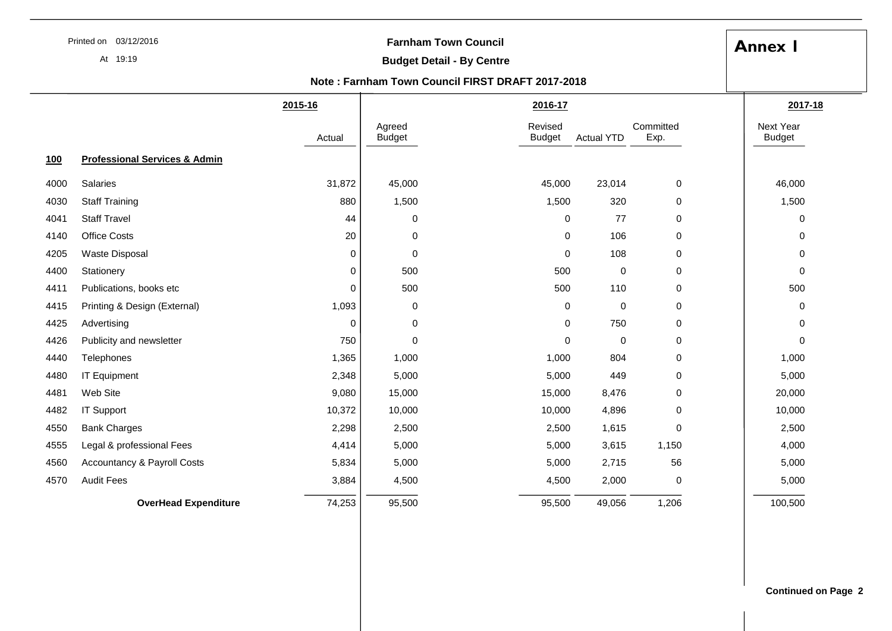Printed on 03/12/2016

At 19:19

**Farnham Town Council**

**Budget Detail - By Centre**

**Note : Farnham Town Council FIRST DRAFT 2017-2018**

# Annex I

| | | 2015-16 | 2016-17 | | | | 2017-18 |
|---|---|---|---|---|---|---|---|
| | | Actual | Agreed Budget | Revised Budget | Actual YTD | Committed Exp. | Next Year Budget |
| **100** | **Professional Services & Admin** | | | | | | |
| 4000 | Salaries | 31,872 | 45,000 | 45,000 | 23,014 | 0 | 46,000 |
| 4030 | Staff Training | 880 | 1,500 | 1,500 | 320 | 0 | 1,500 |
| 4041 | Staff Travel | 44 | 0 | 0 | 77 | 0 | 0 |
| 4140 | Office Costs | 20 | 0 | 0 | 106 | 0 | 0 |
| 4205 | Waste Disposal | 0 | 0 | 0 | 108 | 0 | 0 |
| 4400 | Stationery | 0 | 500 | 500 | 0 | 0 | 0 |
| 4411 | Publications, books etc | 0 | 500 | 500 | 110 | 0 | 500 |
| 4415 | Printing & Design (External) | 1,093 | 0 | 0 | 0 | 0 | 0 |
| 4425 | Advertising | 0 | 0 | 0 | 750 | 0 | 0 |
| 4426 | Publicity and newsletter | 750 | 0 | 0 | 0 | 0 | 0 |
| 4440 | Telephones | 1,365 | 1,000 | 1,000 | 804 | 0 | 1,000 |
| 4480 | IT Equipment | 2,348 | 5,000 | 5,000 | 449 | 0 | 5,000 |
| 4481 | Web Site | 9,080 | 15,000 | 15,000 | 8,476 | 0 | 20,000 |
| 4482 | IT Support | 10,372 | 10,000 | 10,000 | 4,896 | 0 | 10,000 |
| 4550 | Bank Charges | 2,298 | 2,500 | 2,500 | 1,615 | 0 | 2,500 |
| 4555 | Legal & professional Fees | 4,414 | 5,000 | 5,000 | 3,615 | 1,150 | 4,000 |
| 4560 | Accountancy & Payroll Costs | 5,834 | 5,000 | 5,000 | 2,715 | 56 | 5,000 |
| 4570 | Audit Fees | 3,884 | 4,500 | 4,500 | 2,000 | 0 | 5,000 |
| | **OverHead Expenditure** | 74,253 | 95,500 | 95,500 | 49,056 | 1,206 | 100,500 |

**Continued on Page 2**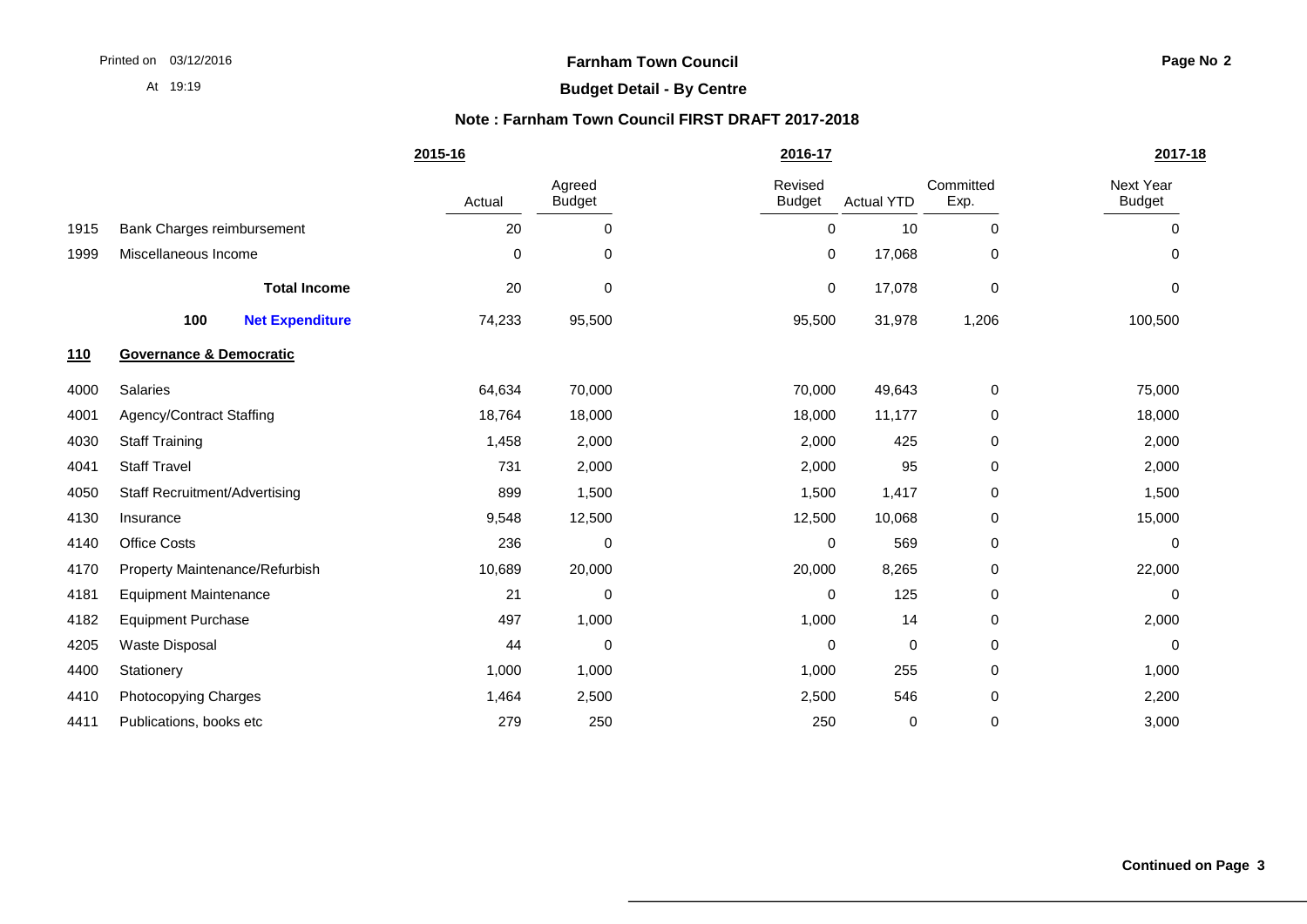**Farnham Town Council**

**Budget Detail - By Centre**

**Note : Farnham Town Council FIRST DRAFT 2017-2018**

| | | 2015-16 | | 2016-17 | | | 2017-18 |
|---|---|---|---|---|---|---|---|
| | | Actual | Agreed Budget | Revised Budget | Actual YTD | Committed Exp. | Next Year Budget |
| 1915 | Bank Charges reimbursement | 20 | 0 | 0 | 10 | 0 | 0 |
| 1999 | Miscellaneous Income | 0 | 0 | 0 | 17,068 | 0 | 0 |
| | **Total Income** | 20 | 0 | 0 | 17,078 | 0 | 0 |
| | **100 Net Expenditure** | 74,233 | 95,500 | 95,500 | 31,978 | 1,206 | 100,500 |
| **110** | **Governance & Democratic** | | | | | | |
| 4000 | Salaries | 64,634 | 70,000 | 70,000 | 49,643 | 0 | 75,000 |
| 4001 | Agency/Contract Staffing | 18,764 | 18,000 | 18,000 | 11,177 | 0 | 18,000 |
| 4030 | Staff Training | 1,458 | 2,000 | 2,000 | 425 | 0 | 2,000 |
| 4041 | Staff Travel | 731 | 2,000 | 2,000 | 95 | 0 | 2,000 |
| 4050 | Staff Recruitment/Advertising | 899 | 1,500 | 1,500 | 1,417 | 0 | 1,500 |
| 4130 | Insurance | 9,548 | 12,500 | 12,500 | 10,068 | 0 | 15,000 |
| 4140 | Office Costs | 236 | 0 | 0 | 569 | 0 | 0 |
| 4170 | Property Maintenance/Refurbish | 10,689 | 20,000 | 20,000 | 8,265 | 0 | 22,000 |
| 4181 | Equipment Maintenance | 21 | 0 | 0 | 125 | 0 | 0 |
| 4182 | Equipment Purchase | 497 | 1,000 | 1,000 | 14 | 0 | 2,000 |
| 4205 | Waste Disposal | 44 | 0 | 0 | 0 | 0 | 0 |
| 4400 | Stationery | 1,000 | 1,000 | 1,000 | 255 | 0 | 1,000 |
| 4410 | Photocopying Charges | 1,464 | 2,500 | 2,500 | 546 | 0 | 2,200 |
| 4411 | Publications, books etc | 279 | 250 | 250 | 0 | 0 | 3,000 |

**Continued on Page 3**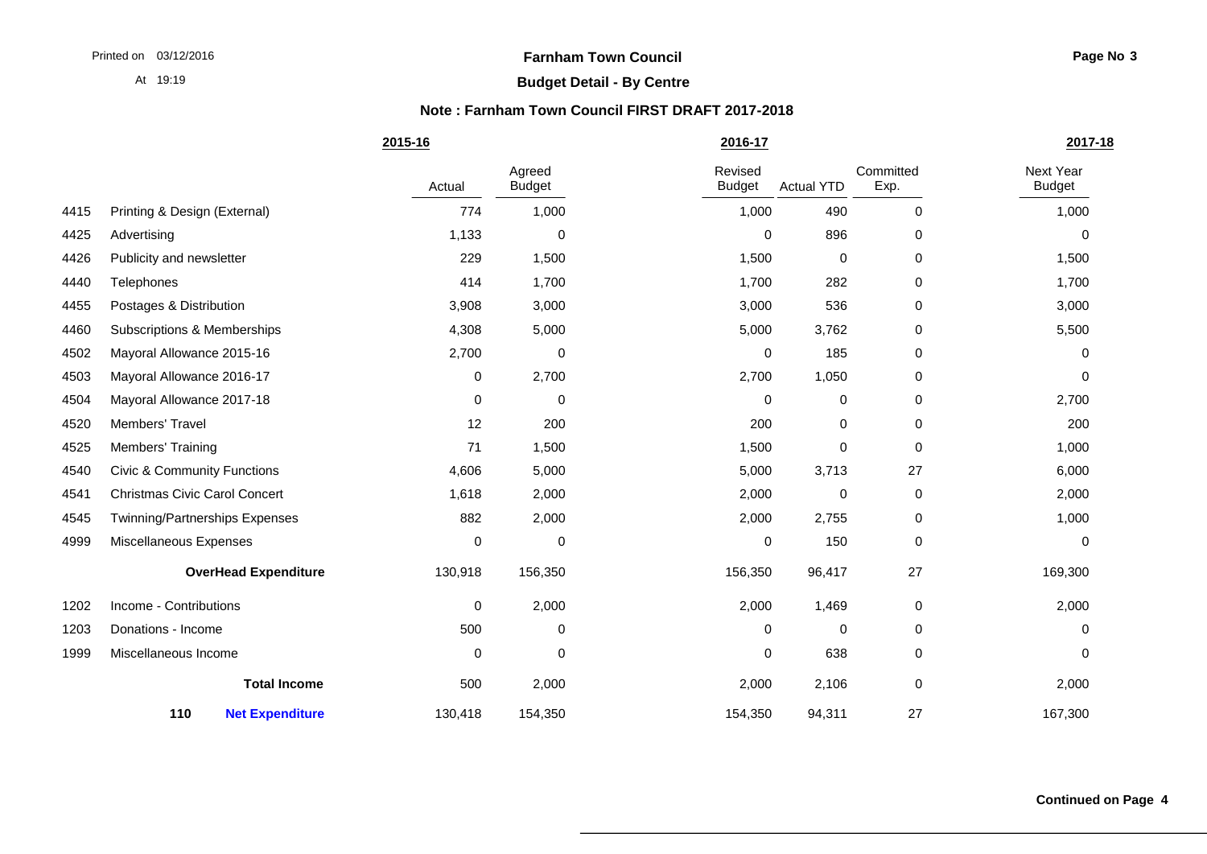**Farnham Town Council**

**Budget Detail - By Centre**

**Note : Farnham Town Council FIRST DRAFT 2017-2018**

| | | 2015-16 | | 2016-17 | | | 2017-18 |
|---|---|---|---|---|---|---|---|
| | | Actual | Agreed Budget | Revised Budget | Actual YTD | Committed Exp. | Next Year Budget |
| 4415 | Printing & Design (External) | 774 | 1,000 | 1,000 | 490 | 0 | 1,000 |
| 4425 | Advertising | 1,133 | 0 | 0 | 896 | 0 | 0 |
| 4426 | Publicity and newsletter | 229 | 1,500 | 1,500 | 0 | 0 | 1,500 |
| 4440 | Telephones | 414 | 1,700 | 1,700 | 282 | 0 | 1,700 |
| 4455 | Postages & Distribution | 3,908 | 3,000 | 3,000 | 536 | 0 | 3,000 |
| 4460 | Subscriptions & Memberships | 4,308 | 5,000 | 5,000 | 3,762 | 0 | 5,500 |
| 4502 | Mayoral Allowance 2015-16 | 2,700 | 0 | 0 | 185 | 0 | 0 |
| 4503 | Mayoral Allowance 2016-17 | 0 | 2,700 | 2,700 | 1,050 | 0 | 0 |
| 4504 | Mayoral Allowance 2017-18 | 0 | 0 | 0 | 0 | 0 | 2,700 |
| 4520 | Members' Travel | 12 | 200 | 200 | 0 | 0 | 200 |
| 4525 | Members' Training | 71 | 1,500 | 1,500 | 0 | 0 | 1,000 |
| 4540 | Civic & Community Functions | 4,606 | 5,000 | 5,000 | 3,713 | 27 | 6,000 |
| 4541 | Christmas Civic Carol Concert | 1,618 | 2,000 | 2,000 | 0 | 0 | 2,000 |
| 4545 | Twinning/Partnerships Expenses | 882 | 2,000 | 2,000 | 2,755 | 0 | 1,000 |
| 4999 | Miscellaneous Expenses | 0 | 0 | 0 | 150 | 0 | 0 |
| | **OverHead Expenditure** | 130,918 | 156,350 | 156,350 | 96,417 | 27 | 169,300 |
| 1202 | Income - Contributions | 0 | 2,000 | 2,000 | 1,469 | 0 | 2,000 |
| 1203 | Donations - Income | 500 | 0 | 0 | 0 | 0 | 0 |
| 1999 | Miscellaneous Income | 0 | 0 | 0 | 638 | 0 | 0 |
| | **Total Income** | 500 | 2,000 | 2,000 | 2,106 | 0 | 2,000 |
| **110** | **Net Expenditure** | 130,418 | 154,350 | 154,350 | 94,311 | 27 | 167,300 |

**Continued on Page 4**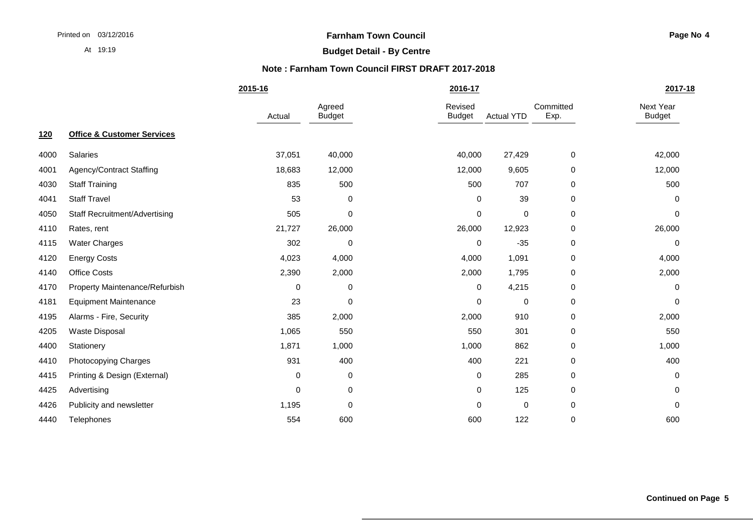## Farnham Town Council

### Budget Detail - By Centre

**Note : Farnham Town Council FIRST DRAFT 2017-2018**

| | | 2015-16 | 2016-17 | | | | 2017-18 |
|---|---|---|---|---|---|---|---|
| | | Actual | Agreed Budget | Revised Budget | Actual YTD | Committed Exp. | Next Year Budget |
| **120** | **Office & Customer Services** | | | | | | |
| 4000 | Salaries | 37,051 | 40,000 | 40,000 | 27,429 | 0 | 42,000 |
| 4001 | Agency/Contract Staffing | 18,683 | 12,000 | 12,000 | 9,605 | 0 | 12,000 |
| 4030 | Staff Training | 835 | 500 | 500 | 707 | 0 | 500 |
| 4041 | Staff Travel | 53 | 0 | 0 | 39 | 0 | 0 |
| 4050 | Staff Recruitment/Advertising | 505 | 0 | 0 | 0 | 0 | 0 |
| 4110 | Rates, rent | 21,727 | 26,000 | 26,000 | 12,923 | 0 | 26,000 |
| 4115 | Water Charges | 302 | 0 | 0 | -35 | 0 | 0 |
| 4120 | Energy Costs | 4,023 | 4,000 | 4,000 | 1,091 | 0 | 4,000 |
| 4140 | Office Costs | 2,390 | 2,000 | 2,000 | 1,795 | 0 | 2,000 |
| 4170 | Property Maintenance/Refurbish | 0 | 0 | 0 | 4,215 | 0 | 0 |
| 4181 | Equipment Maintenance | 23 | 0 | 0 | 0 | 0 | 0 |
| 4195 | Alarms - Fire, Security | 385 | 2,000 | 2,000 | 910 | 0 | 2,000 |
| 4205 | Waste Disposal | 1,065 | 550 | 550 | 301 | 0 | 550 |
| 4400 | Stationery | 1,871 | 1,000 | 1,000 | 862 | 0 | 1,000 |
| 4410 | Photocopying Charges | 931 | 400 | 400 | 221 | 0 | 400 |
| 4415 | Printing & Design (External) | 0 | 0 | 0 | 285 | 0 | 0 |
| 4425 | Advertising | 0 | 0 | 0 | 125 | 0 | 0 |
| 4426 | Publicity and newsletter | 1,195 | 0 | 0 | 0 | 0 | 0 |
| 4440 | Telephones | 554 | 600 | 600 | 122 | 0 | 600 |

**Continued on Page 5**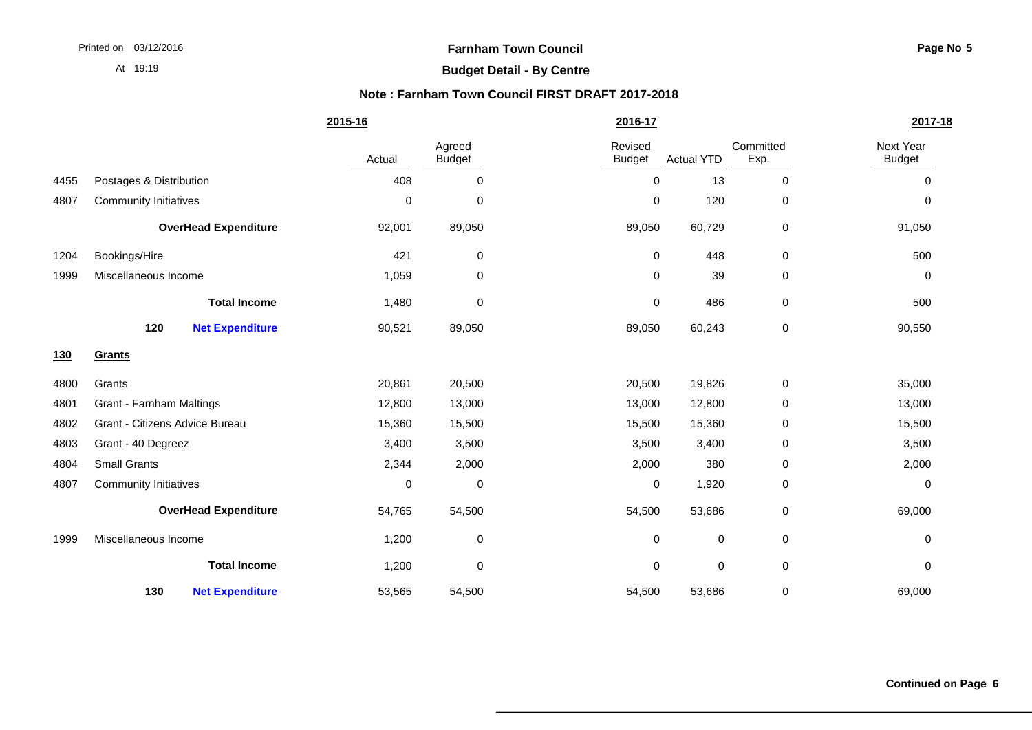# Farnham Town Council

## Budget Detail - By Centre

### Note : Farnham Town Council FIRST DRAFT 2017-2018

| | | 2015-16 | | 2016-17 | | | 2017-18 |
|---|---|---|---|---|---|---|---|
| | | Actual | Agreed Budget | Revised Budget | Actual YTD | Committed Exp. | Next Year Budget |
| 4455 | Postages & Distribution | 408 | 0 | 0 | 13 | 0 | 0 |
| 4807 | Community Initiatives | 0 | 0 | 0 | 120 | 0 | 0 |
| | **OverHead Expenditure** | 92,001 | 89,050 | 89,050 | 60,729 | 0 | 91,050 |
| 1204 | Bookings/Hire | 421 | 0 | 0 | 448 | 0 | 500 |
| 1999 | Miscellaneous Income | 1,059 | 0 | 0 | 39 | 0 | 0 |
| | **Total Income** | 1,480 | 0 | 0 | 486 | 0 | 500 |
| **120** | **Net Expenditure** | 90,521 | 89,050 | 89,050 | 60,243 | 0 | 90,550 |
| **130** | **Grants** | | | | | | |
| 4800 | Grants | 20,861 | 20,500 | 20,500 | 19,826 | 0 | 35,000 |
| 4801 | Grant - Farnham Maltings | 12,800 | 13,000 | 13,000 | 12,800 | 0 | 13,000 |
| 4802 | Grant - Citizens Advice Bureau | 15,360 | 15,500 | 15,500 | 15,360 | 0 | 15,500 |
| 4803 | Grant - 40 Degreez | 3,400 | 3,500 | 3,500 | 3,400 | 0 | 3,500 |
| 4804 | Small Grants | 2,344 | 2,000 | 2,000 | 380 | 0 | 2,000 |
| 4807 | Community Initiatives | 0 | 0 | 0 | 1,920 | 0 | 0 |
| | **OverHead Expenditure** | 54,765 | 54,500 | 54,500 | 53,686 | 0 | 69,000 |
| 1999 | Miscellaneous Income | 1,200 | 0 | 0 | 0 | 0 | 0 |
| | **Total Income** | 1,200 | 0 | 0 | 0 | 0 | 0 |
| **130** | **Net Expenditure** | 53,565 | 54,500 | 54,500 | 53,686 | 0 | 69,000 |

**Continued on Page 6**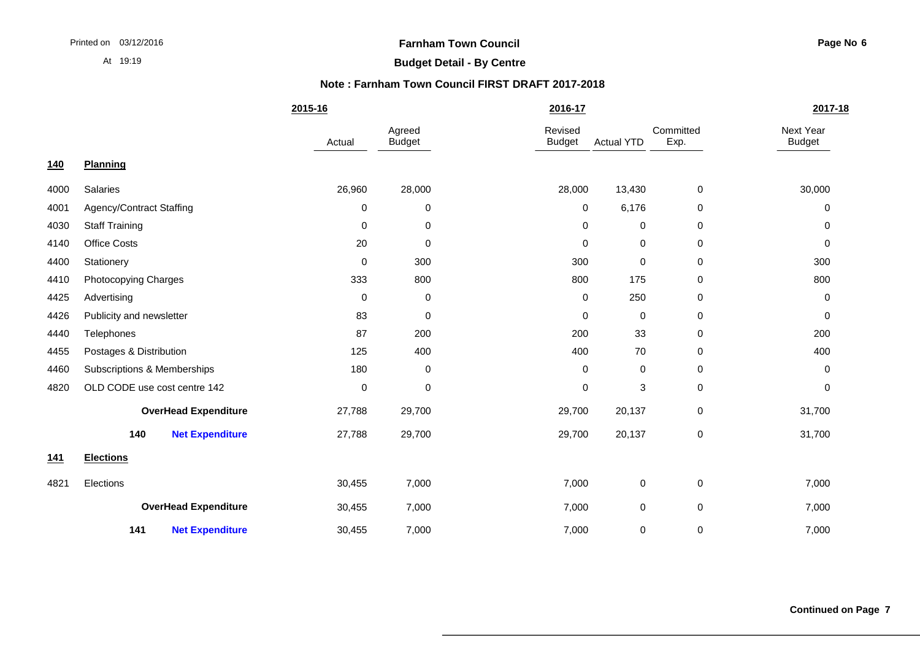**Farnham Town Council**

**Budget Detail - By Centre**

**Note : Farnham Town Council FIRST DRAFT 2017-2018**

| | | 2015-16 | | 2016-17 | | | 2017-18 |
|---|---|---|---|---|---|---|---|
| | | Actual | Agreed Budget | Revised Budget | Actual YTD | Committed Exp. | Next Year Budget |
| **140** | **Planning** | | | | | | |
| 4000 | Salaries | 26,960 | 28,000 | 28,000 | 13,430 | 0 | 30,000 |
| 4001 | Agency/Contract Staffing | 0 | 0 | 0 | 6,176 | 0 | 0 |
| 4030 | Staff Training | 0 | 0 | 0 | 0 | 0 | 0 |
| 4140 | Office Costs | 20 | 0 | 0 | 0 | 0 | 0 |
| 4400 | Stationery | 0 | 300 | 300 | 0 | 0 | 300 |
| 4410 | Photocopying Charges | 333 | 800 | 800 | 175 | 0 | 800 |
| 4425 | Advertising | 0 | 0 | 0 | 250 | 0 | 0 |
| 4426 | Publicity and newsletter | 83 | 0 | 0 | 0 | 0 | 0 |
| 4440 | Telephones | 87 | 200 | 200 | 33 | 0 | 200 |
| 4455 | Postages & Distribution | 125 | 400 | 400 | 70 | 0 | 400 |
| 4460 | Subscriptions & Memberships | 180 | 0 | 0 | 0 | 0 | 0 |
| 4820 | OLD CODE use cost centre 142 | 0 | 0 | 0 | 3 | 0 | 0 |
| | **OverHead Expenditure** | 27,788 | 29,700 | 29,700 | 20,137 | 0 | 31,700 |
| | **140 Net Expenditure** | 27,788 | 29,700 | 29,700 | 20,137 | 0 | 31,700 |
| **141** | **Elections** | | | | | | |
| 4821 | Elections | 30,455 | 7,000 | 7,000 | 0 | 0 | 7,000 |
| | **OverHead Expenditure** | 30,455 | 7,000 | 7,000 | 0 | 0 | 7,000 |
| | **141 Net Expenditure** | 30,455 | 7,000 | 7,000 | 0 | 0 | 7,000 |

**Continued on Page 7**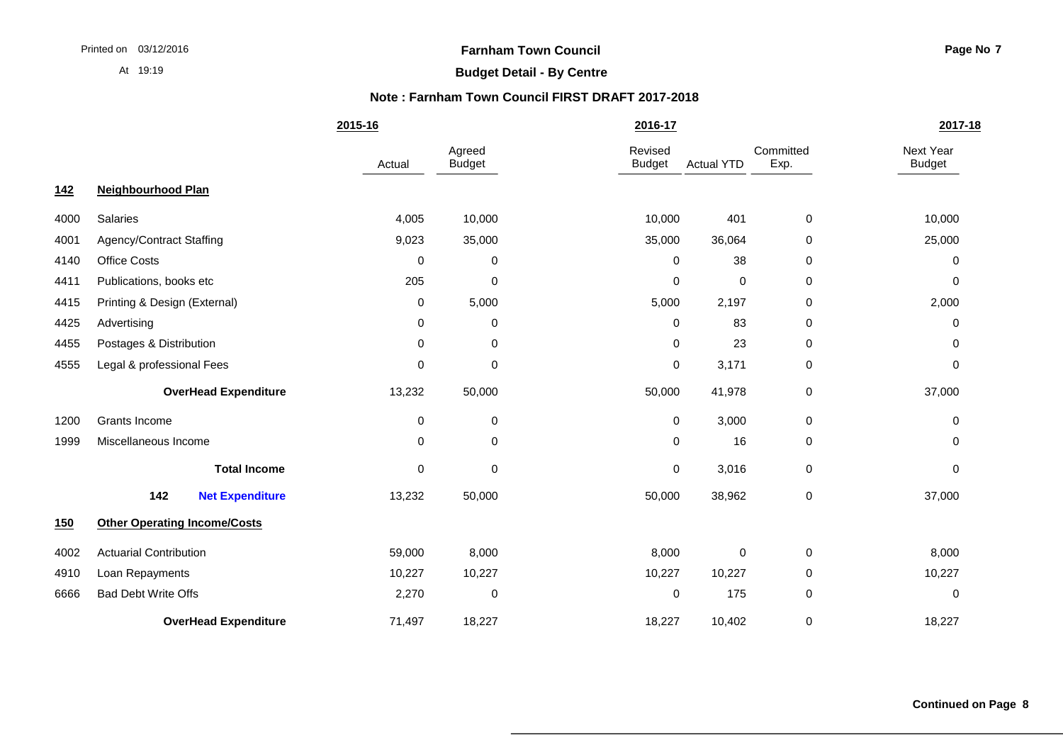**Farnham Town Council**

**Budget Detail - By Centre**

**Note : Farnham Town Council FIRST DRAFT 2017-2018**

| | | 2015-16 | | 2016-17 | | | 2017-18 |
|---|---|---|---|---|---|---|---|
| | | Actual | Agreed Budget | Revised Budget | Actual YTD | Committed Exp. | Next Year Budget |
| **142** | **Neighbourhood Plan** | | | | | | |
| 4000 | Salaries | 4,005 | 10,000 | 10,000 | 401 | 0 | 10,000 |
| 4001 | Agency/Contract Staffing | 9,023 | 35,000 | 35,000 | 36,064 | 0 | 25,000 |
| 4140 | Office Costs | 0 | 0 | 0 | 38 | 0 | 0 |
| 4411 | Publications, books etc | 205 | 0 | 0 | 0 | 0 | 0 |
| 4415 | Printing & Design (External) | 0 | 5,000 | 5,000 | 2,197 | 0 | 2,000 |
| 4425 | Advertising | 0 | 0 | 0 | 83 | 0 | 0 |
| 4455 | Postages & Distribution | 0 | 0 | 0 | 23 | 0 | 0 |
| 4555 | Legal & professional Fees | 0 | 0 | 0 | 3,171 | 0 | 0 |
| | **OverHead Expenditure** | 13,232 | 50,000 | 50,000 | 41,978 | 0 | 37,000 |
| 1200 | Grants Income | 0 | 0 | 0 | 3,000 | 0 | 0 |
| 1999 | Miscellaneous Income | 0 | 0 | 0 | 16 | 0 | 0 |
| | **Total Income** | 0 | 0 | 0 | 3,016 | 0 | 0 |
| | **142 Net Expenditure** | 13,232 | 50,000 | 50,000 | 38,962 | 0 | 37,000 |
| **150** | **Other Operating Income/Costs** | | | | | | |
| 4002 | Actuarial Contribution | 59,000 | 8,000 | 8,000 | 0 | 0 | 8,000 |
| 4910 | Loan Repayments | 10,227 | 10,227 | 10,227 | 10,227 | 0 | 10,227 |
| 6666 | Bad Debt Write Offs | 2,270 | 0 | 0 | 175 | 0 | 0 |
| | **OverHead Expenditure** | 71,497 | 18,227 | 18,227 | 10,402 | 0 | 18,227 |

**Continued on Page 8**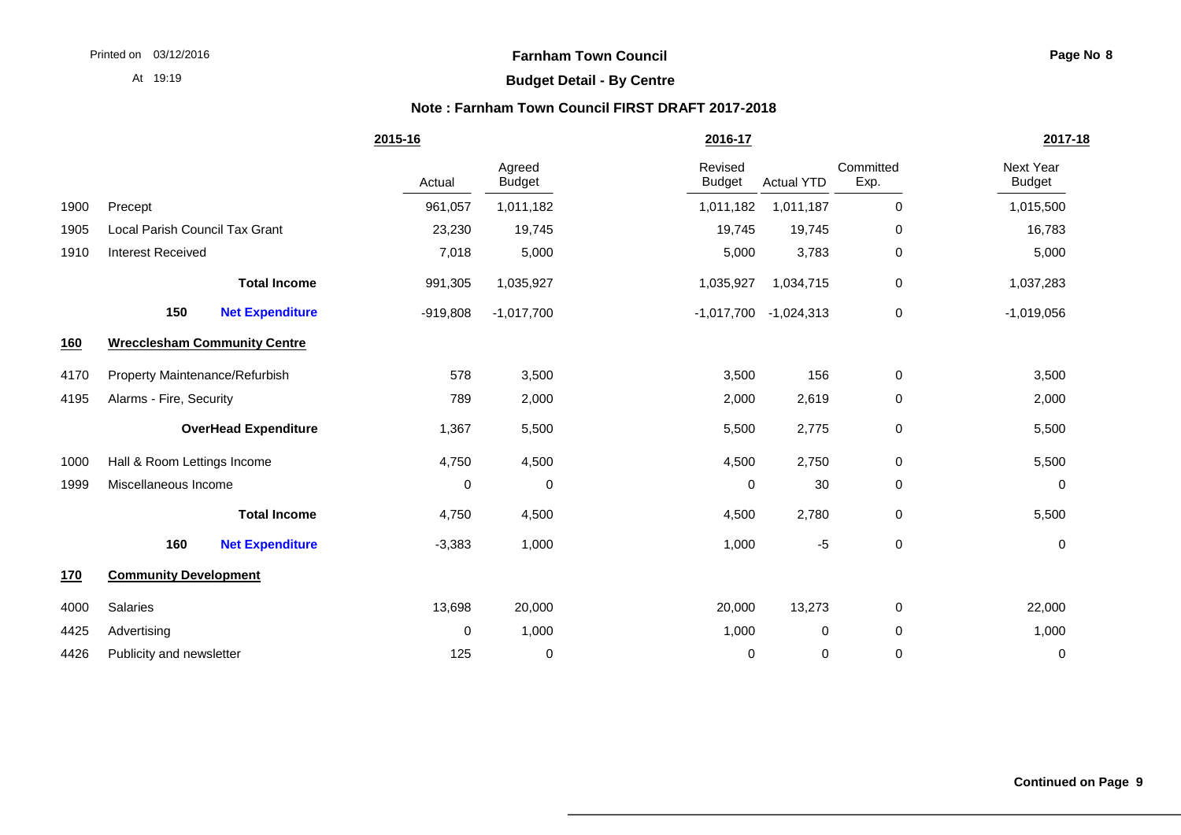**Farnham Town Council**

**Budget Detail - By Centre**

**Note : Farnham Town Council FIRST DRAFT 2017-2018**

| | | 2015-16 Actual | 2015-16 Agreed Budget | 2016-17 Revised Budget | 2016-17 Actual YTD | 2016-17 Committed Exp. | 2017-18 Next Year Budget |
|---|---|---|---|---|---|---|---|
| 1900 | Precept | 961,057 | 1,011,182 | 1,011,182 | 1,011,187 | 0 | 1,015,500 |
| 1905 | Local Parish Council Tax Grant | 23,230 | 19,745 | 19,745 | 19,745 | 0 | 16,783 |
| 1910 | Interest Received | 7,018 | 5,000 | 5,000 | 3,783 | 0 | 5,000 |
| | **Total Income** | 991,305 | 1,035,927 | 1,035,927 | 1,034,715 | 0 | 1,037,283 |
| | **150 Net Expenditure** | -919,808 | -1,017,700 | -1,017,700 | -1,024,313 | 0 | -1,019,056 |
| **160** | **Wrecclesham Community Centre** | | | | | | |
| 4170 | Property Maintenance/Refurbish | 578 | 3,500 | 3,500 | 156 | 0 | 3,500 |
| 4195 | Alarms - Fire, Security | 789 | 2,000 | 2,000 | 2,619 | 0 | 2,000 |
| | **OverHead Expenditure** | 1,367 | 5,500 | 5,500 | 2,775 | 0 | 5,500 |
| 1000 | Hall & Room Lettings Income | 4,750 | 4,500 | 4,500 | 2,750 | 0 | 5,500 |
| 1999 | Miscellaneous Income | 0 | 0 | 0 | 30 | 0 | 0 |
| | **Total Income** | 4,750 | 4,500 | 4,500 | 2,780 | 0 | 5,500 |
| | **160 Net Expenditure** | -3,383 | 1,000 | 1,000 | -5 | 0 | 0 |
| **170** | **Community Development** | | | | | | |
| 4000 | Salaries | 13,698 | 20,000 | 20,000 | 13,273 | 0 | 22,000 |
| 4425 | Advertising | 0 | 1,000 | 1,000 | 0 | 0 | 1,000 |
| 4426 | Publicity and newsletter | 125 | 0 | 0 | 0 | 0 | 0 |

**Continued on Page 9**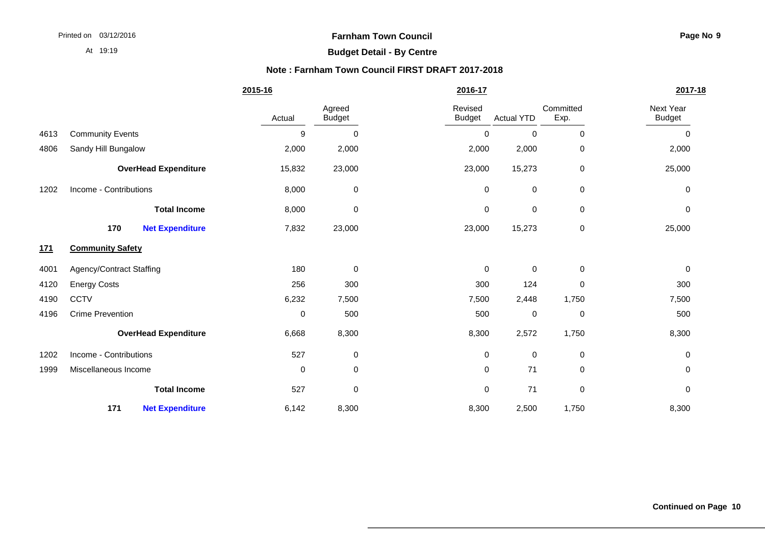**Farnham Town Council**

**Budget Detail - By Centre**

**Note : Farnham Town Council FIRST DRAFT 2017-2018**

| | | 2015-16 | | 2016-17 | | | 2017-18 |
|---|---|---|---|---|---|---|---|
| | | Actual | Agreed Budget | Revised Budget | Actual YTD | Committed Exp. | Next Year Budget |
| 4613 | Community Events | 9 | 0 | 0 | 0 | 0 | 0 |
| 4806 | Sandy Hill Bungalow | 2,000 | 2,000 | 2,000 | 2,000 | 0 | 2,000 |
| | **OverHead Expenditure** | 15,832 | 23,000 | 23,000 | 15,273 | 0 | 25,000 |
| 1202 | Income - Contributions | 8,000 | 0 | 0 | 0 | 0 | 0 |
| | **Total Income** | 8,000 | 0 | 0 | 0 | 0 | 0 |
| | **170 Net Expenditure** | 7,832 | 23,000 | 23,000 | 15,273 | 0 | 25,000 |
| **171** | **Community Safety** | | | | | | |
| 4001 | Agency/Contract Staffing | 180 | 0 | 0 | 0 | 0 | 0 |
| 4120 | Energy Costs | 256 | 300 | 300 | 124 | 0 | 300 |
| 4190 | CCTV | 6,232 | 7,500 | 7,500 | 2,448 | 1,750 | 7,500 |
| 4196 | Crime Prevention | 0 | 500 | 500 | 0 | 0 | 500 |
| | **OverHead Expenditure** | 6,668 | 8,300 | 8,300 | 2,572 | 1,750 | 8,300 |
| 1202 | Income - Contributions | 527 | 0 | 0 | 0 | 0 | 0 |
| 1999 | Miscellaneous Income | 0 | 0 | 0 | 71 | 0 | 0 |
| | **Total Income** | 527 | 0 | 0 | 71 | 0 | 0 |
| | **171 Net Expenditure** | 6,142 | 8,300 | 8,300 | 2,500 | 1,750 | 8,300 |

**Continued on Page 10**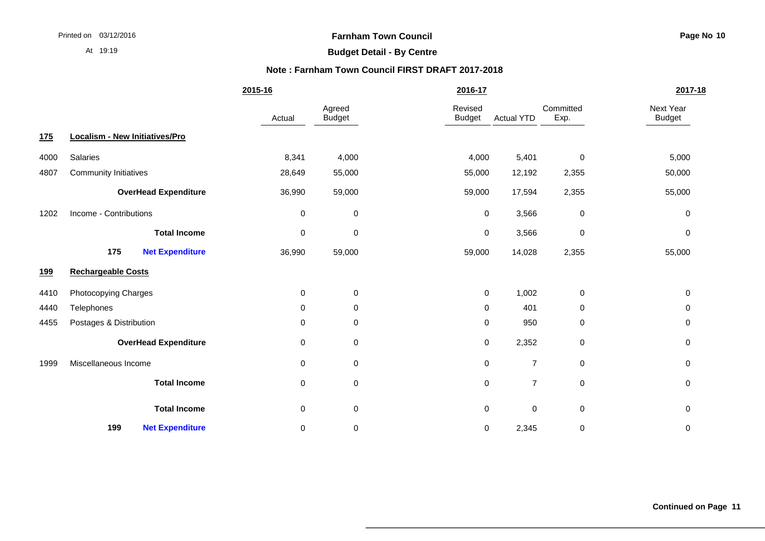**Farnham Town Council**

**Budget Detail - By Centre**

**Note : Farnham Town Council FIRST DRAFT 2017-2018**

| | | 2015-16 | 2016-17 | | | | 2017-18 |
|---|---|---|---|---|---|---|---|
| | | Actual | Agreed Budget | Revised Budget | Actual YTD | Committed Exp. | Next Year Budget |
| **175** | **Localism - New Initiatives/Pro** | | | | | | |
| 4000 | Salaries | 8,341 | 4,000 | 4,000 | 5,401 | 0 | 5,000 |
| 4807 | Community Initiatives | 28,649 | 55,000 | 55,000 | 12,192 | 2,355 | 50,000 |
| | **OverHead Expenditure** | 36,990 | 59,000 | 59,000 | 17,594 | 2,355 | 55,000 |
| 1202 | Income - Contributions | 0 | 0 | 0 | 3,566 | 0 | 0 |
| | **Total Income** | 0 | 0 | 0 | 3,566 | 0 | 0 |
| **175** | **Net Expenditure** | 36,990 | 59,000 | 59,000 | 14,028 | 2,355 | 55,000 |
| **199** | **Rechargeable Costs** | | | | | | |
| 4410 | Photocopying Charges | 0 | 0 | 0 | 1,002 | 0 | 0 |
| 4440 | Telephones | 0 | 0 | 0 | 401 | 0 | 0 |
| 4455 | Postages & Distribution | 0 | 0 | 0 | 950 | 0 | 0 |
| | **OverHead Expenditure** | 0 | 0 | 0 | 2,352 | 0 | 0 |
| 1999 | Miscellaneous Income | 0 | 0 | 0 | 7 | 0 | 0 |
| | **Total Income** | 0 | 0 | 0 | 7 | 0 | 0 |
| | **Total Income** | 0 | 0 | 0 | 0 | 0 | 0 |
| **199** | **Net Expenditure** | 0 | 0 | 0 | 2,345 | 0 | 0 |

**Continued on Page 11**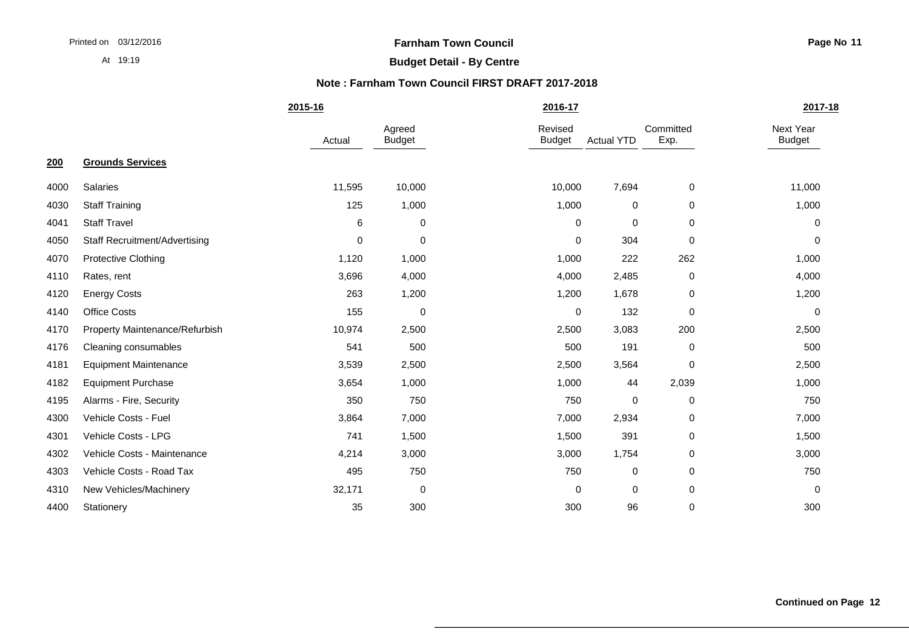**Farnham Town Council**

**Budget Detail - By Centre**

**Note : Farnham Town Council FIRST DRAFT 2017-2018**

| | | 2015-16 | 2016-17 | | | | 2017-18 |
|---|---|---|---|---|---|---|---|
| | | Actual | Agreed Budget | Revised Budget | Actual YTD | Committed Exp. | Next Year Budget |
| **200** | **Grounds Services** | | | | | | |
| 4000 | Salaries | 11,595 | 10,000 | 10,000 | 7,694 | 0 | 11,000 |
| 4030 | Staff Training | 125 | 1,000 | 1,000 | 0 | 0 | 1,000 |
| 4041 | Staff Travel | 6 | 0 | 0 | 0 | 0 | 0 |
| 4050 | Staff Recruitment/Advertising | 0 | 0 | 0 | 304 | 0 | 0 |
| 4070 | Protective Clothing | 1,120 | 1,000 | 1,000 | 222 | 262 | 1,000 |
| 4110 | Rates, rent | 3,696 | 4,000 | 4,000 | 2,485 | 0 | 4,000 |
| 4120 | Energy Costs | 263 | 1,200 | 1,200 | 1,678 | 0 | 1,200 |
| 4140 | Office Costs | 155 | 0 | 0 | 132 | 0 | 0 |
| 4170 | Property Maintenance/Refurbish | 10,974 | 2,500 | 2,500 | 3,083 | 200 | 2,500 |
| 4176 | Cleaning consumables | 541 | 500 | 500 | 191 | 0 | 500 |
| 4181 | Equipment Maintenance | 3,539 | 2,500 | 2,500 | 3,564 | 0 | 2,500 |
| 4182 | Equipment Purchase | 3,654 | 1,000 | 1,000 | 44 | 2,039 | 1,000 |
| 4195 | Alarms - Fire, Security | 350 | 750 | 750 | 0 | 0 | 750 |
| 4300 | Vehicle Costs - Fuel | 3,864 | 7,000 | 7,000 | 2,934 | 0 | 7,000 |
| 4301 | Vehicle Costs - LPG | 741 | 1,500 | 1,500 | 391 | 0 | 1,500 |
| 4302 | Vehicle Costs - Maintenance | 4,214 | 3,000 | 3,000 | 1,754 | 0 | 3,000 |
| 4303 | Vehicle Costs - Road Tax | 495 | 750 | 750 | 0 | 0 | 750 |
| 4310 | New Vehicles/Machinery | 32,171 | 0 | 0 | 0 | 0 | 0 |
| 4400 | Stationery | 35 | 300 | 300 | 96 | 0 | 300 |

**Continued on Page 12**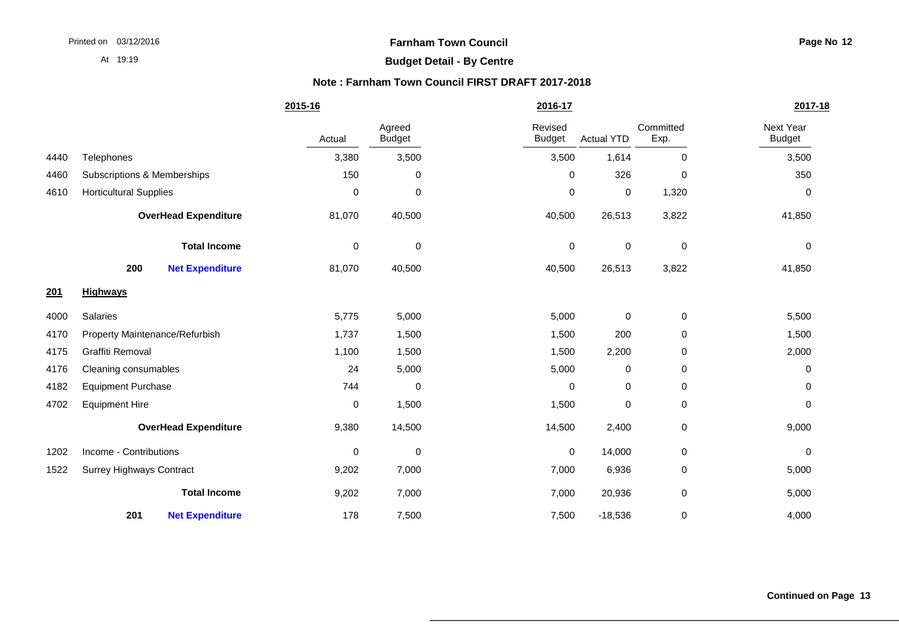**Farnham Town Council**

**Budget Detail - By Centre**

**Note : Farnham Town Council FIRST DRAFT 2017-2018**

| | | 2015-16 | | 2016-17 | | | 2017-18 |
|---|---|---|---|---|---|---|---|
| | | Actual | Agreed Budget | Revised Budget | Actual YTD | Committed Exp. | Next Year Budget |
| 4440 | Telephones | 3,380 | 3,500 | 3,500 | 1,614 | 0 | 3,500 |
| 4460 | Subscriptions & Memberships | 150 | 0 | 0 | 326 | 0 | 350 |
| 4610 | Horticultural Supplies | 0 | 0 | 0 | 0 | 1,320 | 0 |
| | **OverHead Expenditure** | 81,070 | 40,500 | 40,500 | 26,513 | 3,822 | 41,850 |
| | **Total Income** | 0 | 0 | 0 | 0 | 0 | 0 |
| **200** | **Net Expenditure** | 81,070 | 40,500 | 40,500 | 26,513 | 3,822 | 41,850 |
| **201** | **Highways** | | | | | | |
| 4000 | Salaries | 5,775 | 5,000 | 5,000 | 0 | 0 | 5,500 |
| 4170 | Property Maintenance/Refurbish | 1,737 | 1,500 | 1,500 | 200 | 0 | 1,500 |
| 4175 | Graffiti Removal | 1,100 | 1,500 | 1,500 | 2,200 | 0 | 2,000 |
| 4176 | Cleaning consumables | 24 | 5,000 | 5,000 | 0 | 0 | 0 |
| 4182 | Equipment Purchase | 744 | 0 | 0 | 0 | 0 | 0 |
| 4702 | Equipment Hire | 0 | 1,500 | 1,500 | 0 | 0 | 0 |
| | **OverHead Expenditure** | 9,380 | 14,500 | 14,500 | 2,400 | 0 | 9,000 |
| 1202 | Income - Contributions | 0 | 0 | 0 | 14,000 | 0 | 0 |
| 1522 | Surrey Highways Contract | 9,202 | 7,000 | 7,000 | 6,936 | 0 | 5,000 |
| | **Total Income** | 9,202 | 7,000 | 7,000 | 20,936 | 0 | 5,000 |
| **201** | **Net Expenditure** | 178 | 7,500 | 7,500 | -18,536 | 0 | 4,000 |

**Continued on Page 13**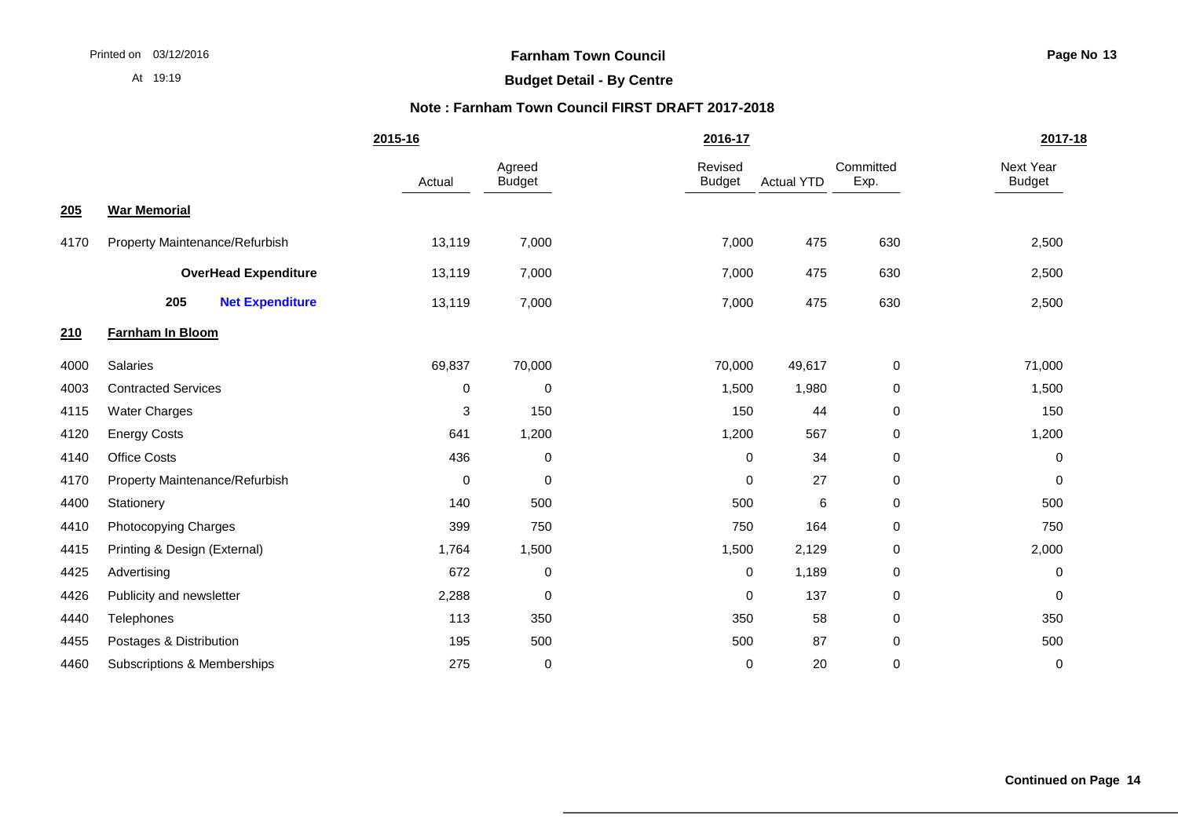**Farnham Town Council**

**Budget Detail - By Centre**

**Note : Farnham Town Council FIRST DRAFT 2017-2018**

| | | 2015-16 | | 2016-17 | | | 2017-18 |
|---|---|---|---|---|---|---|---|
| | | Actual | Agreed Budget | Revised Budget | Actual YTD | Committed Exp. | Next Year Budget |
| **205** | **War Memorial** | | | | | | |
| 4170 | Property Maintenance/Refurbish | 13,119 | 7,000 | 7,000 | 475 | 630 | 2,500 |
| | **OverHead Expenditure** | 13,119 | 7,000 | 7,000 | 475 | 630 | 2,500 |
| | **205 Net Expenditure** | 13,119 | 7,000 | 7,000 | 475 | 630 | 2,500 |
| **210** | **Farnham In Bloom** | | | | | | |
| 4000 | Salaries | 69,837 | 70,000 | 70,000 | 49,617 | 0 | 71,000 |
| 4003 | Contracted Services | 0 | 0 | 1,500 | 1,980 | 0 | 1,500 |
| 4115 | Water Charges | 3 | 150 | 150 | 44 | 0 | 150 |
| 4120 | Energy Costs | 641 | 1,200 | 1,200 | 567 | 0 | 1,200 |
| 4140 | Office Costs | 436 | 0 | 0 | 34 | 0 | 0 |
| 4170 | Property Maintenance/Refurbish | 0 | 0 | 0 | 27 | 0 | 0 |
| 4400 | Stationery | 140 | 500 | 500 | 6 | 0 | 500 |
| 4410 | Photocopying Charges | 399 | 750 | 750 | 164 | 0 | 750 |
| 4415 | Printing & Design (External) | 1,764 | 1,500 | 1,500 | 2,129 | 0 | 2,000 |
| 4425 | Advertising | 672 | 0 | 0 | 1,189 | 0 | 0 |
| 4426 | Publicity and newsletter | 2,288 | 0 | 0 | 137 | 0 | 0 |
| 4440 | Telephones | 113 | 350 | 350 | 58 | 0 | 350 |
| 4455 | Postages & Distribution | 195 | 500 | 500 | 87 | 0 | 500 |
| 4460 | Subscriptions & Memberships | 275 | 0 | 0 | 20 | 0 | 0 |

**Continued on Page 14**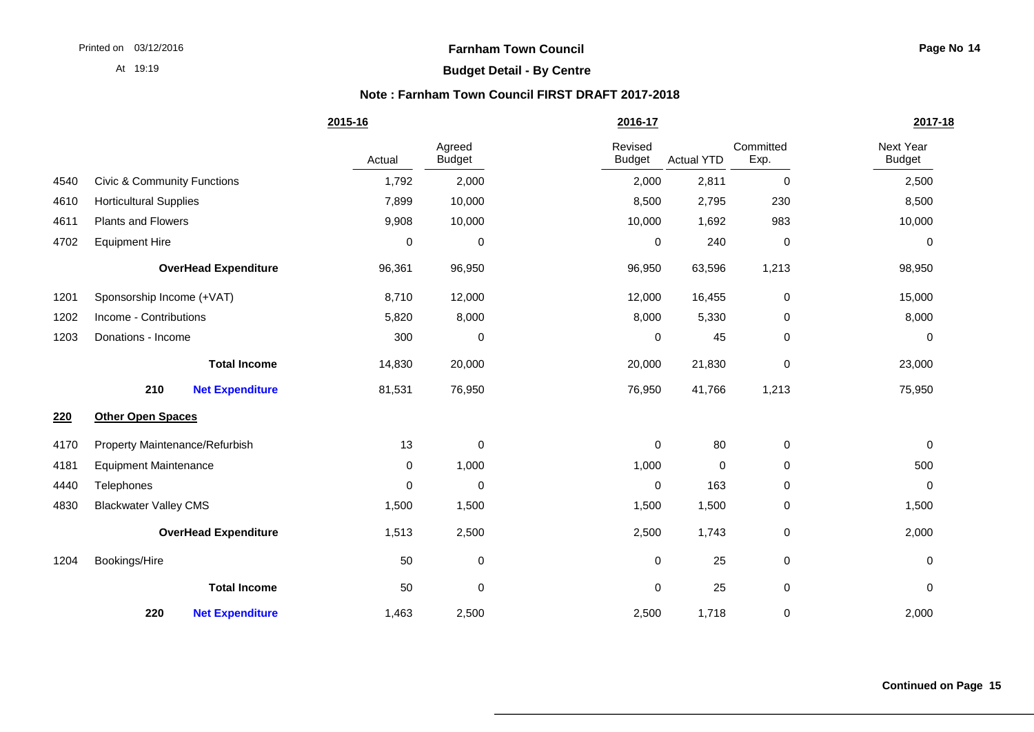**Farnham Town Council**

**Budget Detail - By Centre**

**Note : Farnham Town Council FIRST DRAFT 2017-2018**

| | | 2015-16 | | 2016-17 | | | 2017-18 |
|---|---|---|---|---|---|---|---|
| | | Actual | Agreed Budget | Revised Budget | Actual YTD | Committed Exp. | Next Year Budget |
| 4540 | Civic & Community Functions | 1,792 | 2,000 | 2,000 | 2,811 | 0 | 2,500 |
| 4610 | Horticultural Supplies | 7,899 | 10,000 | 8,500 | 2,795 | 230 | 8,500 |
| 4611 | Plants and Flowers | 9,908 | 10,000 | 10,000 | 1,692 | 983 | 10,000 |
| 4702 | Equipment Hire | 0 | 0 | 0 | 240 | 0 | 0 |
| | **OverHead Expenditure** | 96,361 | 96,950 | 96,950 | 63,596 | 1,213 | 98,950 |
| 1201 | Sponsorship Income (+VAT) | 8,710 | 12,000 | 12,000 | 16,455 | 0 | 15,000 |
| 1202 | Income - Contributions | 5,820 | 8,000 | 8,000 | 5,330 | 0 | 8,000 |
| 1203 | Donations - Income | 300 | 0 | 0 | 45 | 0 | 0 |
| | **Total Income** | 14,830 | 20,000 | 20,000 | 21,830 | 0 | 23,000 |
| | **210 Net Expenditure** | 81,531 | 76,950 | 76,950 | 41,766 | 1,213 | 75,950 |
| **220** | **Other Open Spaces** | | | | | | |
| 4170 | Property Maintenance/Refurbish | 13 | 0 | 0 | 80 | 0 | 0 |
| 4181 | Equipment Maintenance | 0 | 1,000 | 1,000 | 0 | 0 | 500 |
| 4440 | Telephones | 0 | 0 | 0 | 163 | 0 | 0 |
| 4830 | Blackwater Valley CMS | 1,500 | 1,500 | 1,500 | 1,500 | 0 | 1,500 |
| | **OverHead Expenditure** | 1,513 | 2,500 | 2,500 | 1,743 | 0 | 2,000 |
| 1204 | Bookings/Hire | 50 | 0 | 0 | 25 | 0 | 0 |
| | **Total Income** | 50 | 0 | 0 | 25 | 0 | 0 |
| | **220 Net Expenditure** | 1,463 | 2,500 | 2,500 | 1,718 | 0 | 2,000 |

**Continued on Page 15**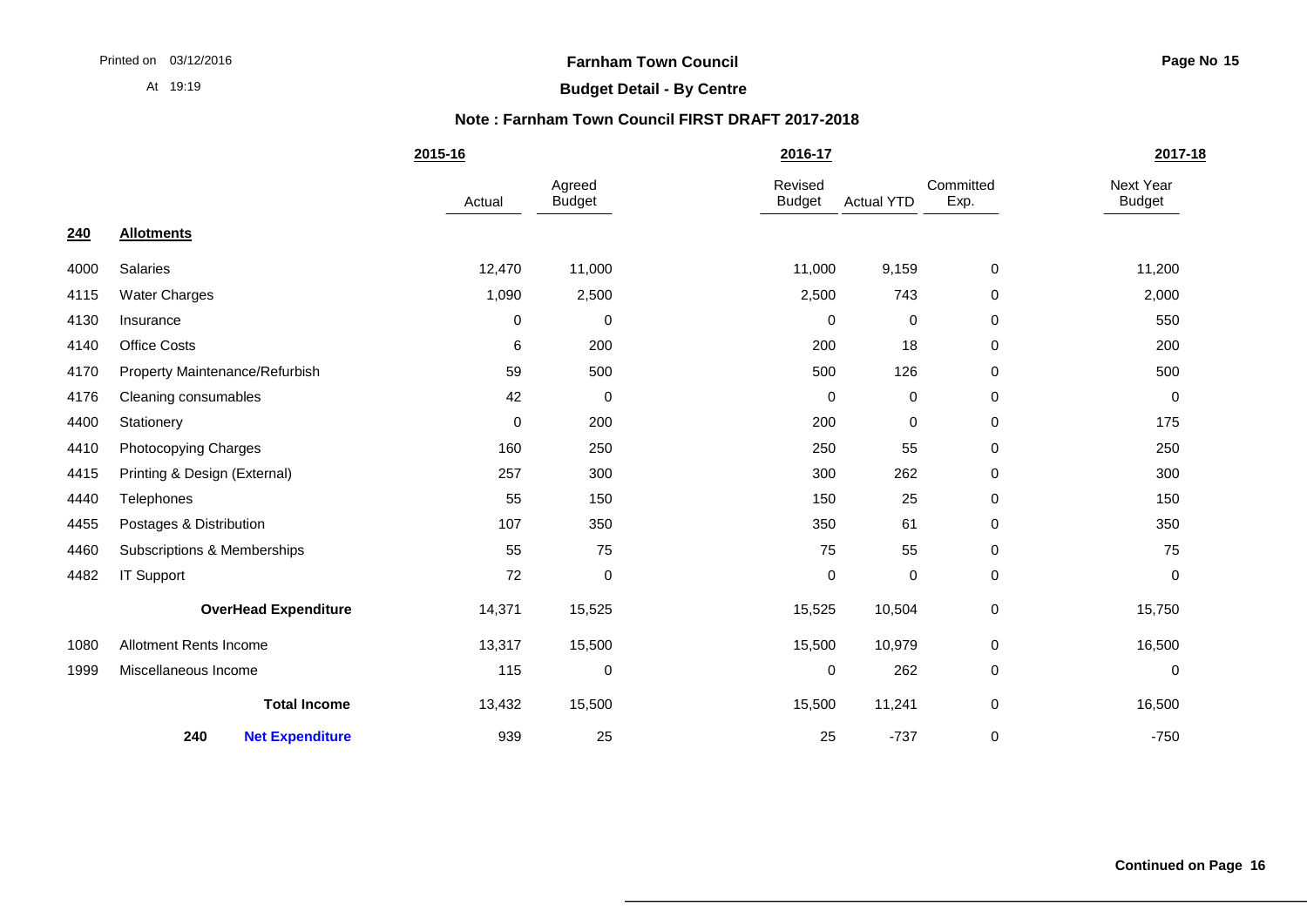# Farnham Town Council

## Budget Detail - By Centre

### Note : Farnham Town Council FIRST DRAFT 2017-2018

| | | 2015-16 | | 2016-17 | | | 2017-18 |
|---|---|---|---|---|---|---|---|
| | | Actual | Agreed Budget | Revised Budget | Actual YTD | Committed Exp. | Next Year Budget |
| **240** | **Allotments** | | | | | | |
| 4000 | Salaries | 12,470 | 11,000 | 11,000 | 9,159 | 0 | 11,200 |
| 4115 | Water Charges | 1,090 | 2,500 | 2,500 | 743 | 0 | 2,000 |
| 4130 | Insurance | 0 | 0 | 0 | 0 | 0 | 550 |
| 4140 | Office Costs | 6 | 200 | 200 | 18 | 0 | 200 |
| 4170 | Property Maintenance/Refurbish | 59 | 500 | 500 | 126 | 0 | 500 |
| 4176 | Cleaning consumables | 42 | 0 | 0 | 0 | 0 | 0 |
| 4400 | Stationery | 0 | 200 | 200 | 0 | 0 | 175 |
| 4410 | Photocopying Charges | 160 | 250 | 250 | 55 | 0 | 250 |
| 4415 | Printing & Design (External) | 257 | 300 | 300 | 262 | 0 | 300 |
| 4440 | Telephones | 55 | 150 | 150 | 25 | 0 | 150 |
| 4455 | Postages & Distribution | 107 | 350 | 350 | 61 | 0 | 350 |
| 4460 | Subscriptions & Memberships | 55 | 75 | 75 | 55 | 0 | 75 |
| 4482 | IT Support | 72 | 0 | 0 | 0 | 0 | 0 |
| | **OverHead Expenditure** | 14,371 | 15,525 | 15,525 | 10,504 | 0 | 15,750 |
| 1080 | Allotment Rents Income | 13,317 | 15,500 | 15,500 | 10,979 | 0 | 16,500 |
| 1999 | Miscellaneous Income | 115 | 0 | 0 | 262 | 0 | 0 |
| | **Total Income** | 13,432 | 15,500 | 15,500 | 11,241 | 0 | 16,500 |
| **240** | **Net Expenditure** | 939 | 25 | 25 | -737 | 0 | -750 |

**Continued on Page 16**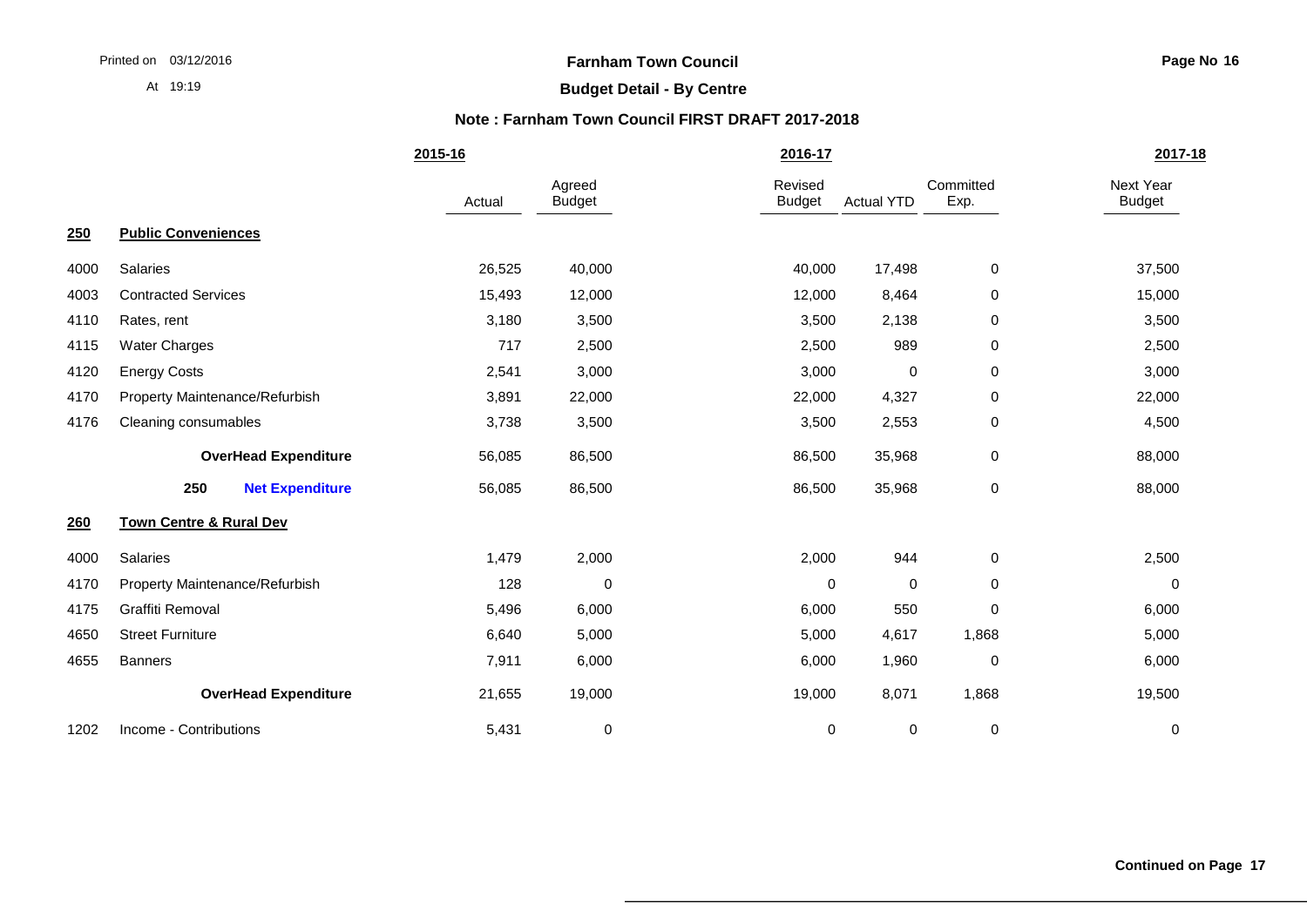**Farnham Town Council**

**Budget Detail - By Centre**

**Note : Farnham Town Council FIRST DRAFT 2017-2018**

| | | 2015-16 | | 2016-17 | | | 2017-18 |
|---|---|---|---|---|---|---|---|
| | | Actual | Agreed Budget | Revised Budget | Actual YTD | Committed Exp. | Next Year Budget |
| **250** | **Public Conveniences** | | | | | | |
| 4000 | Salaries | 26,525 | 40,000 | 40,000 | 17,498 | 0 | 37,500 |
| 4003 | Contracted Services | 15,493 | 12,000 | 12,000 | 8,464 | 0 | 15,000 |
| 4110 | Rates, rent | 3,180 | 3,500 | 3,500 | 2,138 | 0 | 3,500 |
| 4115 | Water Charges | 717 | 2,500 | 2,500 | 989 | 0 | 2,500 |
| 4120 | Energy Costs | 2,541 | 3,000 | 3,000 | 0 | 0 | 3,000 |
| 4170 | Property Maintenance/Refurbish | 3,891 | 22,000 | 22,000 | 4,327 | 0 | 22,000 |
| 4176 | Cleaning consumables | 3,738 | 3,500 | 3,500 | 2,553 | 0 | 4,500 |
| | **OverHead Expenditure** | 56,085 | 86,500 | 86,500 | 35,968 | 0 | 88,000 |
| | **250 Net Expenditure** | 56,085 | 86,500 | 86,500 | 35,968 | 0 | 88,000 |
| **260** | **Town Centre & Rural Dev** | | | | | | |
| 4000 | Salaries | 1,479 | 2,000 | 2,000 | 944 | 0 | 2,500 |
| 4170 | Property Maintenance/Refurbish | 128 | 0 | 0 | 0 | 0 | 0 |
| 4175 | Graffiti Removal | 5,496 | 6,000 | 6,000 | 550 | 0 | 6,000 |
| 4650 | Street Furniture | 6,640 | 5,000 | 5,000 | 4,617 | 1,868 | 5,000 |
| 4655 | Banners | 7,911 | 6,000 | 6,000 | 1,960 | 0 | 6,000 |
| | **OverHead Expenditure** | 21,655 | 19,000 | 19,000 | 8,071 | 1,868 | 19,500 |
| 1202 | Income - Contributions | 5,431 | 0 | 0 | 0 | 0 | 0 |

**Continued on Page 17**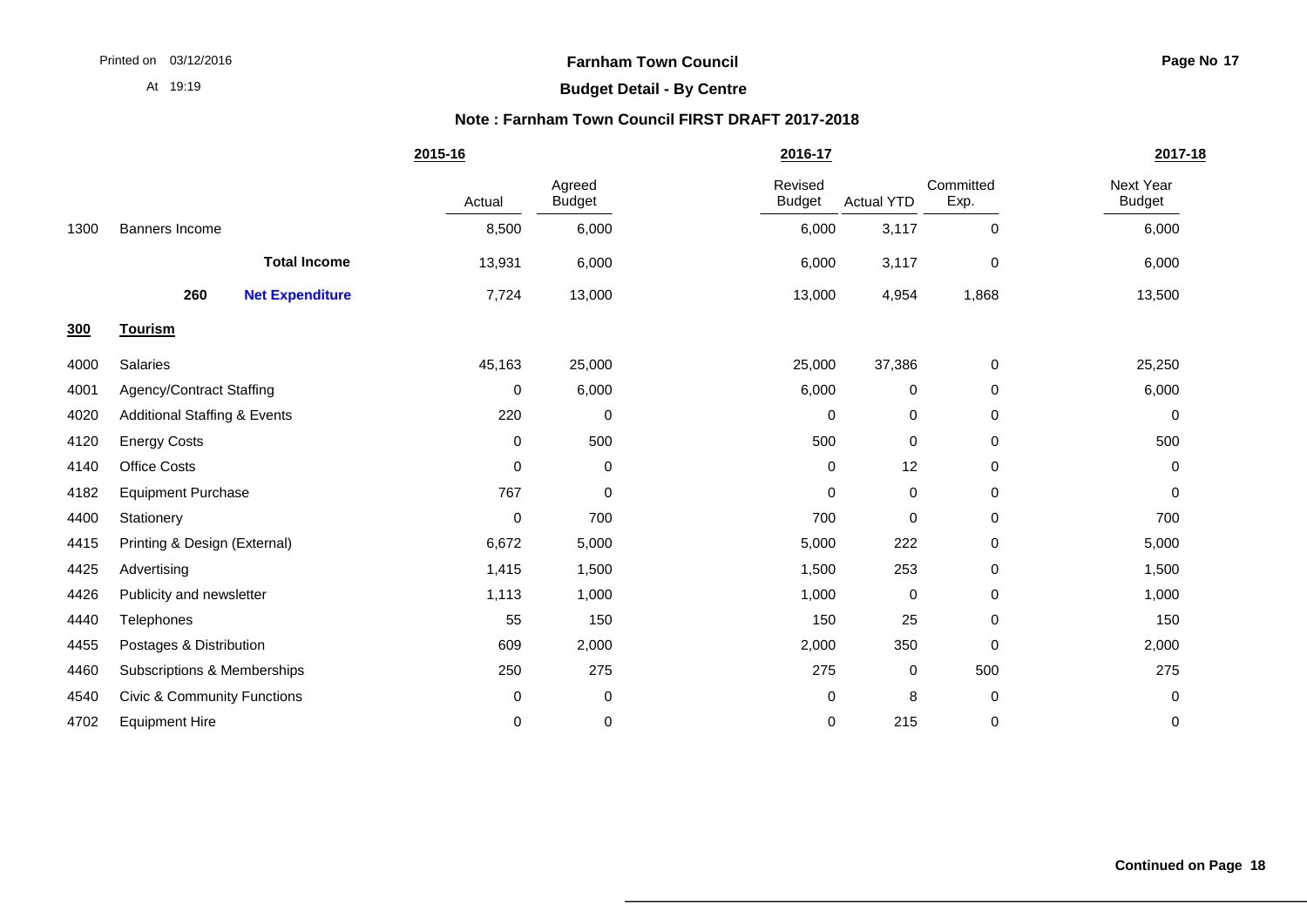**Farnham Town Council**

**Budget Detail - By Centre**

**Note : Farnham Town Council FIRST DRAFT 2017-2018**

| | | 2015-16 | | 2016-17 | | | 2017-18 |
|---|---|---|---|---|---|---|---|
| | | Actual | Agreed Budget | Revised Budget | Actual YTD | Committed Exp. | Next Year Budget |
| 1300 | Banners Income | 8,500 | 6,000 | 6,000 | 3,117 | 0 | 6,000 |
| | **Total Income** | 13,931 | 6,000 | 6,000 | 3,117 | 0 | 6,000 |
| **260** | **Net Expenditure** | 7,724 | 13,000 | 13,000 | 4,954 | 1,868 | 13,500 |
| **300** | **Tourism** | | | | | | |
| 4000 | Salaries | 45,163 | 25,000 | 25,000 | 37,386 | 0 | 25,250 |
| 4001 | Agency/Contract Staffing | 0 | 6,000 | 6,000 | 0 | 0 | 6,000 |
| 4020 | Additional Staffing & Events | 220 | 0 | 0 | 0 | 0 | 0 |
| 4120 | Energy Costs | 0 | 500 | 500 | 0 | 0 | 500 |
| 4140 | Office Costs | 0 | 0 | 0 | 12 | 0 | 0 |
| 4182 | Equipment Purchase | 767 | 0 | 0 | 0 | 0 | 0 |
| 4400 | Stationery | 0 | 700 | 700 | 0 | 0 | 700 |
| 4415 | Printing & Design (External) | 6,672 | 5,000 | 5,000 | 222 | 0 | 5,000 |
| 4425 | Advertising | 1,415 | 1,500 | 1,500 | 253 | 0 | 1,500 |
| 4426 | Publicity and newsletter | 1,113 | 1,000 | 1,000 | 0 | 0 | 1,000 |
| 4440 | Telephones | 55 | 150 | 150 | 25 | 0 | 150 |
| 4455 | Postages & Distribution | 609 | 2,000 | 2,000 | 350 | 0 | 2,000 |
| 4460 | Subscriptions & Memberships | 250 | 275 | 275 | 0 | 500 | 275 |
| 4540 | Civic & Community Functions | 0 | 0 | 0 | 8 | 0 | 0 |
| 4702 | Equipment Hire | 0 | 0 | 0 | 215 | 0 | 0 |

**Continued on Page 18**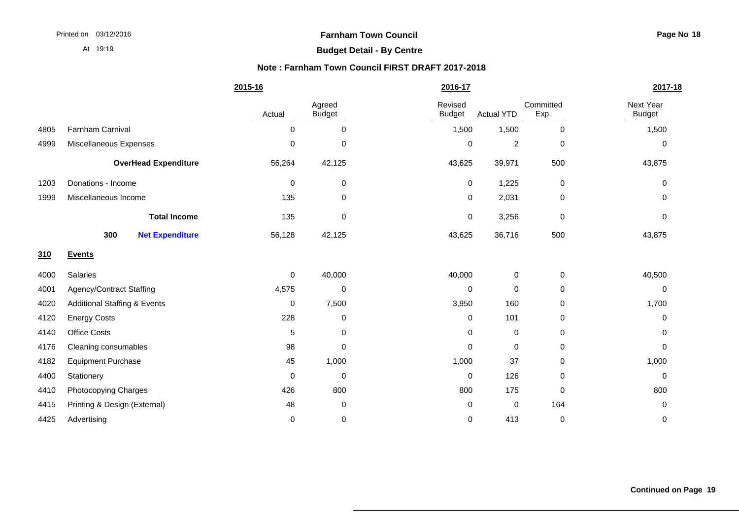# Farnham Town Council

## Budget Detail - By Centre

### Note : Farnham Town Council FIRST DRAFT 2017-2018

| | | 2015-16 | | 2016-17 | | | 2017-18 |
|---|---|---|---|---|---|---|---|
| | | Actual | Agreed Budget | Revised Budget | Actual YTD | Committed Exp. | Next Year Budget |
| 4805 | Farnham Carnival | 0 | 0 | 1,500 | 1,500 | 0 | 1,500 |
| 4999 | Miscellaneous Expenses | 0 | 0 | 0 | 2 | 0 | 0 |
| | **OverHead Expenditure** | 56,264 | 42,125 | 43,625 | 39,971 | 500 | 43,875 |
| 1203 | Donations - Income | 0 | 0 | 0 | 1,225 | 0 | 0 |
| 1999 | Miscellaneous Income | 135 | 0 | 0 | 2,031 | 0 | 0 |
| | **Total Income** | 135 | 0 | 0 | 3,256 | 0 | 0 |
| | **300 Net Expenditure** | 56,128 | 42,125 | 43,625 | 36,716 | 500 | 43,875 |
| **310** | **Events** | | | | | | |
| 4000 | Salaries | 0 | 40,000 | 40,000 | 0 | 0 | 40,500 |
| 4001 | Agency/Contract Staffing | 4,575 | 0 | 0 | 0 | 0 | 0 |
| 4020 | Additional Staffing & Events | 0 | 7,500 | 3,950 | 160 | 0 | 1,700 |
| 4120 | Energy Costs | 228 | 0 | 0 | 101 | 0 | 0 |
| 4140 | Office Costs | 5 | 0 | 0 | 0 | 0 | 0 |
| 4176 | Cleaning consumables | 98 | 0 | 0 | 0 | 0 | 0 |
| 4182 | Equipment Purchase | 45 | 1,000 | 1,000 | 37 | 0 | 1,000 |
| 4400 | Stationery | 0 | 0 | 0 | 126 | 0 | 0 |
| 4410 | Photocopying Charges | 426 | 800 | 800 | 175 | 0 | 800 |
| 4415 | Printing & Design (External) | 48 | 0 | 0 | 0 | 164 | 0 |
| 4425 | Advertising | 0 | 0 | 0 | 413 | 0 | 0 |

**Continued on Page 19**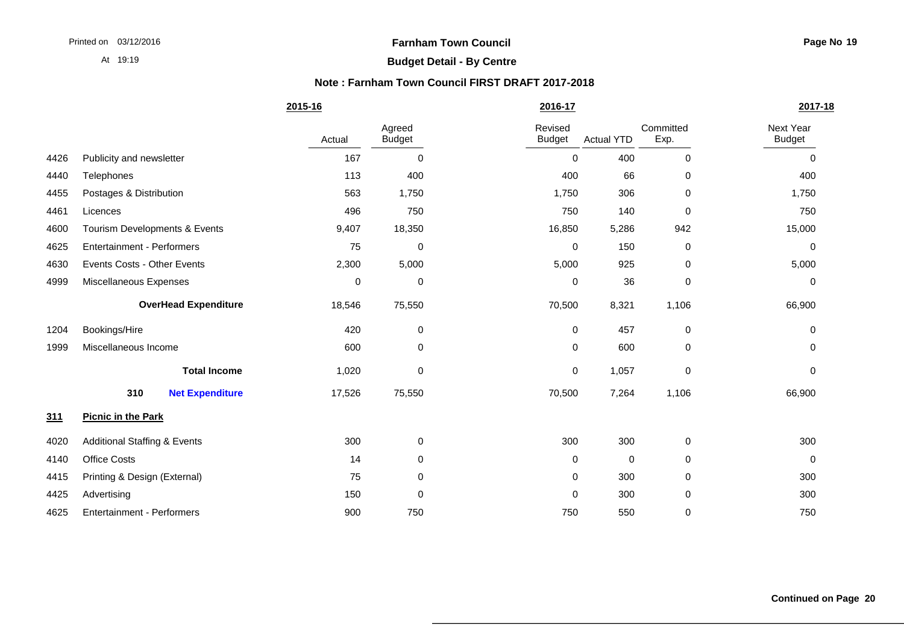**Farnham Town Council**

**Budget Detail - By Centre**

**Note : Farnham Town Council FIRST DRAFT 2017-2018**

| | | 2015-16 | | 2016-17 | | | 2017-18 |
|---|---|---|---|---|---|---|---|
| | | Actual | Agreed Budget | Revised Budget | Actual YTD | Committed Exp. | Next Year Budget |
| 4426 | Publicity and newsletter | 167 | 0 | 0 | 400 | 0 | 0 |
| 4440 | Telephones | 113 | 400 | 400 | 66 | 0 | 400 |
| 4455 | Postages & Distribution | 563 | 1,750 | 1,750 | 306 | 0 | 1,750 |
| 4461 | Licences | 496 | 750 | 750 | 140 | 0 | 750 |
| 4600 | Tourism Developments & Events | 9,407 | 18,350 | 16,850 | 5,286 | 942 | 15,000 |
| 4625 | Entertainment - Performers | 75 | 0 | 0 | 150 | 0 | 0 |
| 4630 | Events Costs - Other Events | 2,300 | 5,000 | 5,000 | 925 | 0 | 5,000 |
| 4999 | Miscellaneous Expenses | 0 | 0 | 0 | 36 | 0 | 0 |
| | **OverHead Expenditure** | 18,546 | 75,550 | 70,500 | 8,321 | 1,106 | 66,900 |
| 1204 | Bookings/Hire | 420 | 0 | 0 | 457 | 0 | 0 |
| 1999 | Miscellaneous Income | 600 | 0 | 0 | 600 | 0 | 0 |
| | **Total Income** | 1,020 | 0 | 0 | 1,057 | 0 | 0 |
| | **310 Net Expenditure** | 17,526 | 75,550 | 70,500 | 7,264 | 1,106 | 66,900 |
| **311** | **Picnic in the Park** | | | | | | |
| 4020 | Additional Staffing & Events | 300 | 0 | 300 | 300 | 0 | 300 |
| 4140 | Office Costs | 14 | 0 | 0 | 0 | 0 | 0 |
| 4415 | Printing & Design (External) | 75 | 0 | 0 | 300 | 0 | 300 |
| 4425 | Advertising | 150 | 0 | 0 | 300 | 0 | 300 |
| 4625 | Entertainment - Performers | 900 | 750 | 750 | 550 | 0 | 750 |

**Continued on Page 20**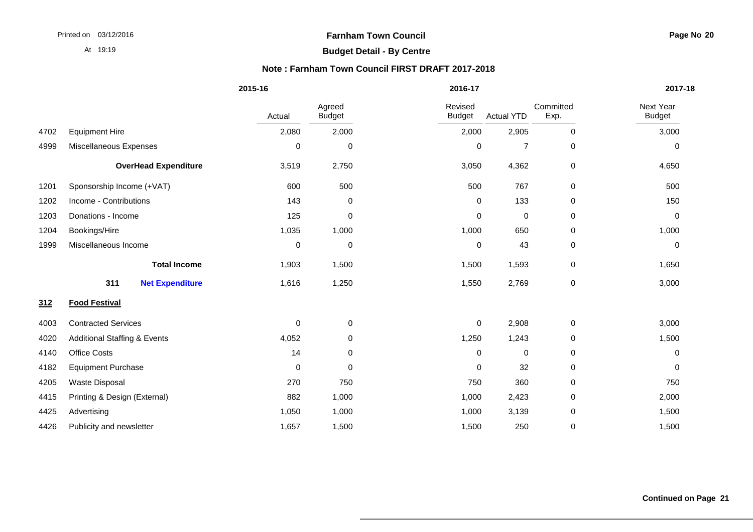**Farnham Town Council**

**Budget Detail - By Centre**

**Note : Farnham Town Council FIRST DRAFT 2017-2018**

| | | 2015-16 | | 2016-17 | | | 2017-18 |
|---|---|---|---|---|---|---|---|
| | | Actual | Agreed Budget | Revised Budget | Actual YTD | Committed Exp. | Next Year Budget |
| 4702 | Equipment Hire | 2,080 | 2,000 | 2,000 | 2,905 | 0 | 3,000 |
| 4999 | Miscellaneous Expenses | 0 | 0 | 0 | 7 | 0 | 0 |
| | **OverHead Expenditure** | 3,519 | 2,750 | 3,050 | 4,362 | 0 | 4,650 |
| 1201 | Sponsorship Income (+VAT) | 600 | 500 | 500 | 767 | 0 | 500 |
| 1202 | Income - Contributions | 143 | 0 | 0 | 133 | 0 | 150 |
| 1203 | Donations - Income | 125 | 0 | 0 | 0 | 0 | 0 |
| 1204 | Bookings/Hire | 1,035 | 1,000 | 1,000 | 650 | 0 | 1,000 |
| 1999 | Miscellaneous Income | 0 | 0 | 0 | 43 | 0 | 0 |
| | **Total Income** | 1,903 | 1,500 | 1,500 | 1,593 | 0 | 1,650 |
| | **311 Net Expenditure** | 1,616 | 1,250 | 1,550 | 2,769 | 0 | 3,000 |
| **312** | **Food Festival** | | | | | | |
| 4003 | Contracted Services | 0 | 0 | 0 | 2,908 | 0 | 3,000 |
| 4020 | Additional Staffing & Events | 4,052 | 0 | 1,250 | 1,243 | 0 | 1,500 |
| 4140 | Office Costs | 14 | 0 | 0 | 0 | 0 | 0 |
| 4182 | Equipment Purchase | 0 | 0 | 0 | 32 | 0 | 0 |
| 4205 | Waste Disposal | 270 | 750 | 750 | 360 | 0 | 750 |
| 4415 | Printing & Design (External) | 882 | 1,000 | 1,000 | 2,423 | 0 | 2,000 |
| 4425 | Advertising | 1,050 | 1,000 | 1,000 | 3,139 | 0 | 1,500 |
| 4426 | Publicity and newsletter | 1,657 | 1,500 | 1,500 | 250 | 0 | 1,500 |

**Continued on Page 21**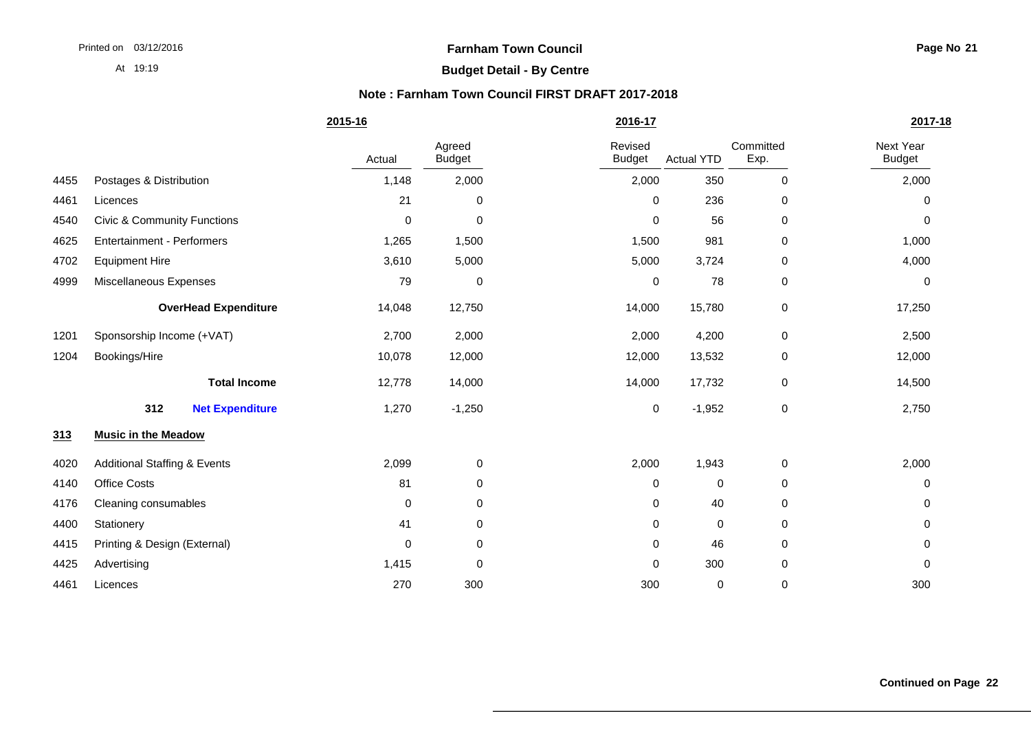**Farnham Town Council**

**Budget Detail - By Centre**

**Note : Farnham Town Council FIRST DRAFT 2017-2018**

| | | 2015-16 | 2016-17 | | | | 2017-18 |
|---|---|---|---|---|---|---|---|
| | | Actual | Agreed Budget | Revised Budget | Actual YTD | Committed Exp. | Next Year Budget |
| 4455 | Postages & Distribution | 1,148 | 2,000 | 2,000 | 350 | 0 | 2,000 |
| 4461 | Licences | 21 | 0 | 0 | 236 | 0 | 0 |
| 4540 | Civic & Community Functions | 0 | 0 | 0 | 56 | 0 | 0 |
| 4625 | Entertainment - Performers | 1,265 | 1,500 | 1,500 | 981 | 0 | 1,000 |
| 4702 | Equipment Hire | 3,610 | 5,000 | 5,000 | 3,724 | 0 | 4,000 |
| 4999 | Miscellaneous Expenses | 79 | 0 | 0 | 78 | 0 | 0 |
| | **OverHead Expenditure** | 14,048 | 12,750 | 14,000 | 15,780 | 0 | 17,250 |
| 1201 | Sponsorship Income (+VAT) | 2,700 | 2,000 | 2,000 | 4,200 | 0 | 2,500 |
| 1204 | Bookings/Hire | 10,078 | 12,000 | 12,000 | 13,532 | 0 | 12,000 |
| | **Total Income** | 12,778 | 14,000 | 14,000 | 17,732 | 0 | 14,500 |
| | **312 Net Expenditure** | 1,270 | -1,250 | 0 | -1,952 | 0 | 2,750 |
| **313** | **Music in the Meadow** | | | | | | |
| 4020 | Additional Staffing & Events | 2,099 | 0 | 2,000 | 1,943 | 0 | 2,000 |
| 4140 | Office Costs | 81 | 0 | 0 | 0 | 0 | 0 |
| 4176 | Cleaning consumables | 0 | 0 | 0 | 40 | 0 | 0 |
| 4400 | Stationery | 41 | 0 | 0 | 0 | 0 | 0 |
| 4415 | Printing & Design (External) | 0 | 0 | 0 | 46 | 0 | 0 |
| 4425 | Advertising | 1,415 | 0 | 0 | 300 | 0 | 0 |
| 4461 | Licences | 270 | 300 | 300 | 0 | 0 | 300 |

**Continued on Page 22**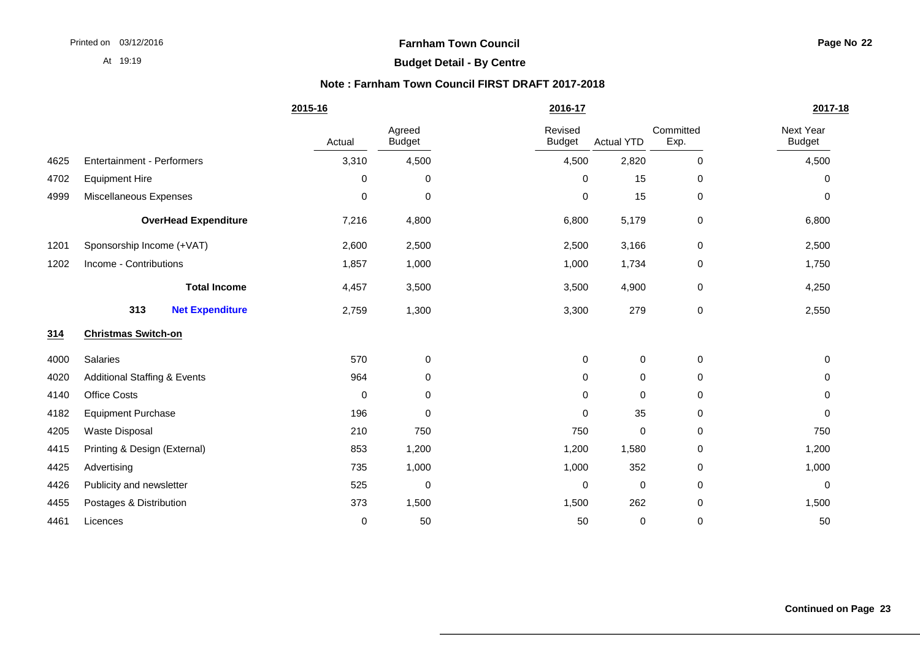# Farnham Town Council

## Budget Detail - By Centre

### Note : Farnham Town Council FIRST DRAFT 2017-2018

| | | 2015-16 | | 2016-17 | | | 2017-18 |
|---|---|---|---|---|---|---|---|
| | | Actual | Agreed Budget | Revised Budget | Actual YTD | Committed Exp. | Next Year Budget |
| 4625 | Entertainment - Performers | 3,310 | 4,500 | 4,500 | 2,820 | 0 | 4,500 |
| 4702 | Equipment Hire | 0 | 0 | 0 | 15 | 0 | 0 |
| 4999 | Miscellaneous Expenses | 0 | 0 | 0 | 15 | 0 | 0 |
| | **OverHead Expenditure** | 7,216 | 4,800 | 6,800 | 5,179 | 0 | 6,800 |
| 1201 | Sponsorship Income (+VAT) | 2,600 | 2,500 | 2,500 | 3,166 | 0 | 2,500 |
| 1202 | Income - Contributions | 1,857 | 1,000 | 1,000 | 1,734 | 0 | 1,750 |
| | **Total Income** | 4,457 | 3,500 | 3,500 | 4,900 | 0 | 4,250 |
| | **313 Net Expenditure** | 2,759 | 1,300 | 3,300 | 279 | 0 | 2,550 |
| **314** | **Christmas Switch-on** | | | | | | |
| 4000 | Salaries | 570 | 0 | 0 | 0 | 0 | 0 |
| 4020 | Additional Staffing & Events | 964 | 0 | 0 | 0 | 0 | 0 |
| 4140 | Office Costs | 0 | 0 | 0 | 0 | 0 | 0 |
| 4182 | Equipment Purchase | 196 | 0 | 0 | 35 | 0 | 0 |
| 4205 | Waste Disposal | 210 | 750 | 750 | 0 | 0 | 750 |
| 4415 | Printing & Design (External) | 853 | 1,200 | 1,200 | 1,580 | 0 | 1,200 |
| 4425 | Advertising | 735 | 1,000 | 1,000 | 352 | 0 | 1,000 |
| 4426 | Publicity and newsletter | 525 | 0 | 0 | 0 | 0 | 0 |
| 4455 | Postages & Distribution | 373 | 1,500 | 1,500 | 262 | 0 | 1,500 |
| 4461 | Licences | 0 | 50 | 50 | 0 | 0 | 50 |

**Continued on Page 23**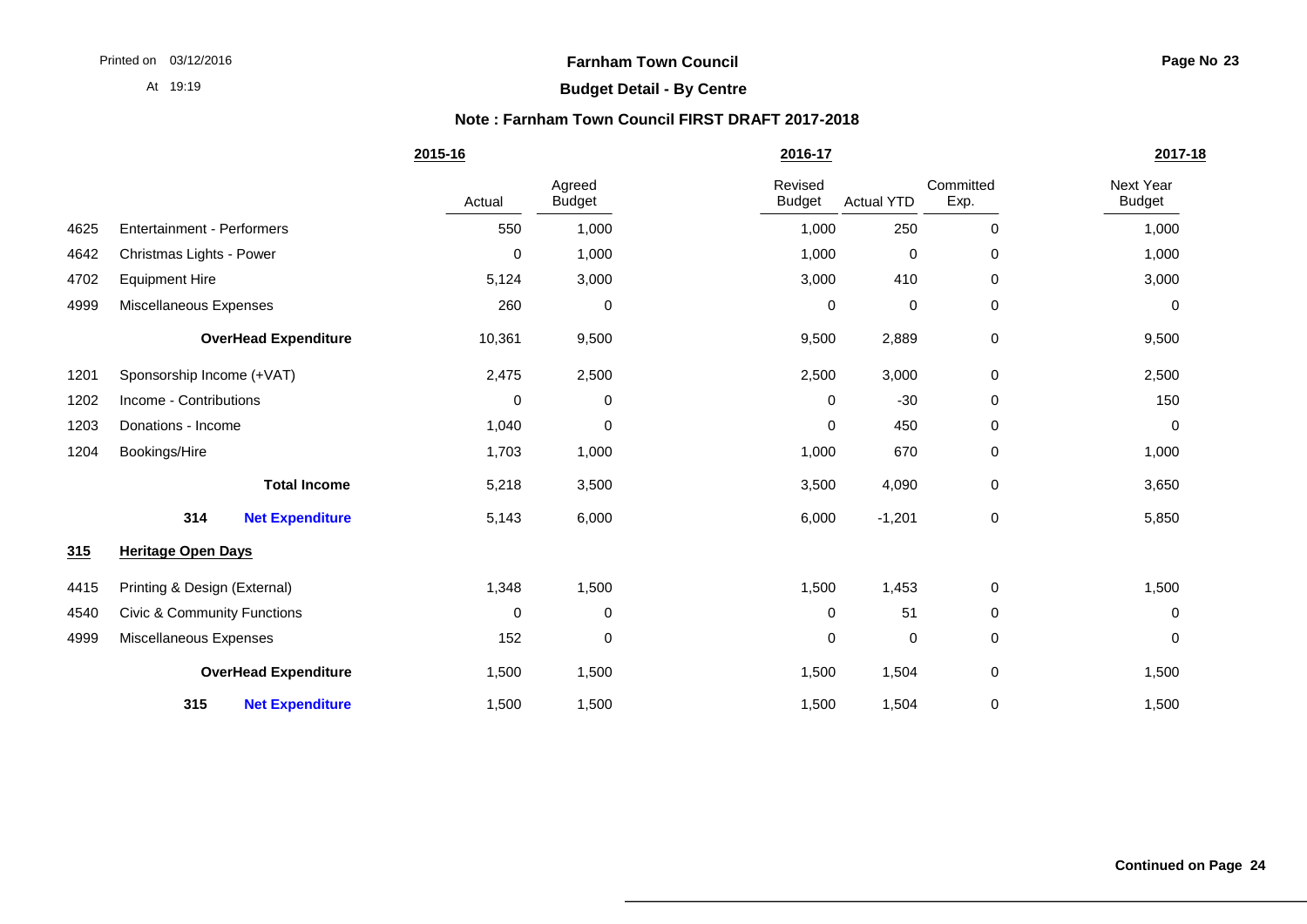# Farnham Town Council

## Budget Detail - By Centre

### Note : Farnham Town Council FIRST DRAFT 2017-2018

| | | 2015-16 | | 2016-17 | | | 2017-18 |
|---|---|---|---|---|---|---|---|
| | | Actual | Agreed Budget | Revised Budget | Actual YTD | Committed Exp. | Next Year Budget |
| 4625 | Entertainment - Performers | 550 | 1,000 | 1,000 | 250 | 0 | 1,000 |
| 4642 | Christmas Lights - Power | 0 | 1,000 | 1,000 | 0 | 0 | 1,000 |
| 4702 | Equipment Hire | 5,124 | 3,000 | 3,000 | 410 | 0 | 3,000 |
| 4999 | Miscellaneous Expenses | 260 | 0 | 0 | 0 | 0 | 0 |
| | **OverHead Expenditure** | 10,361 | 9,500 | 9,500 | 2,889 | 0 | 9,500 |
| 1201 | Sponsorship Income (+VAT) | 2,475 | 2,500 | 2,500 | 3,000 | 0 | 2,500 |
| 1202 | Income - Contributions | 0 | 0 | 0 | -30 | 0 | 150 |
| 1203 | Donations - Income | 1,040 | 0 | 0 | 450 | 0 | 0 |
| 1204 | Bookings/Hire | 1,703 | 1,000 | 1,000 | 670 | 0 | 1,000 |
| | **Total Income** | 5,218 | 3,500 | 3,500 | 4,090 | 0 | 3,650 |
| **314** | **Net Expenditure** | 5,143 | 6,000 | 6,000 | -1,201 | 0 | 5,850 |
| **315** | **Heritage Open Days** | | | | | | |
| 4415 | Printing & Design (External) | 1,348 | 1,500 | 1,500 | 1,453 | 0 | 1,500 |
| 4540 | Civic & Community Functions | 0 | 0 | 0 | 51 | 0 | 0 |
| 4999 | Miscellaneous Expenses | 152 | 0 | 0 | 0 | 0 | 0 |
| | **OverHead Expenditure** | 1,500 | 1,500 | 1,500 | 1,504 | 0 | 1,500 |
| **315** | **Net Expenditure** | 1,500 | 1,500 | 1,500 | 1,504 | 0 | 1,500 |

**Continued on Page 24**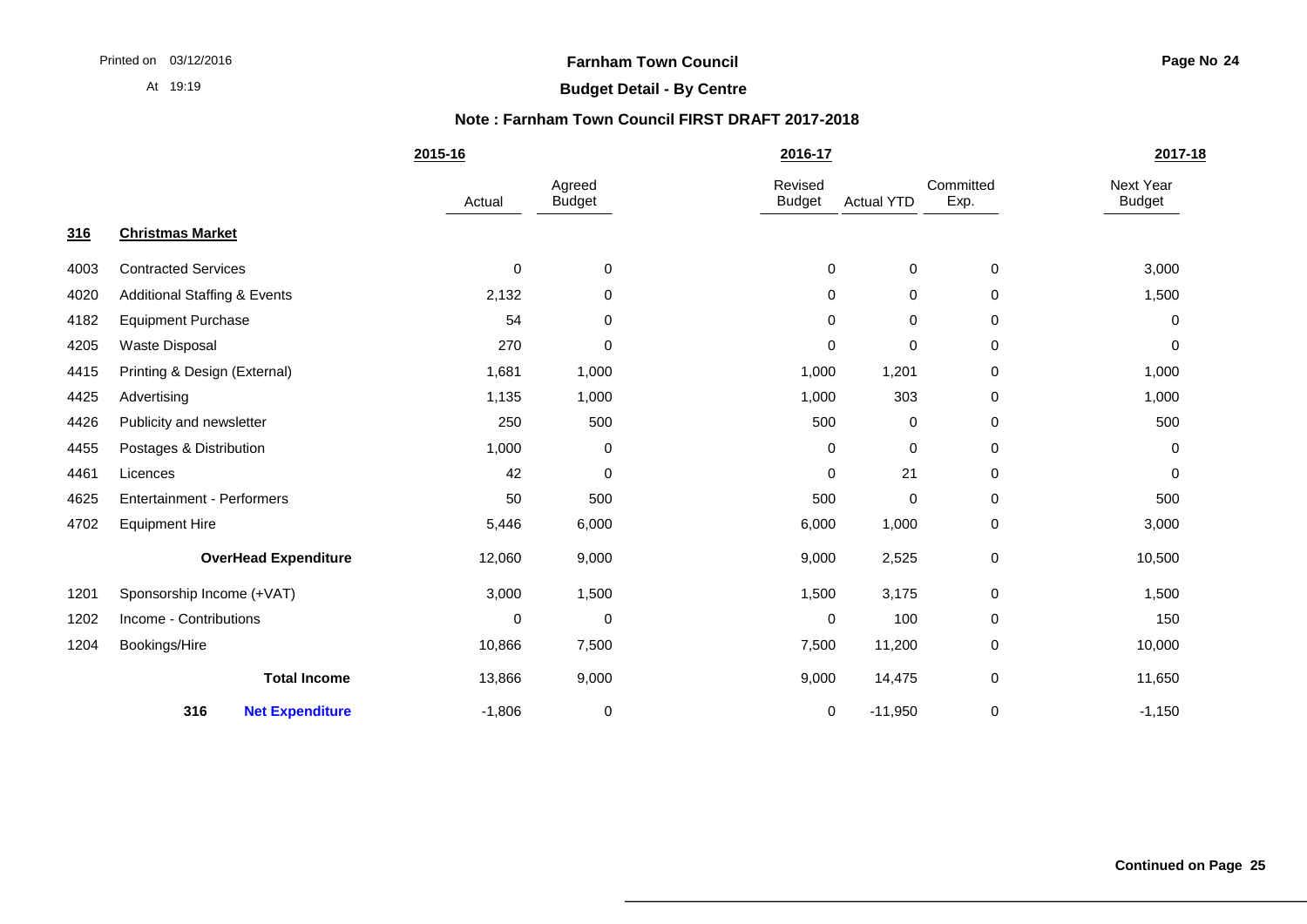**Farnham Town Council**

**Budget Detail - By Centre**

**Note : Farnham Town Council FIRST DRAFT 2017-2018**

| | | 2015-16 | | 2016-17 | | | 2017-18 |
|---|---|---|---|---|---|---|---|
| | | Actual | Agreed Budget | Revised Budget | Actual YTD | Committed Exp. | Next Year Budget |
| **316** | **Christmas Market** | | | | | | |
| 4003 | Contracted Services | 0 | 0 | 0 | 0 | 0 | 3,000 |
| 4020 | Additional Staffing & Events | 2,132 | 0 | 0 | 0 | 0 | 1,500 |
| 4182 | Equipment Purchase | 54 | 0 | 0 | 0 | 0 | 0 |
| 4205 | Waste Disposal | 270 | 0 | 0 | 0 | 0 | 0 |
| 4415 | Printing & Design (External) | 1,681 | 1,000 | 1,000 | 1,201 | 0 | 1,000 |
| 4425 | Advertising | 1,135 | 1,000 | 1,000 | 303 | 0 | 1,000 |
| 4426 | Publicity and newsletter | 250 | 500 | 500 | 0 | 0 | 500 |
| 4455 | Postages & Distribution | 1,000 | 0 | 0 | 0 | 0 | 0 |
| 4461 | Licences | 42 | 0 | 0 | 21 | 0 | 0 |
| 4625 | Entertainment - Performers | 50 | 500 | 500 | 0 | 0 | 500 |
| 4702 | Equipment Hire | 5,446 | 6,000 | 6,000 | 1,000 | 0 | 3,000 |
| | **OverHead Expenditure** | 12,060 | 9,000 | 9,000 | 2,525 | 0 | 10,500 |
| 1201 | Sponsorship Income (+VAT) | 3,000 | 1,500 | 1,500 | 3,175 | 0 | 1,500 |
| 1202 | Income - Contributions | 0 | 0 | 0 | 100 | 0 | 150 |
| 1204 | Bookings/Hire | 10,866 | 7,500 | 7,500 | 11,200 | 0 | 10,000 |
| | **Total Income** | 13,866 | 9,000 | 9,000 | 14,475 | 0 | 11,650 |
| **316** | **Net Expenditure** | -1,806 | 0 | 0 | -11,950 | 0 | -1,150 |

**Continued on Page 25**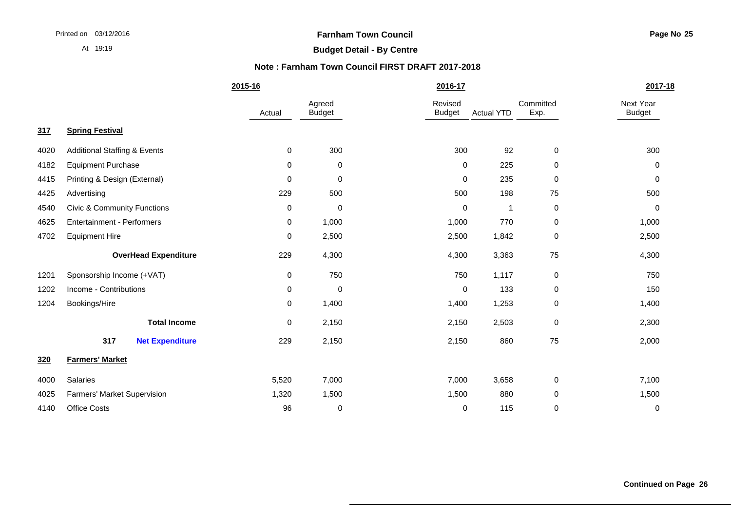**Farnham Town Council**

**Budget Detail - By Centre**

**Note : Farnham Town Council FIRST DRAFT 2017-2018**

| | | 2015-16 | | 2016-17 | | | 2017-18 |
|---|---|---|---|---|---|---|---|
| | | Actual | Agreed Budget | Revised Budget | Actual YTD | Committed Exp. | Next Year Budget |
| **317** | **Spring Festival** | | | | | | |
| 4020 | Additional Staffing & Events | 0 | 300 | 300 | 92 | 0 | 300 |
| 4182 | Equipment Purchase | 0 | 0 | 0 | 225 | 0 | 0 |
| 4415 | Printing & Design (External) | 0 | 0 | 0 | 235 | 0 | 0 |
| 4425 | Advertising | 229 | 500 | 500 | 198 | 75 | 500 |
| 4540 | Civic & Community Functions | 0 | 0 | 0 | 1 | 0 | 0 |
| 4625 | Entertainment - Performers | 0 | 1,000 | 1,000 | 770 | 0 | 1,000 |
| 4702 | Equipment Hire | 0 | 2,500 | 2,500 | 1,842 | 0 | 2,500 |
| | **OverHead Expenditure** | 229 | 4,300 | 4,300 | 3,363 | 75 | 4,300 |
| 1201 | Sponsorship Income (+VAT) | 0 | 750 | 750 | 1,117 | 0 | 750 |
| 1202 | Income - Contributions | 0 | 0 | 0 | 133 | 0 | 150 |
| 1204 | Bookings/Hire | 0 | 1,400 | 1,400 | 1,253 | 0 | 1,400 |
| | **Total Income** | 0 | 2,150 | 2,150 | 2,503 | 0 | 2,300 |
| | **317 Net Expenditure** | 229 | 2,150 | 2,150 | 860 | 75 | 2,000 |
| **320** | **Farmers' Market** | | | | | | |
| 4000 | Salaries | 5,520 | 7,000 | 7,000 | 3,658 | 0 | 7,100 |
| 4025 | Farmers' Market Supervision | 1,320 | 1,500 | 1,500 | 880 | 0 | 1,500 |
| 4140 | Office Costs | 96 | 0 | 0 | 115 | 0 | 0 |

**Continued on Page 26**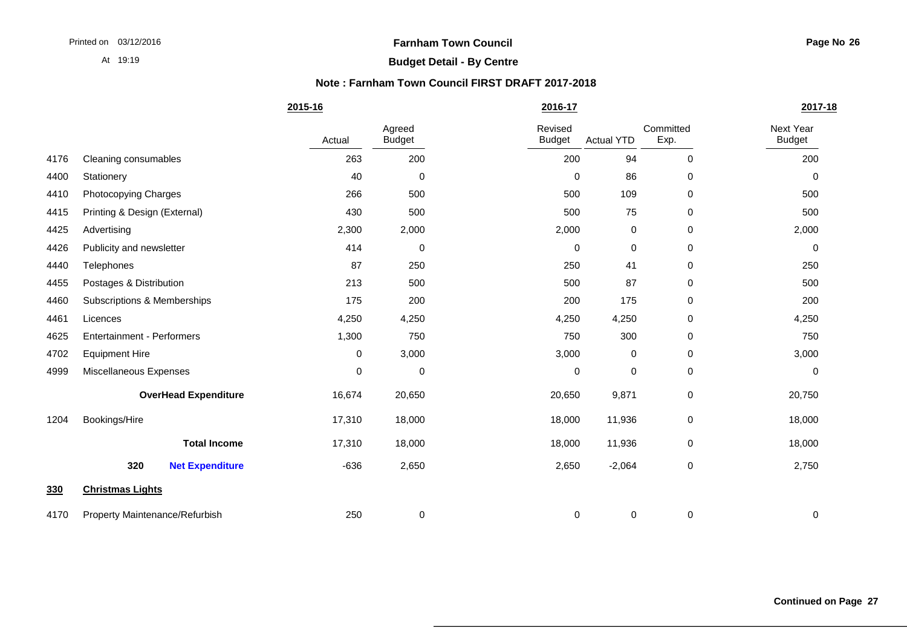**Farnham Town Council**

**Budget Detail - By Centre**

**Note : Farnham Town Council FIRST DRAFT 2017-2018**

| | | 2015-16 | | 2016-17 | | | 2017-18 |
|---|---|---|---|---|---|---|---|
| | | Actual | Agreed Budget | Revised Budget | Actual YTD | Committed Exp. | Next Year Budget |
| 4176 | Cleaning consumables | 263 | 200 | 200 | 94 | 0 | 200 |
| 4400 | Stationery | 40 | 0 | 0 | 86 | 0 | 0 |
| 4410 | Photocopying Charges | 266 | 500 | 500 | 109 | 0 | 500 |
| 4415 | Printing & Design (External) | 430 | 500 | 500 | 75 | 0 | 500 |
| 4425 | Advertising | 2,300 | 2,000 | 2,000 | 0 | 0 | 2,000 |
| 4426 | Publicity and newsletter | 414 | 0 | 0 | 0 | 0 | 0 |
| 4440 | Telephones | 87 | 250 | 250 | 41 | 0 | 250 |
| 4455 | Postages & Distribution | 213 | 500 | 500 | 87 | 0 | 500 |
| 4460 | Subscriptions & Memberships | 175 | 200 | 200 | 175 | 0 | 200 |
| 4461 | Licences | 4,250 | 4,250 | 4,250 | 4,250 | 0 | 4,250 |
| 4625 | Entertainment - Performers | 1,300 | 750 | 750 | 300 | 0 | 750 |
| 4702 | Equipment Hire | 0 | 3,000 | 3,000 | 0 | 0 | 3,000 |
| 4999 | Miscellaneous Expenses | 0 | 0 | 0 | 0 | 0 | 0 |
| | **OverHead Expenditure** | 16,674 | 20,650 | 20,650 | 9,871 | 0 | 20,750 |
| 1204 | Bookings/Hire | 17,310 | 18,000 | 18,000 | 11,936 | 0 | 18,000 |
| | **Total Income** | 17,310 | 18,000 | 18,000 | 11,936 | 0 | 18,000 |
| | **320 Net Expenditure** | -636 | 2,650 | 2,650 | -2,064 | 0 | 2,750 |
| **330** | **Christmas Lights** | | | | | | |
| 4170 | Property Maintenance/Refurbish | 250 | 0 | 0 | 0 | 0 | 0 |

**Continued on Page 27**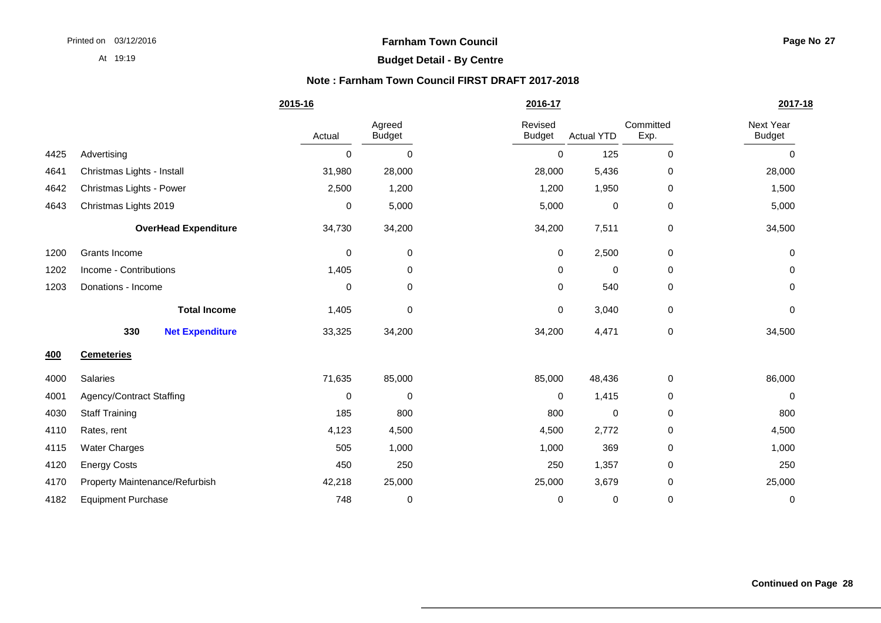**Farnham Town Council**

**Budget Detail - By Centre**

**Note : Farnham Town Council FIRST DRAFT 2017-2018**

| | | 2015-16 | | 2016-17 | | | 2017-18 |
|---|---|---|---|---|---|---|---|
| | | Actual | Agreed Budget | Revised Budget | Actual YTD | Committed Exp. | Next Year Budget |
| 4425 | Advertising | 0 | 0 | 0 | 125 | 0 | 0 |
| 4641 | Christmas Lights - Install | 31,980 | 28,000 | 28,000 | 5,436 | 0 | 28,000 |
| 4642 | Christmas Lights - Power | 2,500 | 1,200 | 1,200 | 1,950 | 0 | 1,500 |
| 4643 | Christmas Lights 2019 | 0 | 5,000 | 5,000 | 0 | 0 | 5,000 |
| | **OverHead Expenditure** | 34,730 | 34,200 | 34,200 | 7,511 | 0 | 34,500 |
| 1200 | Grants Income | 0 | 0 | 0 | 2,500 | 0 | 0 |
| 1202 | Income - Contributions | 1,405 | 0 | 0 | 0 | 0 | 0 |
| 1203 | Donations - Income | 0 | 0 | 0 | 540 | 0 | 0 |
| | **Total Income** | 1,405 | 0 | 0 | 3,040 | 0 | 0 |
| | **330 Net Expenditure** | 33,325 | 34,200 | 34,200 | 4,471 | 0 | 34,500 |
| **400** | **Cemeteries** | | | | | | |
| 4000 | Salaries | 71,635 | 85,000 | 85,000 | 48,436 | 0 | 86,000 |
| 4001 | Agency/Contract Staffing | 0 | 0 | 0 | 1,415 | 0 | 0 |
| 4030 | Staff Training | 185 | 800 | 800 | 0 | 0 | 800 |
| 4110 | Rates, rent | 4,123 | 4,500 | 4,500 | 2,772 | 0 | 4,500 |
| 4115 | Water Charges | 505 | 1,000 | 1,000 | 369 | 0 | 1,000 |
| 4120 | Energy Costs | 450 | 250 | 250 | 1,357 | 0 | 250 |
| 4170 | Property Maintenance/Refurbish | 42,218 | 25,000 | 25,000 | 3,679 | 0 | 25,000 |
| 4182 | Equipment Purchase | 748 | 0 | 0 | 0 | 0 | 0 |

**Continued on Page 28**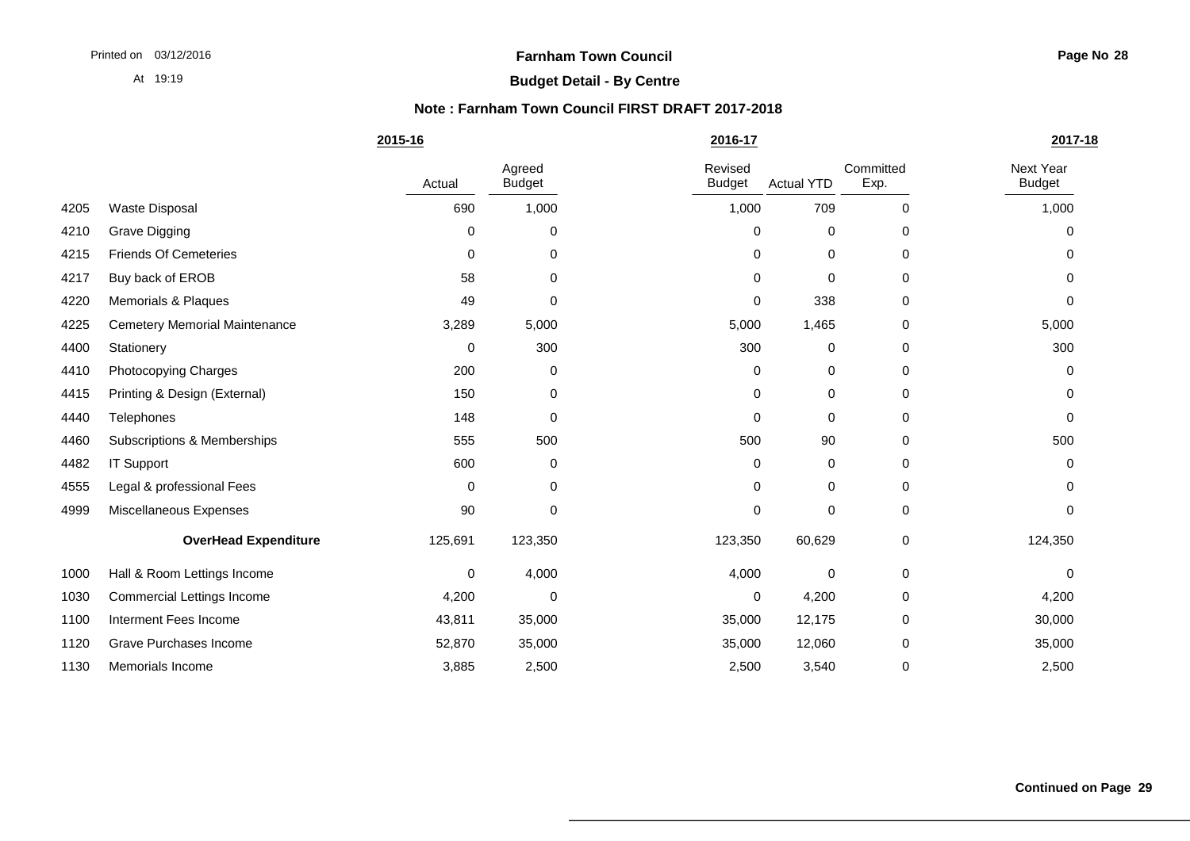**Farnham Town Council**

**Budget Detail - By Centre**

**Note : Farnham Town Council FIRST DRAFT 2017-2018**

| | | 2015-16 | | 2016-17 | | | 2017-18 |
|---|---|---|---|---|---|---|---|
| | | Actual | Agreed Budget | Revised Budget | Actual YTD | Committed Exp. | Next Year Budget |
| 4205 | Waste Disposal | 690 | 1,000 | 1,000 | 709 | 0 | 1,000 |
| 4210 | Grave Digging | 0 | 0 | 0 | 0 | 0 | 0 |
| 4215 | Friends Of Cemeteries | 0 | 0 | 0 | 0 | 0 | 0 |
| 4217 | Buy back of EROB | 58 | 0 | 0 | 0 | 0 | 0 |
| 4220 | Memorials & Plaques | 49 | 0 | 0 | 338 | 0 | 0 |
| 4225 | Cemetery Memorial Maintenance | 3,289 | 5,000 | 5,000 | 1,465 | 0 | 5,000 |
| 4400 | Stationery | 0 | 300 | 300 | 0 | 0 | 300 |
| 4410 | Photocopying Charges | 200 | 0 | 0 | 0 | 0 | 0 |
| 4415 | Printing & Design (External) | 150 | 0 | 0 | 0 | 0 | 0 |
| 4440 | Telephones | 148 | 0 | 0 | 0 | 0 | 0 |
| 4460 | Subscriptions & Memberships | 555 | 500 | 500 | 90 | 0 | 500 |
| 4482 | IT Support | 600 | 0 | 0 | 0 | 0 | 0 |
| 4555 | Legal & professional Fees | 0 | 0 | 0 | 0 | 0 | 0 |
| 4999 | Miscellaneous Expenses | 90 | 0 | 0 | 0 | 0 | 0 |
| | **OverHead Expenditure** | 125,691 | 123,350 | 123,350 | 60,629 | 0 | 124,350 |
| 1000 | Hall & Room Lettings Income | 0 | 4,000 | 4,000 | 0 | 0 | 0 |
| 1030 | Commercial Lettings Income | 4,200 | 0 | 0 | 4,200 | 0 | 4,200 |
| 1100 | Interment Fees Income | 43,811 | 35,000 | 35,000 | 12,175 | 0 | 30,000 |
| 1120 | Grave Purchases Income | 52,870 | 35,000 | 35,000 | 12,060 | 0 | 35,000 |
| 1130 | Memorials Income | 3,885 | 2,500 | 2,500 | 3,540 | 0 | 2,500 |

**Continued on Page 29**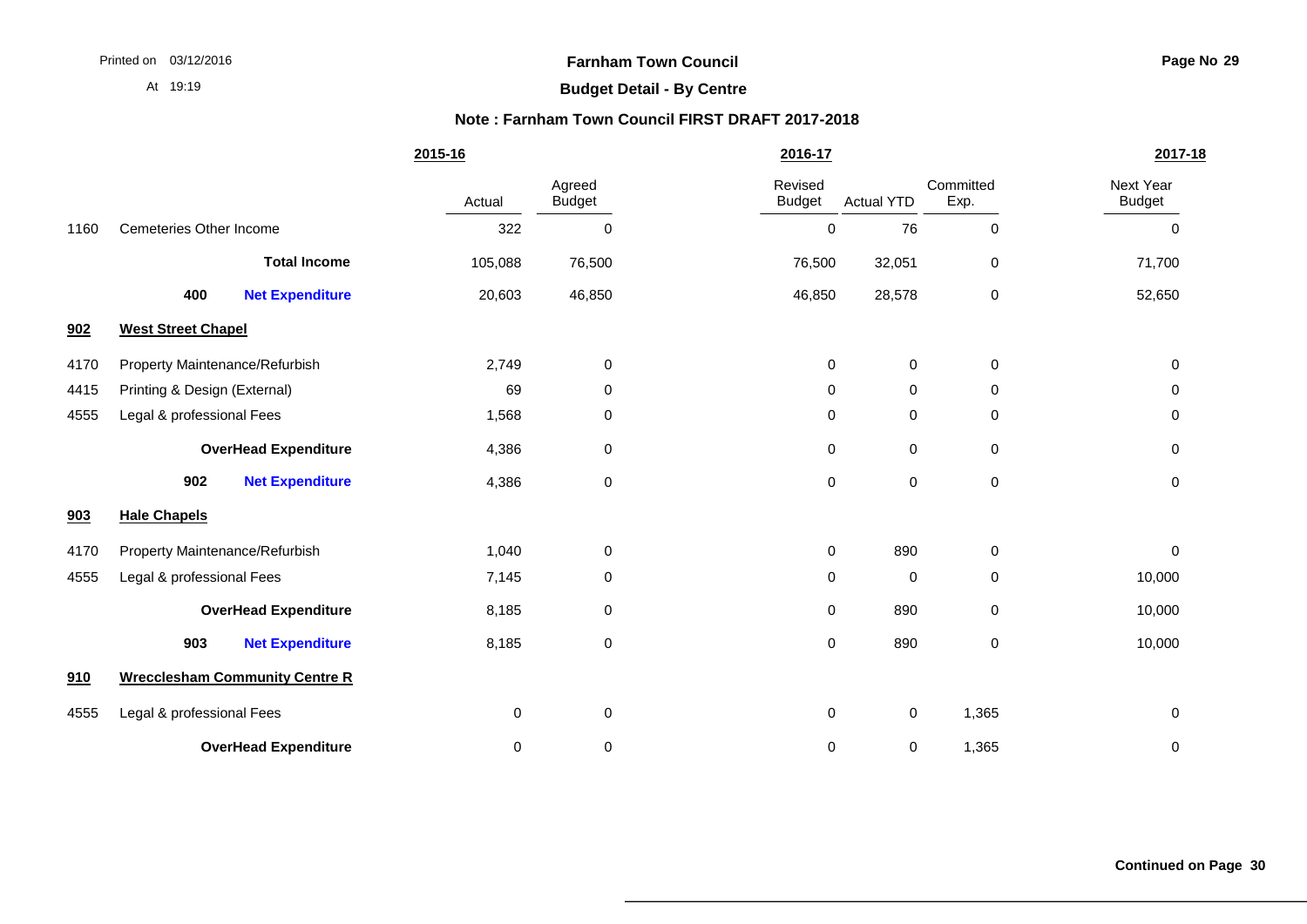**Farnham Town Council**

**Budget Detail - By Centre**

**Note : Farnham Town Council FIRST DRAFT 2017-2018**

| | | 2015-16 Actual | Agreed Budget | 2016-17 Revised Budget | Actual YTD | Committed Exp. | 2017-18 Next Year Budget |
|---|---|---|---|---|---|---|---|
| 1160 | Cemeteries Other Income | 322 | 0 | 0 | 76 | 0 | 0 |
| | **Total Income** | 105,088 | 76,500 | 76,500 | 32,051 | 0 | 71,700 |
| | **400 Net Expenditure** | 20,603 | 46,850 | 46,850 | 28,578 | 0 | 52,650 |
| **902** | **West Street Chapel** | | | | | | |
| 4170 | Property Maintenance/Refurbish | 2,749 | 0 | 0 | 0 | 0 | 0 |
| 4415 | Printing & Design (External) | 69 | 0 | 0 | 0 | 0 | 0 |
| 4555 | Legal & professional Fees | 1,568 | 0 | 0 | 0 | 0 | 0 |
| | **OverHead Expenditure** | 4,386 | 0 | 0 | 0 | 0 | 0 |
| | **902 Net Expenditure** | 4,386 | 0 | 0 | 0 | 0 | 0 |
| **903** | **Hale Chapels** | | | | | | |
| 4170 | Property Maintenance/Refurbish | 1,040 | 0 | 0 | 890 | 0 | 0 |
| 4555 | Legal & professional Fees | 7,145 | 0 | 0 | 0 | 0 | 10,000 |
| | **OverHead Expenditure** | 8,185 | 0 | 0 | 890 | 0 | 10,000 |
| | **903 Net Expenditure** | 8,185 | 0 | 0 | 890 | 0 | 10,000 |
| **910** | **Wrecclesham Community Centre R** | | | | | | |
| 4555 | Legal & professional Fees | 0 | 0 | 0 | 0 | 1,365 | 0 |
| | **OverHead Expenditure** | 0 | 0 | 0 | 0 | 1,365 | 0 |

**Continued on Page 30**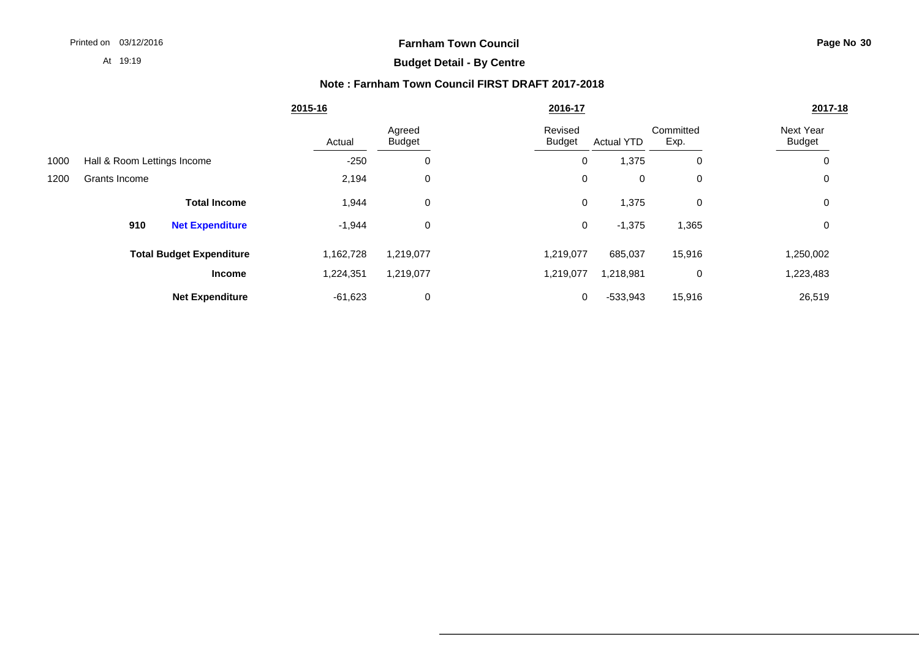**Farnham Town Council**

**Budget Detail - By Centre**

**Note : Farnham Town Council FIRST DRAFT 2017-2018**

| | | 2015-16 | | 2016-17 | | | 2017-18 |
|---|---|---|---|---|---|---|---|
| | | Actual | Agreed Budget | Revised Budget | Actual YTD | Committed Exp. | Next Year Budget |
| 1000 | Hall & Room Lettings Income | -250 | 0 | 0 | 1,375 | 0 | 0 |
| 1200 | Grants Income | 2,194 | 0 | 0 | 0 | 0 | 0 |
| | **Total Income** | 1,944 | 0 | 0 | 1,375 | 0 | 0 |
| **910** | **Net Expenditure** | -1,944 | 0 | 0 | -1,375 | 1,365 | 0 |
| | **Total Budget Expenditure** | 1,162,728 | 1,219,077 | 1,219,077 | 685,037 | 15,916 | 1,250,002 |
| | **Income** | 1,224,351 | 1,219,077 | 1,219,077 | 1,218,981 | 0 | 1,223,483 |
| | **Net Expenditure** | -61,623 | 0 | 0 | -533,943 | 15,916 | 26,519 |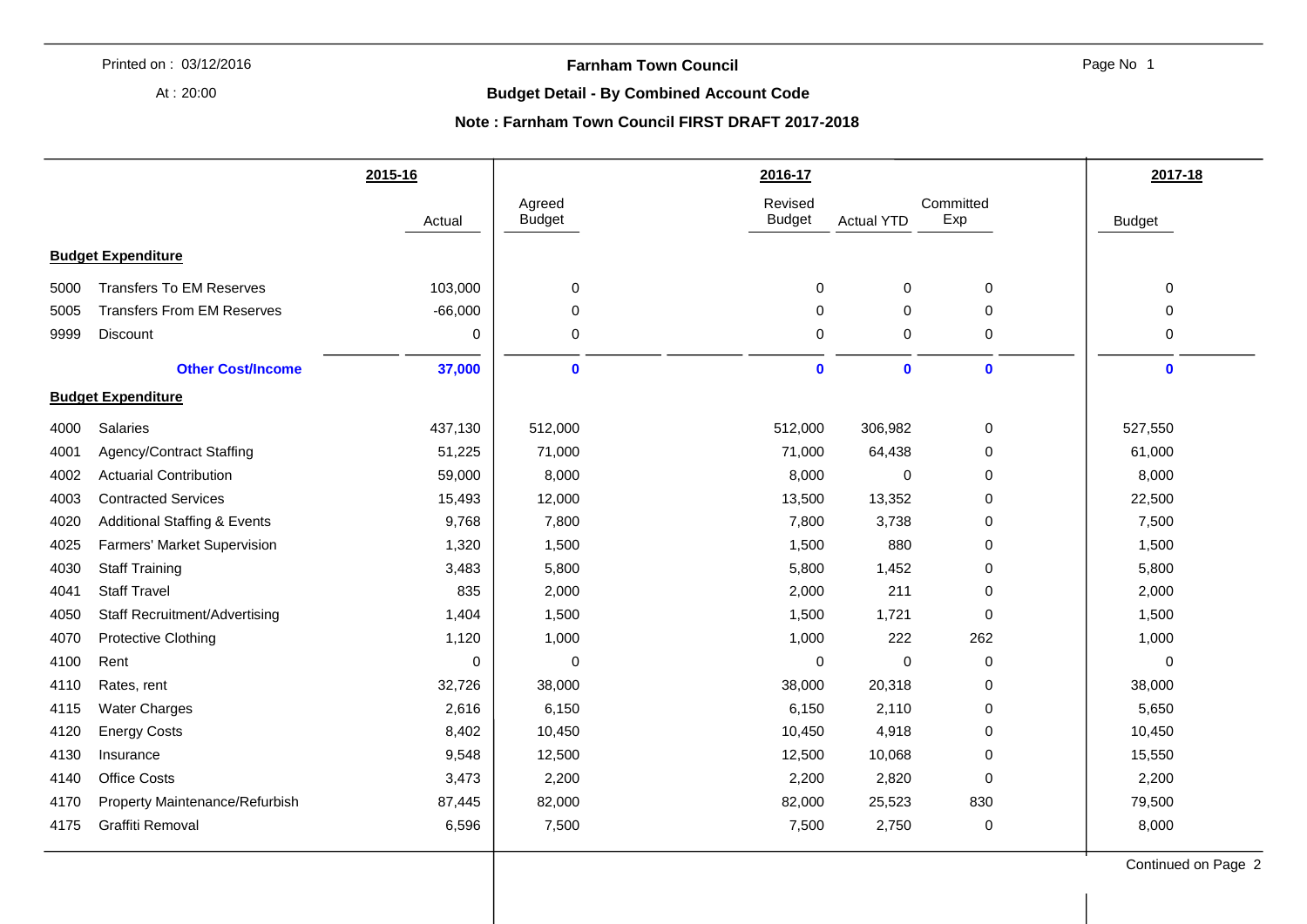**Farnham Town Council**

**Budget Detail - By Combined Account Code**

**Note : Farnham Town Council FIRST DRAFT 2017-2018**

Printed on : 03/12/2016

At : 20:00

| | | 2015-16 | 2016-17 | | | | 2017-18 |
|---|---|---|---|---|---|---|---|
| | | Actual | Agreed Budget | Revised Budget | Actual YTD | Committed Exp | Budget |
| **Budget Expenditure** | | | | | | | |
| 5000 | Transfers To EM Reserves | 103,000 | 0 | 0 | 0 | 0 | 0 |
| 5005 | Transfers From EM Reserves | -66,000 | 0 | 0 | 0 | 0 | 0 |
| 9999 | Discount | 0 | 0 | 0 | 0 | 0 | 0 |
| | **Other Cost/Income** | **37,000** | **0** | **0** | **0** | **0** | **0** |
| **Budget Expenditure** | | | | | | | |
| 4000 | Salaries | 437,130 | 512,000 | 512,000 | 306,982 | 0 | 527,550 |
| 4001 | Agency/Contract Staffing | 51,225 | 71,000 | 71,000 | 64,438 | 0 | 61,000 |
| 4002 | Actuarial Contribution | 59,000 | 8,000 | 8,000 | 0 | 0 | 8,000 |
| 4003 | Contracted Services | 15,493 | 12,000 | 13,500 | 13,352 | 0 | 22,500 |
| 4020 | Additional Staffing & Events | 9,768 | 7,800 | 7,800 | 3,738 | 0 | 7,500 |
| 4025 | Farmers' Market Supervision | 1,320 | 1,500 | 1,500 | 880 | 0 | 1,500 |
| 4030 | Staff Training | 3,483 | 5,800 | 5,800 | 1,452 | 0 | 5,800 |
| 4041 | Staff Travel | 835 | 2,000 | 2,000 | 211 | 0 | 2,000 |
| 4050 | Staff Recruitment/Advertising | 1,404 | 1,500 | 1,500 | 1,721 | 0 | 1,500 |
| 4070 | Protective Clothing | 1,120 | 1,000 | 1,000 | 222 | 262 | 1,000 |
| 4100 | Rent | 0 | 0 | 0 | 0 | 0 | 0 |
| 4110 | Rates, rent | 32,726 | 38,000 | 38,000 | 20,318 | 0 | 38,000 |
| 4115 | Water Charges | 2,616 | 6,150 | 6,150 | 2,110 | 0 | 5,650 |
| 4120 | Energy Costs | 8,402 | 10,450 | 10,450 | 4,918 | 0 | 10,450 |
| 4130 | Insurance | 9,548 | 12,500 | 12,500 | 10,068 | 0 | 15,550 |
| 4140 | Office Costs | 3,473 | 2,200 | 2,200 | 2,820 | 0 | 2,200 |
| 4170 | Property Maintenance/Refurbish | 87,445 | 82,000 | 82,000 | 25,523 | 830 | 79,500 |
| 4175 | Graffiti Removal | 6,596 | 7,500 | 7,500 | 2,750 | 0 | 8,000 |

Continued on Page 2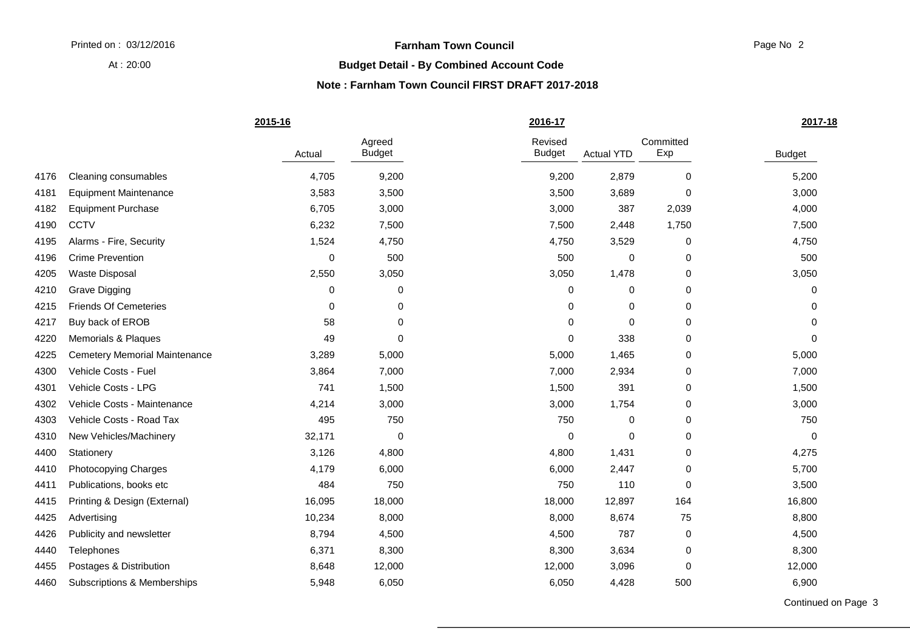**Farnham Town Council**

**Budget Detail - By Combined Account Code**

**Note : Farnham Town Council FIRST DRAFT 2017-2018**

| | | 2015-16 | | 2016-17 | | | 2017-18 |
|---|---|---|---|---|---|---|---|
| | | Actual | Agreed Budget | Revised Budget | Actual YTD | Committed Exp | Budget |
| 4176 | Cleaning consumables | 4,705 | 9,200 | 9,200 | 2,879 | 0 | 5,200 |
| 4181 | Equipment Maintenance | 3,583 | 3,500 | 3,500 | 3,689 | 0 | 3,000 |
| 4182 | Equipment Purchase | 6,705 | 3,000 | 3,000 | 387 | 2,039 | 4,000 |
| 4190 | CCTV | 6,232 | 7,500 | 7,500 | 2,448 | 1,750 | 7,500 |
| 4195 | Alarms - Fire, Security | 1,524 | 4,750 | 4,750 | 3,529 | 0 | 4,750 |
| 4196 | Crime Prevention | 0 | 500 | 500 | 0 | 0 | 500 |
| 4205 | Waste Disposal | 2,550 | 3,050 | 3,050 | 1,478 | 0 | 3,050 |
| 4210 | Grave Digging | 0 | 0 | 0 | 0 | 0 | 0 |
| 4215 | Friends Of Cemeteries | 0 | 0 | 0 | 0 | 0 | 0 |
| 4217 | Buy back of EROB | 58 | 0 | 0 | 0 | 0 | 0 |
| 4220 | Memorials & Plaques | 49 | 0 | 0 | 338 | 0 | 0 |
| 4225 | Cemetery Memorial Maintenance | 3,289 | 5,000 | 5,000 | 1,465 | 0 | 5,000 |
| 4300 | Vehicle Costs - Fuel | 3,864 | 7,000 | 7,000 | 2,934 | 0 | 7,000 |
| 4301 | Vehicle Costs - LPG | 741 | 1,500 | 1,500 | 391 | 0 | 1,500 |
| 4302 | Vehicle Costs - Maintenance | 4,214 | 3,000 | 3,000 | 1,754 | 0 | 3,000 |
| 4303 | Vehicle Costs - Road Tax | 495 | 750 | 750 | 0 | 0 | 750 |
| 4310 | New Vehicles/Machinery | 32,171 | 0 | 0 | 0 | 0 | 0 |
| 4400 | Stationery | 3,126 | 4,800 | 4,800 | 1,431 | 0 | 4,275 |
| 4410 | Photocopying Charges | 4,179 | 6,000 | 6,000 | 2,447 | 0 | 5,700 |
| 4411 | Publications, books etc | 484 | 750 | 750 | 110 | 0 | 3,500 |
| 4415 | Printing & Design (External) | 16,095 | 18,000 | 18,000 | 12,897 | 164 | 16,800 |
| 4425 | Advertising | 10,234 | 8,000 | 8,000 | 8,674 | 75 | 8,800 |
| 4426 | Publicity and newsletter | 8,794 | 4,500 | 4,500 | 787 | 0 | 4,500 |
| 4440 | Telephones | 6,371 | 8,300 | 8,300 | 3,634 | 0 | 8,300 |
| 4455 | Postages & Distribution | 8,648 | 12,000 | 12,000 | 3,096 | 0 | 12,000 |
| 4460 | Subscriptions & Memberships | 5,948 | 6,050 | 6,050 | 4,428 | 500 | 6,900 |

Continued on Page 3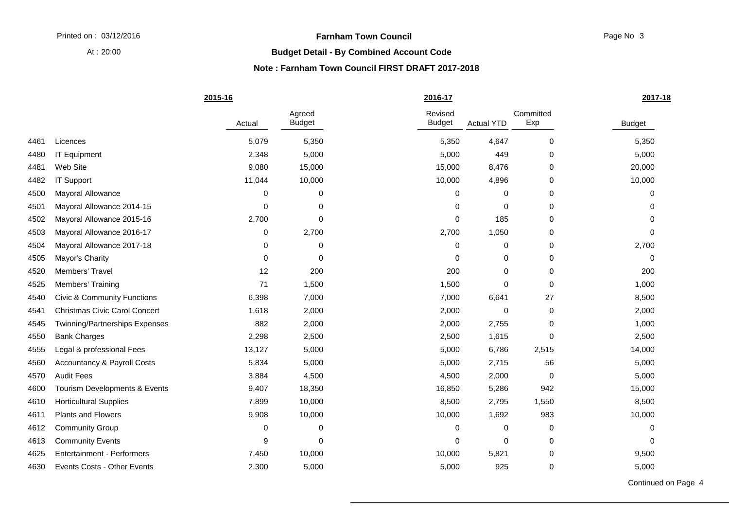**Farnham Town Council**

**Budget Detail - By Combined Account Code**

**Note : Farnham Town Council FIRST DRAFT 2017-2018**

| | | 2015-16 | | 2016-17 | | | 2017-18 |
|---|---|---|---|---|---|---|---|
| | | Actual | Agreed Budget | Revised Budget | Actual YTD | Committed Exp | Budget |
| 4461 | Licences | 5,079 | 5,350 | 5,350 | 4,647 | 0 | 5,350 |
| 4480 | IT Equipment | 2,348 | 5,000 | 5,000 | 449 | 0 | 5,000 |
| 4481 | Web Site | 9,080 | 15,000 | 15,000 | 8,476 | 0 | 20,000 |
| 4482 | IT Support | 11,044 | 10,000 | 10,000 | 4,896 | 0 | 10,000 |
| 4500 | Mayoral Allowance | 0 | 0 | 0 | 0 | 0 | 0 |
| 4501 | Mayoral Allowance 2014-15 | 0 | 0 | 0 | 0 | 0 | 0 |
| 4502 | Mayoral Allowance 2015-16 | 2,700 | 0 | 0 | 185 | 0 | 0 |
| 4503 | Mayoral Allowance 2016-17 | 0 | 2,700 | 2,700 | 1,050 | 0 | 0 |
| 4504 | Mayoral Allowance 2017-18 | 0 | 0 | 0 | 0 | 0 | 2,700 |
| 4505 | Mayor's Charity | 0 | 0 | 0 | 0 | 0 | 0 |
| 4520 | Members' Travel | 12 | 200 | 200 | 0 | 0 | 200 |
| 4525 | Members' Training | 71 | 1,500 | 1,500 | 0 | 0 | 1,000 |
| 4540 | Civic & Community Functions | 6,398 | 7,000 | 7,000 | 6,641 | 27 | 8,500 |
| 4541 | Christmas Civic Carol Concert | 1,618 | 2,000 | 2,000 | 0 | 0 | 2,000 |
| 4545 | Twinning/Partnerships Expenses | 882 | 2,000 | 2,000 | 2,755 | 0 | 1,000 |
| 4550 | Bank Charges | 2,298 | 2,500 | 2,500 | 1,615 | 0 | 2,500 |
| 4555 | Legal & professional Fees | 13,127 | 5,000 | 5,000 | 6,786 | 2,515 | 14,000 |
| 4560 | Accountancy & Payroll Costs | 5,834 | 5,000 | 5,000 | 2,715 | 56 | 5,000 |
| 4570 | Audit Fees | 3,884 | 4,500 | 4,500 | 2,000 | 0 | 5,000 |
| 4600 | Tourism Developments & Events | 9,407 | 18,350 | 16,850 | 5,286 | 942 | 15,000 |
| 4610 | Horticultural Supplies | 7,899 | 10,000 | 8,500 | 2,795 | 1,550 | 8,500 |
| 4611 | Plants and Flowers | 9,908 | 10,000 | 10,000 | 1,692 | 983 | 10,000 |
| 4612 | Community Group | 0 | 0 | 0 | 0 | 0 | 0 |
| 4613 | Community Events | 9 | 0 | 0 | 0 | 0 | 0 |
| 4625 | Entertainment - Performers | 7,450 | 10,000 | 10,000 | 5,821 | 0 | 9,500 |
| 4630 | Events Costs - Other Events | 2,300 | 5,000 | 5,000 | 925 | 0 | 5,000 |

Continued on Page 4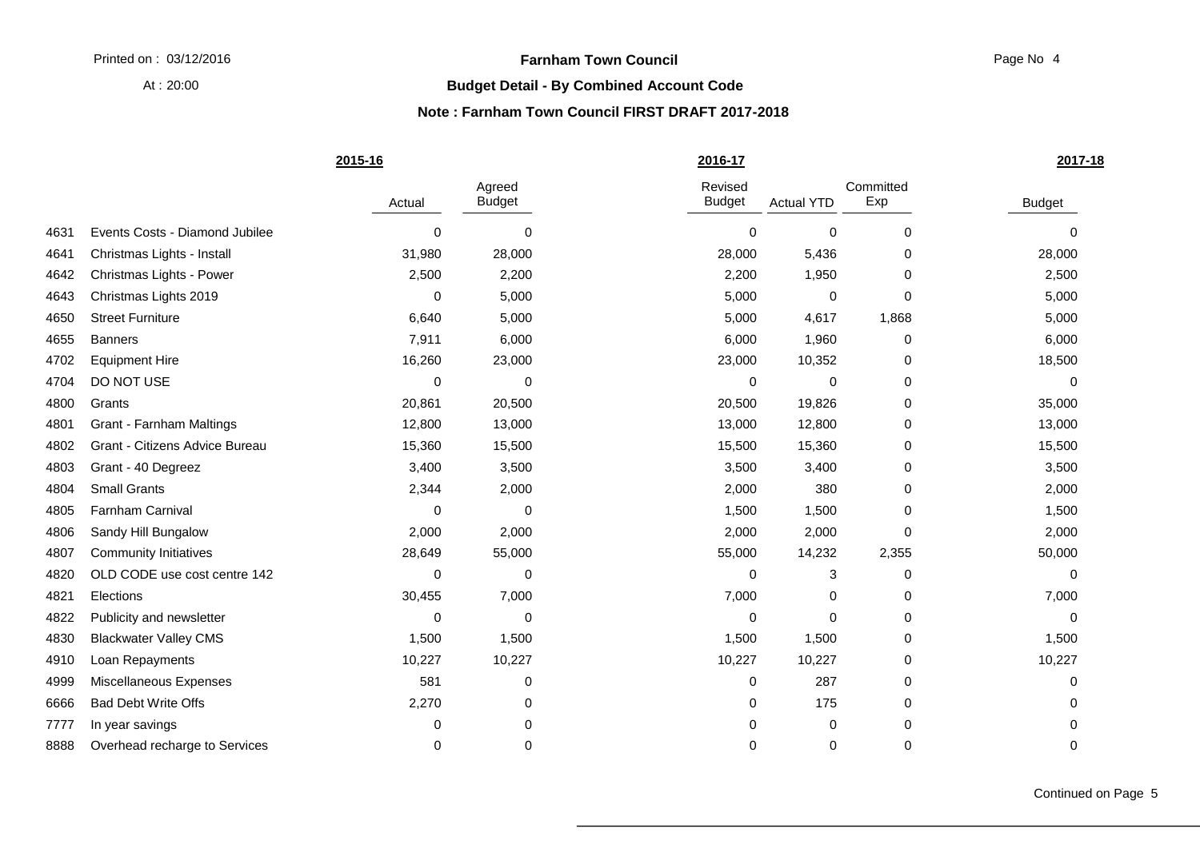**Farnham Town Council**

**Budget Detail - By Combined Account Code**

**Note : Farnham Town Council FIRST DRAFT 2017-2018**

Printed on : 03/12/2016

At : 20:00

| | | 2015-16 | | 2016-17 | | | 2017-18 |
|---|---|---|---|---|---|---|---|
| | | Actual | Agreed Budget | Revised Budget | Actual YTD | Committed Exp | Budget |
| 4631 | Events Costs - Diamond Jubilee | 0 | 0 | 0 | 0 | 0 | 0 |
| 4641 | Christmas Lights - Install | 31,980 | 28,000 | 28,000 | 5,436 | 0 | 28,000 |
| 4642 | Christmas Lights - Power | 2,500 | 2,200 | 2,200 | 1,950 | 0 | 2,500 |
| 4643 | Christmas Lights 2019 | 0 | 5,000 | 5,000 | 0 | 0 | 5,000 |
| 4650 | Street Furniture | 6,640 | 5,000 | 5,000 | 4,617 | 1,868 | 5,000 |
| 4655 | Banners | 7,911 | 6,000 | 6,000 | 1,960 | 0 | 6,000 |
| 4702 | Equipment Hire | 16,260 | 23,000 | 23,000 | 10,352 | 0 | 18,500 |
| 4704 | DO NOT USE | 0 | 0 | 0 | 0 | 0 | 0 |
| 4800 | Grants | 20,861 | 20,500 | 20,500 | 19,826 | 0 | 35,000 |
| 4801 | Grant - Farnham Maltings | 12,800 | 13,000 | 13,000 | 12,800 | 0 | 13,000 |
| 4802 | Grant - Citizens Advice Bureau | 15,360 | 15,500 | 15,500 | 15,360 | 0 | 15,500 |
| 4803 | Grant - 40 Degreez | 3,400 | 3,500 | 3,500 | 3,400 | 0 | 3,500 |
| 4804 | Small Grants | 2,344 | 2,000 | 2,000 | 380 | 0 | 2,000 |
| 4805 | Farnham Carnival | 0 | 0 | 1,500 | 1,500 | 0 | 1,500 |
| 4806 | Sandy Hill Bungalow | 2,000 | 2,000 | 2,000 | 2,000 | 0 | 2,000 |
| 4807 | Community Initiatives | 28,649 | 55,000 | 55,000 | 14,232 | 2,355 | 50,000 |
| 4820 | OLD CODE use cost centre 142 | 0 | 0 | 0 | 3 | 0 | 0 |
| 4821 | Elections | 30,455 | 7,000 | 7,000 | 0 | 0 | 7,000 |
| 4822 | Publicity and newsletter | 0 | 0 | 0 | 0 | 0 | 0 |
| 4830 | Blackwater Valley CMS | 1,500 | 1,500 | 1,500 | 1,500 | 0 | 1,500 |
| 4910 | Loan Repayments | 10,227 | 10,227 | 10,227 | 10,227 | 0 | 10,227 |
| 4999 | Miscellaneous Expenses | 581 | 0 | 0 | 287 | 0 | 0 |
| 6666 | Bad Debt Write Offs | 2,270 | 0 | 0 | 175 | 0 | 0 |
| 7777 | In year savings | 0 | 0 | 0 | 0 | 0 | 0 |
| 8888 | Overhead recharge to Services | 0 | 0 | 0 | 0 | 0 | 0 |

Continued on Page 5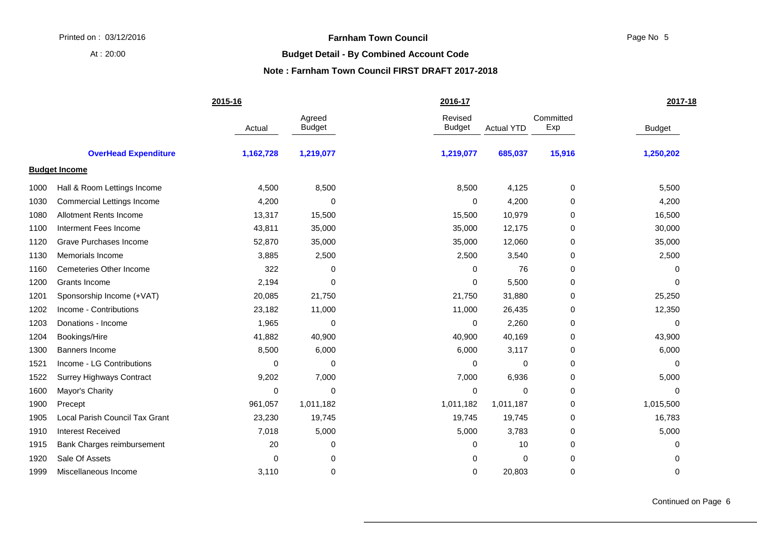**Farnham Town Council**

**Budget Detail - By Combined Account Code**

**Note : Farnham Town Council FIRST DRAFT 2017-2018**

| | | 2015-16 | | 2016-17 | | | 2017-18 |
|---|---|---|---|---|---|---|---|
| | | Actual | Agreed Budget | Revised Budget | Actual YTD | Committed Exp | Budget |
| | **OverHead Expenditure** | **1,162,728** | **1,219,077** | **1,219,077** | **685,037** | **15,916** | **1,250,202** |
| **Budget Income** | | | | | | | |
| 1000 | Hall & Room Lettings Income | 4,500 | 8,500 | 8,500 | 4,125 | 0 | 5,500 |
| 1030 | Commercial Lettings Income | 4,200 | 0 | 0 | 4,200 | 0 | 4,200 |
| 1080 | Allotment Rents Income | 13,317 | 15,500 | 15,500 | 10,979 | 0 | 16,500 |
| 1100 | Interment Fees Income | 43,811 | 35,000 | 35,000 | 12,175 | 0 | 30,000 |
| 1120 | Grave Purchases Income | 52,870 | 35,000 | 35,000 | 12,060 | 0 | 35,000 |
| 1130 | Memorials Income | 3,885 | 2,500 | 2,500 | 3,540 | 0 | 2,500 |
| 1160 | Cemeteries Other Income | 322 | 0 | 0 | 76 | 0 | 0 |
| 1200 | Grants Income | 2,194 | 0 | 0 | 5,500 | 0 | 0 |
| 1201 | Sponsorship Income (+VAT) | 20,085 | 21,750 | 21,750 | 31,880 | 0 | 25,250 |
| 1202 | Income - Contributions | 23,182 | 11,000 | 11,000 | 26,435 | 0 | 12,350 |
| 1203 | Donations - Income | 1,965 | 0 | 0 | 2,260 | 0 | 0 |
| 1204 | Bookings/Hire | 41,882 | 40,900 | 40,900 | 40,169 | 0 | 43,900 |
| 1300 | Banners Income | 8,500 | 6,000 | 6,000 | 3,117 | 0 | 6,000 |
| 1521 | Income - LG Contributions | 0 | 0 | 0 | 0 | 0 | 0 |
| 1522 | Surrey Highways Contract | 9,202 | 7,000 | 7,000 | 6,936 | 0 | 5,000 |
| 1600 | Mayor's Charity | 0 | 0 | 0 | 0 | 0 | 0 |
| 1900 | Precept | 961,057 | 1,011,182 | 1,011,182 | 1,011,187 | 0 | 1,015,500 |
| 1905 | Local Parish Council Tax Grant | 23,230 | 19,745 | 19,745 | 19,745 | 0 | 16,783 |
| 1910 | Interest Received | 7,018 | 5,000 | 5,000 | 3,783 | 0 | 5,000 |
| 1915 | Bank Charges reimbursement | 20 | 0 | 0 | 10 | 0 | 0 |
| 1920 | Sale Of Assets | 0 | 0 | 0 | 0 | 0 | 0 |
| 1999 | Miscellaneous Income | 3,110 | 0 | 0 | 20,803 | 0 | 0 |

Continued on Page 6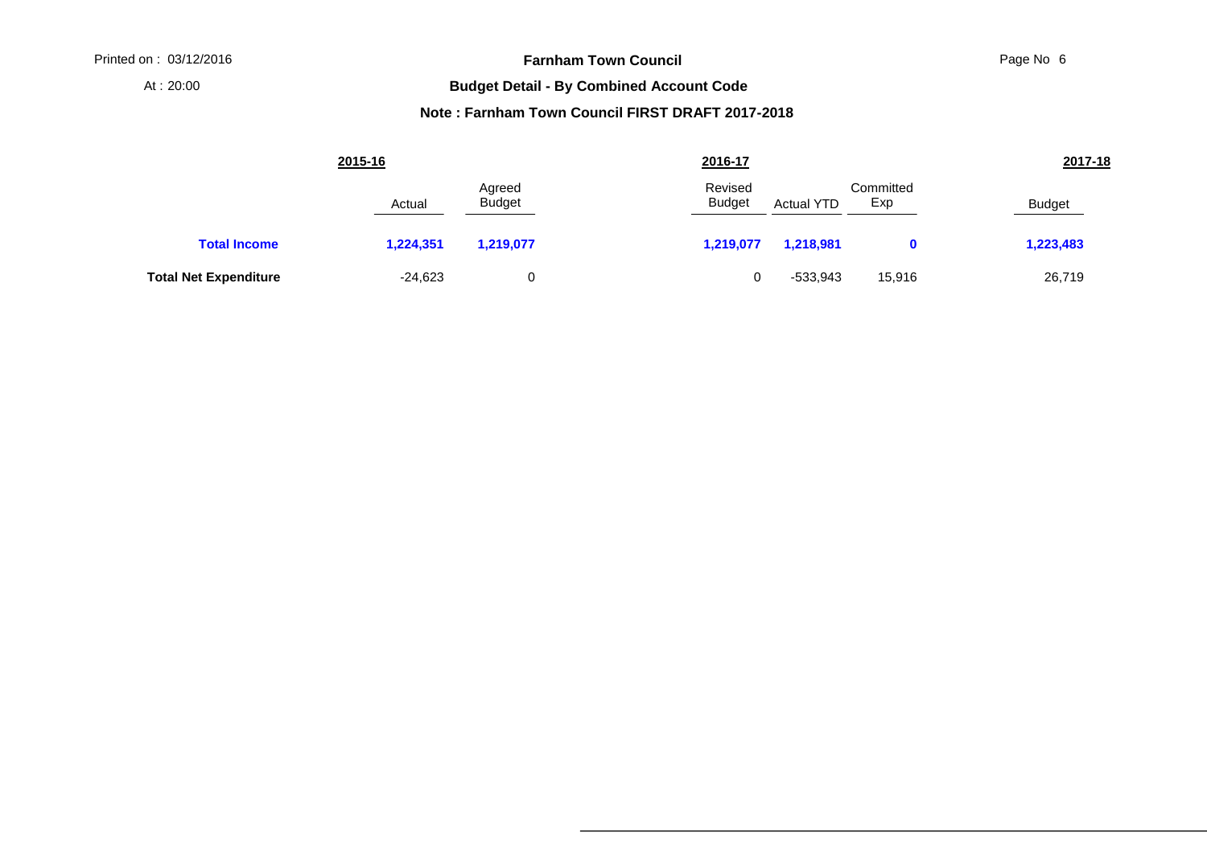**Farnham Town Council**

**Budget Detail - By Combined Account Code**

**Note : Farnham Town Council FIRST DRAFT 2017-2018**

| | 2015-16 | | 2016-17 | | | 2017-18 |
|---|---|---|---|---|---|---|
| | Actual | Agreed Budget | Revised Budget | Actual YTD | Committed Exp | Budget |
| **Total Income** | **1,224,351** | **1,219,077** | **1,219,077** | **1,218,981** | **0** | **1,223,483** |
| **Total Net Expenditure** | -24,623 | 0 | 0 | -533,943 | 15,916 | 26,719 |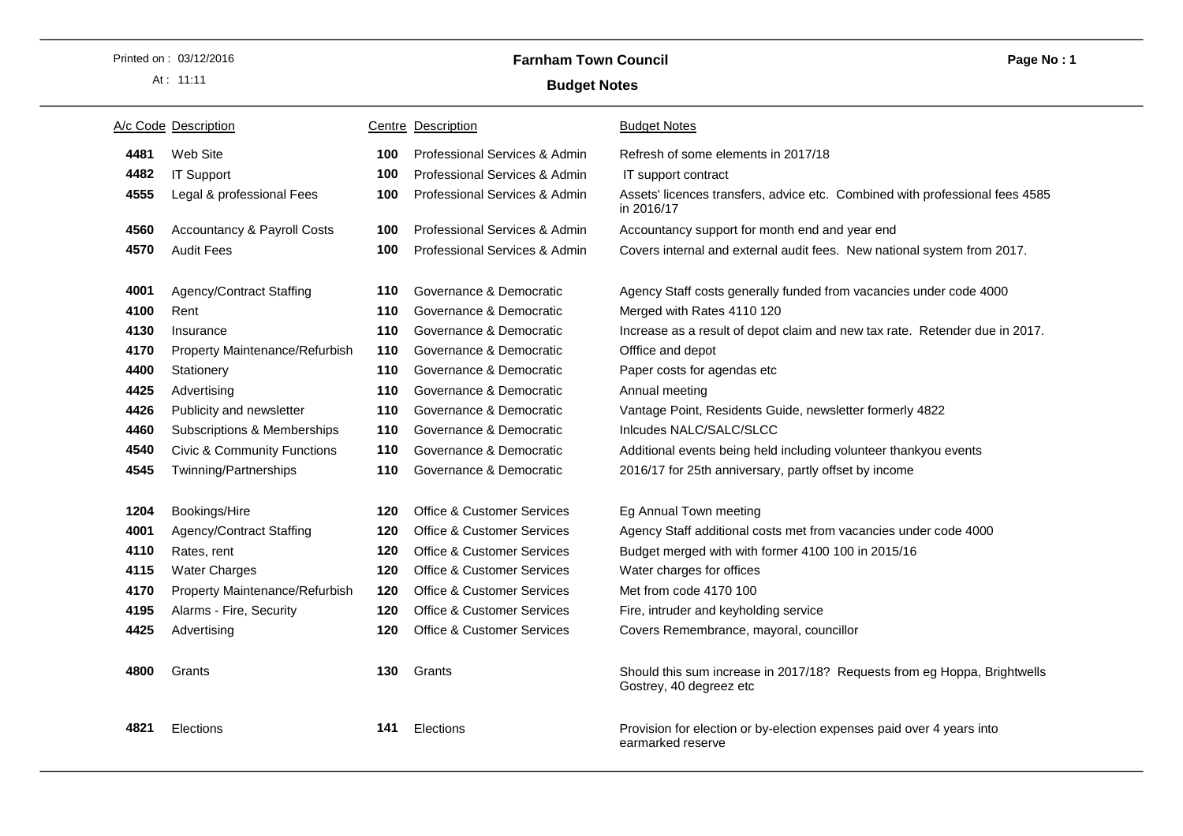# Farnham Town Council

## Budget Notes

Printed on : 03/12/2016
At : 11:11

| A/c Code | Description | Centre | Description | Budget Notes |
|---|---|---|---|---|
| 4481 | Web Site | 100 | Professional Services & Admin | Refresh of some elements in 2017/18 |
| 4482 | IT Support | 100 | Professional Services & Admin | IT support contract |
| 4555 | Legal & professional Fees | 100 | Professional Services & Admin | Assets' licences transfers, advice etc. Combined with professional fees 4585 in 2016/17 |
| 4560 | Accountancy & Payroll Costs | 100 | Professional Services & Admin | Accountancy support for month end and year end |
| 4570 | Audit Fees | 100 | Professional Services & Admin | Covers internal and external audit fees. New national system from 2017. |
| 4001 | Agency/Contract Staffing | 110 | Governance & Democratic | Agency Staff costs generally funded from vacancies under code 4000 |
| 4100 | Rent | 110 | Governance & Democratic | Merged with Rates 4110 120 |
| 4130 | Insurance | 110 | Governance & Democratic | Increase as a result of depot claim and new tax rate. Retender due in 2017. |
| 4170 | Property Maintenance/Refurbish | 110 | Governance & Democratic | Offfice and depot |
| 4400 | Stationery | 110 | Governance & Democratic | Paper costs for agendas etc |
| 4425 | Advertising | 110 | Governance & Democratic | Annual meeting |
| 4426 | Publicity and newsletter | 110 | Governance & Democratic | Vantage Point, Residents Guide, newsletter formerly 4822 |
| 4460 | Subscriptions & Memberships | 110 | Governance & Democratic | Inlcudes NALC/SALC/SLCC |
| 4540 | Civic & Community Functions | 110 | Governance & Democratic | Additional events being held including volunteer thankyou events |
| 4545 | Twinning/Partnerships | 110 | Governance & Democratic | 2016/17 for 25th anniversary, partly offset by income |
| 1204 | Bookings/Hire | 120 | Office & Customer Services | Eg Annual Town meeting |
| 4001 | Agency/Contract Staffing | 120 | Office & Customer Services | Agency Staff additional costs met from vacancies under code 4000 |
| 4110 | Rates, rent | 120 | Office & Customer Services | Budget merged with with former 4100 100 in 2015/16 |
| 4115 | Water Charges | 120 | Office & Customer Services | Water charges for offices |
| 4170 | Property Maintenance/Refurbish | 120 | Office & Customer Services | Met from code 4170 100 |
| 4195 | Alarms - Fire, Security | 120 | Office & Customer Services | Fire, intruder and keyholding service |
| 4425 | Advertising | 120 | Office & Customer Services | Covers Remembrance, mayoral, councillor |
| 4800 | Grants | 130 | Grants | Should this sum increase in 2017/18? Requests from eg Hoppa, Brightwells Gostrey, 40 degreez etc |
| 4821 | Elections | 141 | Elections | Provision for election or by-election expenses paid over 4 years into earmarked reserve |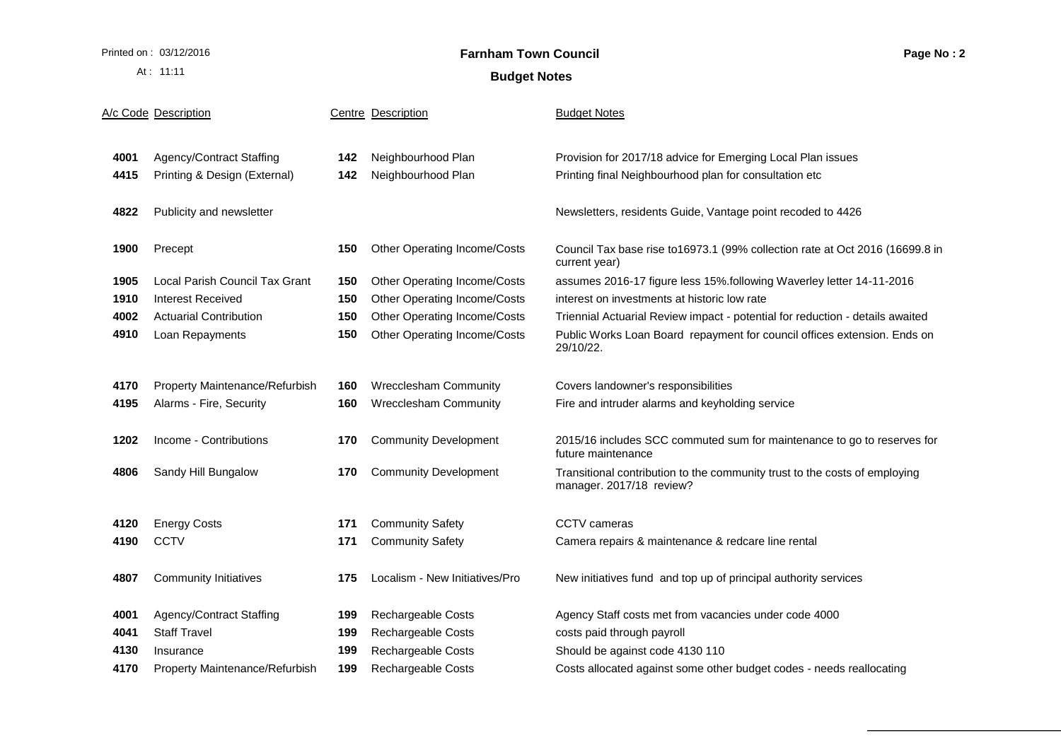# Farnham Town Council

## Budget Notes

| A/c Code | Description | Centre | Description | Budget Notes |
|---|---|---|---|---|
| 4001 | Agency/Contract Staffing | 142 | Neighbourhood Plan | Provision for 2017/18 advice for Emerging Local Plan issues |
| 4415 | Printing & Design (External) | 142 | Neighbourhood Plan | Printing final Neighbourhood plan for consultation etc |
| 4822 | Publicity and newsletter | | | Newsletters, residents Guide, Vantage point recoded to 4426 |
| 1900 | Precept | 150 | Other Operating Income/Costs | Council Tax base rise to16973.1 (99% collection rate at Oct 2016 (16699.8 in current year) |
| 1905 | Local Parish Council Tax Grant | 150 | Other Operating Income/Costs | assumes 2016-17 figure less 15%.following Waverley letter 14-11-2016 |
| 1910 | Interest Received | 150 | Other Operating Income/Costs | interest on investments at historic low rate |
| 4002 | Actuarial Contribution | 150 | Other Operating Income/Costs | Triennial Actuarial Review impact - potential for reduction - details awaited |
| 4910 | Loan Repayments | 150 | Other Operating Income/Costs | Public Works Loan Board repayment for council offices extension. Ends on 29/10/22. |
| 4170 | Property Maintenance/Refurbish | 160 | Wrecclesham Community | Covers landowner's responsibilities |
| 4195 | Alarms - Fire, Security | 160 | Wrecclesham Community | Fire and intruder alarms and keyholding service |
| 1202 | Income - Contributions | 170 | Community Development | 2015/16 includes SCC commuted sum for maintenance to go to reserves for future maintenance |
| 4806 | Sandy Hill Bungalow | 170 | Community Development | Transitional contribution to the community trust to the costs of employing manager. 2017/18 review? |
| 4120 | Energy Costs | 171 | Community Safety | CCTV cameras |
| 4190 | CCTV | 171 | Community Safety | Camera repairs & maintenance & redcare line rental |
| 4807 | Community Initiatives | 175 | Localism - New Initiatives/Pro | New initiatives fund and top up of principal authority services |
| 4001 | Agency/Contract Staffing | 199 | Rechargeable Costs | Agency Staff costs met from vacancies under code 4000 |
| 4041 | Staff Travel | 199 | Rechargeable Costs | costs paid through payroll |
| 4130 | Insurance | 199 | Rechargeable Costs | Should be against code 4130 110 |
| 4170 | Property Maintenance/Refurbish | 199 | Rechargeable Costs | Costs allocated against some other budget codes - needs reallocating |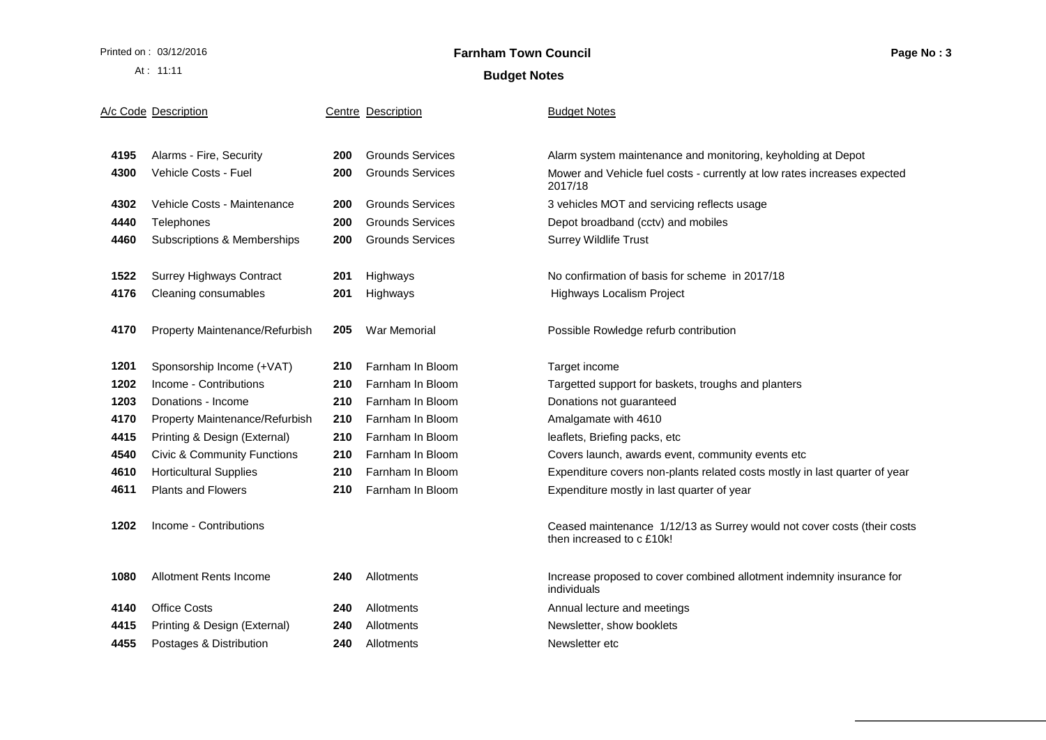# Farnham Town Council

## Budget Notes

| A/c Code | Description | Centre | Description | Budget Notes |
|---|---|---|---|---|
| 4195 | Alarms - Fire, Security | 200 | Grounds Services | Alarm system maintenance and monitoring, keyholding at Depot |
| 4300 | Vehicle Costs - Fuel | 200 | Grounds Services | Mower and Vehicle fuel costs - currently at low rates increases expected 2017/18 |
| 4302 | Vehicle Costs - Maintenance | 200 | Grounds Services | 3 vehicles MOT and servicing reflects usage |
| 4440 | Telephones | 200 | Grounds Services | Depot broadband (cctv) and mobiles |
| 4460 | Subscriptions & Memberships | 200 | Grounds Services | Surrey Wildlife Trust |
| 1522 | Surrey Highways Contract | 201 | Highways | No confirmation of basis for scheme in 2017/18 |
| 4176 | Cleaning consumables | 201 | Highways | Highways Localism Project |
| 4170 | Property Maintenance/Refurbish | 205 | War Memorial | Possible Rowledge refurb contribution |
| 1201 | Sponsorship Income (+VAT) | 210 | Farnham In Bloom | Target income |
| 1202 | Income - Contributions | 210 | Farnham In Bloom | Targetted support for baskets, troughs and planters |
| 1203 | Donations - Income | 210 | Farnham In Bloom | Donations not guaranteed |
| 4170 | Property Maintenance/Refurbish | 210 | Farnham In Bloom | Amalgamate with 4610 |
| 4415 | Printing & Design (External) | 210 | Farnham In Bloom | leaflets, Briefing packs, etc |
| 4540 | Civic & Community Functions | 210 | Farnham In Bloom | Covers launch, awards event, community events etc |
| 4610 | Horticultural Supplies | 210 | Farnham In Bloom | Expenditure covers non-plants related costs mostly in last quarter of year |
| 4611 | Plants and Flowers | 210 | Farnham In Bloom | Expenditure mostly in last quarter of year |
| 1202 | Income - Contributions | | | Ceased maintenance 1/12/13 as Surrey would not cover costs (their costs then increased to c £10k! |
| 1080 | Allotment Rents Income | 240 | Allotments | Increase proposed to cover combined allotment indemnity insurance for individuals |
| 4140 | Office Costs | 240 | Allotments | Annual lecture and meetings |
| 4415 | Printing & Design (External) | 240 | Allotments | Newsletter, show booklets |
| 4455 | Postages & Distribution | 240 | Allotments | Newsletter etc |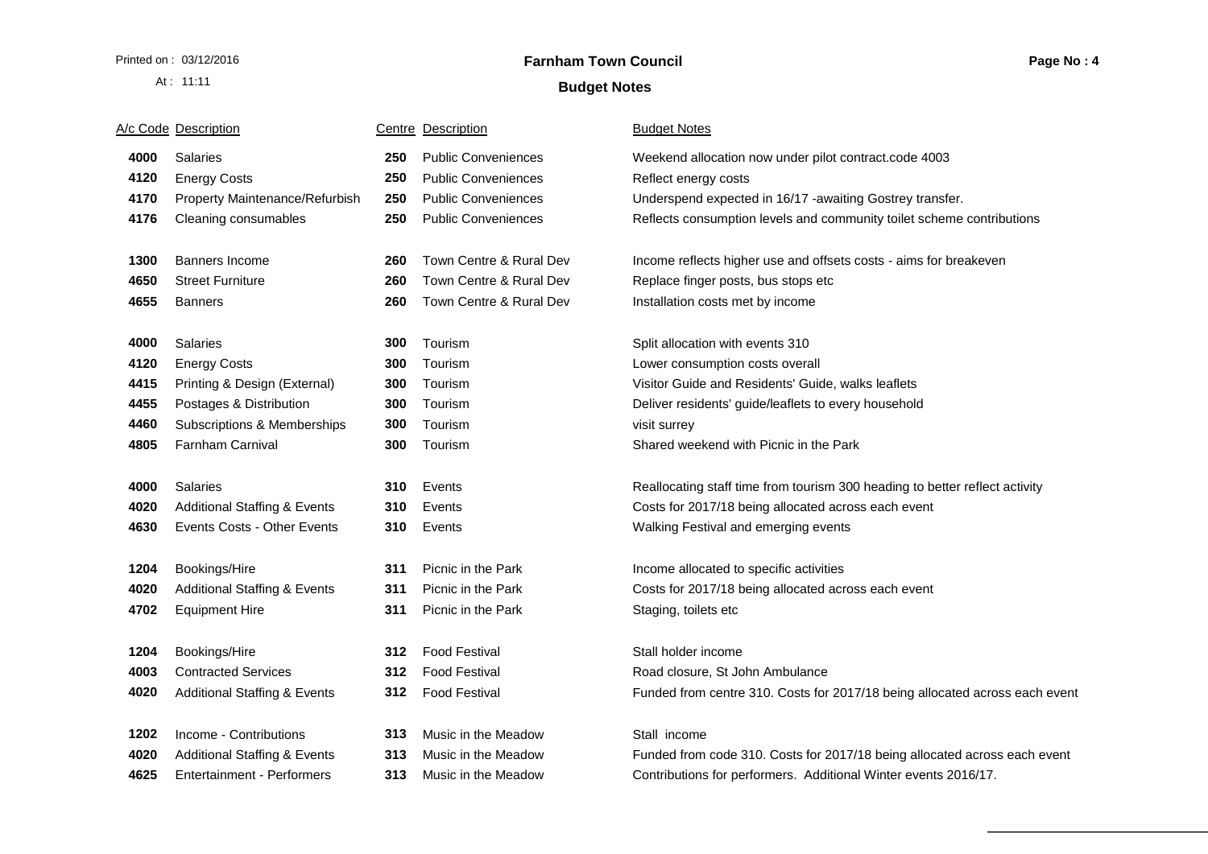# Farnham Town Council

## Budget Notes

| A/c Code | Description | Centre | Description | Budget Notes |
|---|---|---|---|---|
| 4000 | Salaries | 250 | Public Conveniences | Weekend allocation now under pilot contract.code 4003 |
| 4120 | Energy Costs | 250 | Public Conveniences | Reflect energy costs |
| 4170 | Property Maintenance/Refurbish | 250 | Public Conveniences | Underspend expected in 16/17 -awaiting Gostrey transfer. |
| 4176 | Cleaning consumables | 250 | Public Conveniences | Reflects consumption levels and community toilet scheme contributions |
| 1300 | Banners Income | 260 | Town Centre & Rural Dev | Income reflects higher use and offsets costs - aims for breakeven |
| 4650 | Street Furniture | 260 | Town Centre & Rural Dev | Replace finger posts, bus stops etc |
| 4655 | Banners | 260 | Town Centre & Rural Dev | Installation costs met by income |
| 4000 | Salaries | 300 | Tourism | Split allocation with events 310 |
| 4120 | Energy Costs | 300 | Tourism | Lower consumption costs overall |
| 4415 | Printing & Design (External) | 300 | Tourism | Visitor Guide and Residents' Guide, walks leaflets |
| 4455 | Postages & Distribution | 300 | Tourism | Deliver residents' guide/leaflets to every household |
| 4460 | Subscriptions & Memberships | 300 | Tourism | visit surrey |
| 4805 | Farnham Carnival | 300 | Tourism | Shared weekend with Picnic in the Park |
| 4000 | Salaries | 310 | Events | Reallocating staff time from tourism 300 heading to better reflect activity |
| 4020 | Additional Staffing & Events | 310 | Events | Costs for 2017/18 being allocated across each event |
| 4630 | Events Costs - Other Events | 310 | Events | Walking Festival and emerging events |
| 1204 | Bookings/Hire | 311 | Picnic in the Park | Income allocated to specific activities |
| 4020 | Additional Staffing & Events | 311 | Picnic in the Park | Costs for 2017/18 being allocated across each event |
| 4702 | Equipment Hire | 311 | Picnic in the Park | Staging, toilets etc |
| 1204 | Bookings/Hire | 312 | Food Festival | Stall holder income |
| 4003 | Contracted Services | 312 | Food Festival | Road closure, St John Ambulance |
| 4020 | Additional Staffing & Events | 312 | Food Festival | Funded from centre 310. Costs for 2017/18 being allocated across each event |
| 1202 | Income - Contributions | 313 | Music in the Meadow | Stall income |
| 4020 | Additional Staffing & Events | 313 | Music in the Meadow | Funded from code 310. Costs for 2017/18 being allocated across each event |
| 4625 | Entertainment - Performers | 313 | Music in the Meadow | Contributions for performers. Additional Winter events 2016/17. |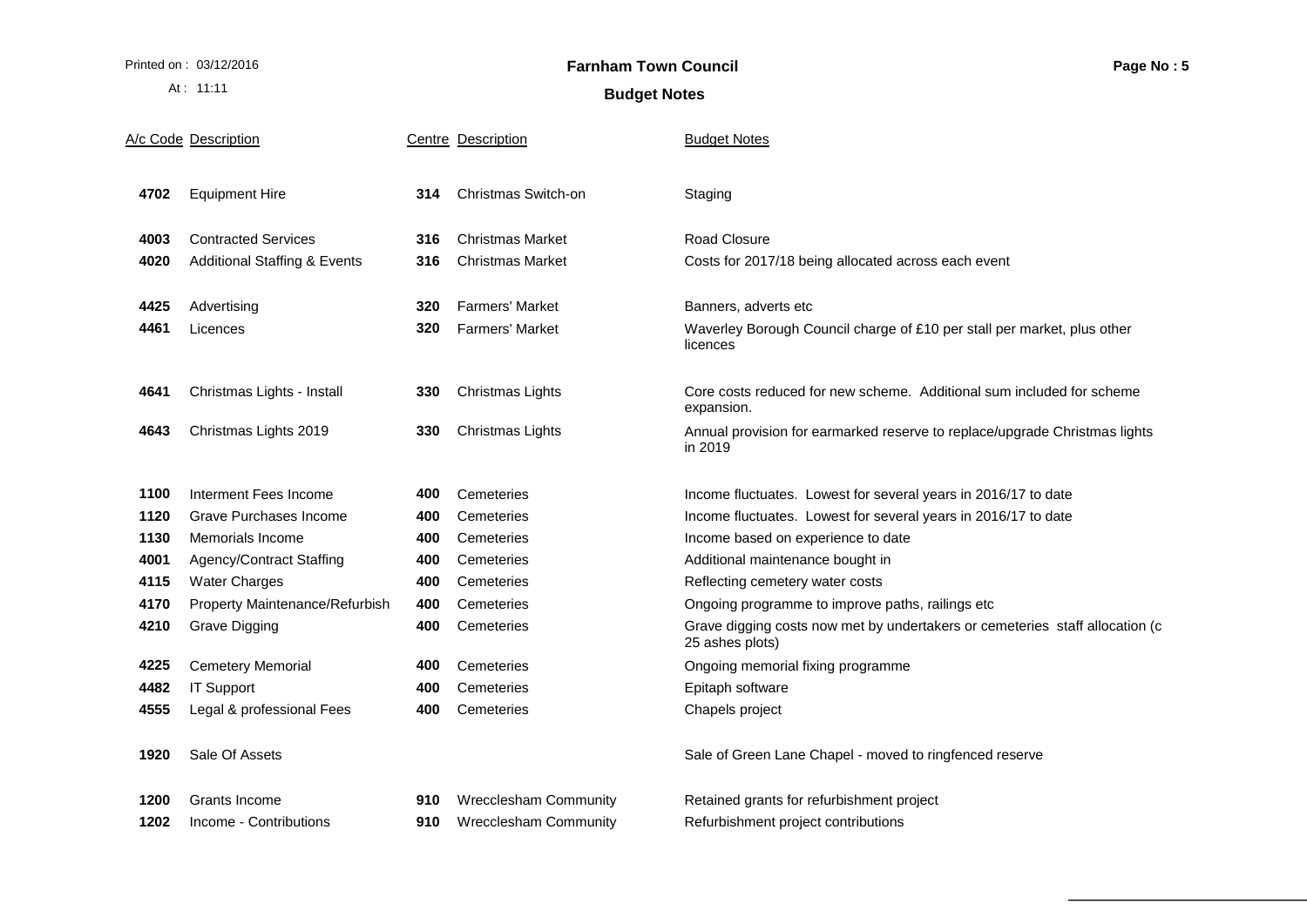# Farnham Town Council

## Budget Notes

| A/c Code | Description | Centre | Description | Budget Notes |
|---|---|---|---|---|
| 4702 | Equipment Hire | 314 | Christmas Switch-on | Staging |
| 4003 | Contracted Services | 316 | Christmas Market | Road Closure |
| 4020 | Additional Staffing & Events | 316 | Christmas Market | Costs for 2017/18 being allocated across each event |
| 4425 | Advertising | 320 | Farmers' Market | Banners, adverts etc |
| 4461 | Licences | 320 | Farmers' Market | Waverley Borough Council charge of £10 per stall per market, plus other licences |
| 4641 | Christmas Lights - Install | 330 | Christmas Lights | Core costs reduced for new scheme. Additional sum included for scheme expansion. |
| 4643 | Christmas Lights 2019 | 330 | Christmas Lights | Annual provision for earmarked reserve to replace/upgrade Christmas lights in 2019 |
| 1100 | Interment Fees Income | 400 | Cemeteries | Income fluctuates. Lowest for several years in 2016/17 to date |
| 1120 | Grave Purchases Income | 400 | Cemeteries | Income fluctuates. Lowest for several years in 2016/17 to date |
| 1130 | Memorials Income | 400 | Cemeteries | Income based on experience to date |
| 4001 | Agency/Contract Staffing | 400 | Cemeteries | Additional maintenance bought in |
| 4115 | Water Charges | 400 | Cemeteries | Reflecting cemetery water costs |
| 4170 | Property Maintenance/Refurbish | 400 | Cemeteries | Ongoing programme to improve paths, railings etc |
| 4210 | Grave Digging | 400 | Cemeteries | Grave digging costs now met by undertakers or cemeteries staff allocation (c 25 ashes plots) |
| 4225 | Cemetery Memorial | 400 | Cemeteries | Ongoing memorial fixing programme |
| 4482 | IT Support | 400 | Cemeteries | Epitaph software |
| 4555 | Legal & professional Fees | 400 | Cemeteries | Chapels project |
| 1920 | Sale Of Assets | | | Sale of Green Lane Chapel - moved to ringfenced reserve |
| 1200 | Grants Income | 910 | Wrecclesham Community | Retained grants for refurbishment project |
| 1202 | Income - Contributions | 910 | Wrecclesham Community | Refurbishment project contributions |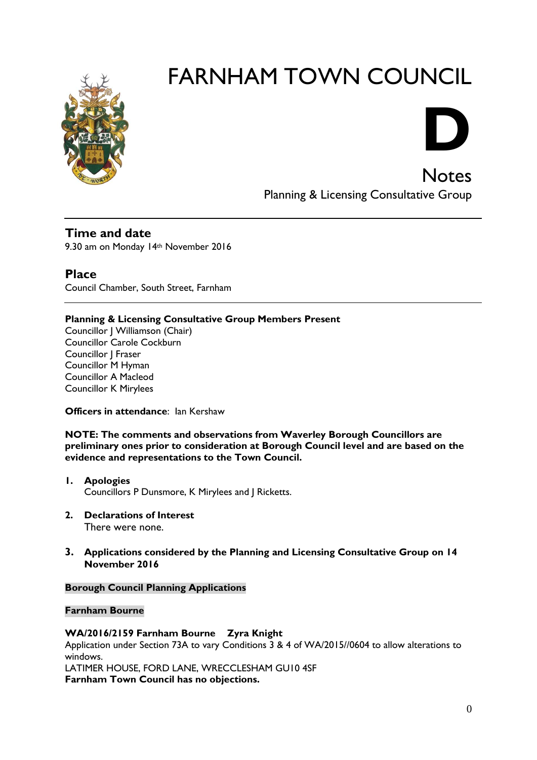# FARNHAM TOWN COUNCIL

# D

## Notes

Planning & Licensing Consultative Group

---

## Time and date

9.30 am on Monday 14th November 2016

## Place

Council Chamber, South Street, Farnham

---

**Planning & Licensing Consultative Group Members Present**

Councillor J Williamson (Chair)
Councillor Carole Cockburn
Councillor J Fraser
Councillor M Hyman
Councillor A Macleod
Councillor K Mirylees

**Officers in attendance**: Ian Kershaw

**NOTE: The comments and observations from Waverley Borough Councillors are preliminary ones prior to consideration at Borough Council level and are based on the evidence and representations to the Town Council.**

1. **Apologies**
   Councillors P Dunsmore, K Mirylees and J Ricketts.

2. **Declarations of Interest**
   There were none.

3. **Applications considered by the Planning and Licensing Consultative Group on 14 November 2016**

**Borough Council Planning Applications**

**Farnham Bourne**

**WA/2016/2159 Farnham Bourne Zyra Knight**
Application under Section 73A to vary Conditions 3 & 4 of WA/2015//0604 to allow alterations to windows.
LATIMER HOUSE, FORD LANE, WRECCLESHAM GU10 4SF
**Farnham Town Council has no objections.**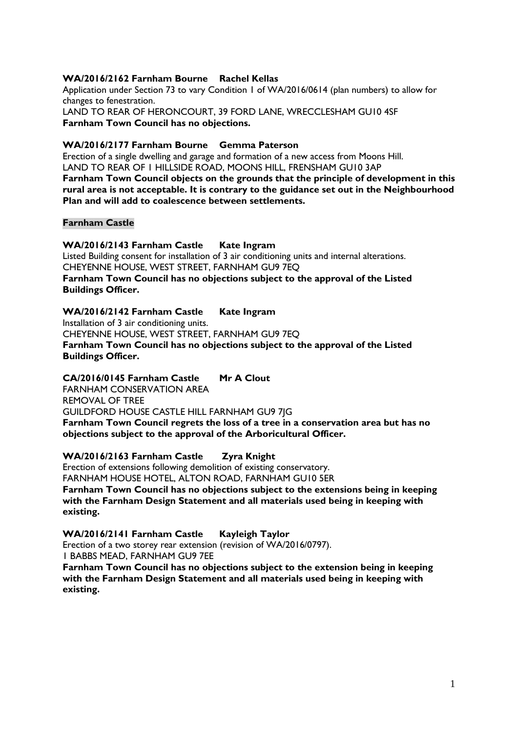**WA/2016/2162 Farnham Bourne Rachel Kellas**

Application under Section 73 to vary Condition 1 of WA/2016/0614 (plan numbers) to allow for changes to fenestration.

LAND TO REAR OF HERONCOURT, 39 FORD LANE, WRECCLESHAM GU10 4SF

**Farnham Town Council has no objections.**

**WA/2016/2177 Farnham Bourne Gemma Paterson**

Erection of a single dwelling and garage and formation of a new access from Moons Hill.

LAND TO REAR OF 1 HILLSIDE ROAD, MOONS HILL, FRENSHAM GU10 3AP

**Farnham Town Council objects on the grounds that the principle of development in this rural area is not acceptable. It is contrary to the guidance set out in the Neighbourhood Plan and will add to coalescence between settlements.**

**Farnham Castle**

**WA/2016/2143 Farnham Castle Kate Ingram**

Listed Building consent for installation of 3 air conditioning units and internal alterations.

CHEYENNE HOUSE, WEST STREET, FARNHAM GU9 7EQ

**Farnham Town Council has no objections subject to the approval of the Listed Buildings Officer.**

**WA/2016/2142 Farnham Castle Kate Ingram**

Installation of 3 air conditioning units.

CHEYENNE HOUSE, WEST STREET, FARNHAM GU9 7EQ

**Farnham Town Council has no objections subject to the approval of the Listed Buildings Officer.**

**CA/2016/0145 Farnham Castle Mr A Clout**

FARNHAM CONSERVATION AREA

REMOVAL OF TREE

GUILDFORD HOUSE CASTLE HILL FARNHAM GU9 7JG

**Farnham Town Council regrets the loss of a tree in a conservation area but has no objections subject to the approval of the Arboricultural Officer.**

**WA/2016/2163 Farnham Castle Zyra Knight**

Erection of extensions following demolition of existing conservatory.

FARNHAM HOUSE HOTEL, ALTON ROAD, FARNHAM GU10 5ER

**Farnham Town Council has no objections subject to the extensions being in keeping with the Farnham Design Statement and all materials used being in keeping with existing.**

**WA/2016/2141 Farnham Castle Kayleigh Taylor**

Erection of a two storey rear extension (revision of WA/2016/0797).

1 BABBS MEAD, FARNHAM GU9 7EE

**Farnham Town Council has no objections subject to the extension being in keeping with the Farnham Design Statement and all materials used being in keeping with existing.**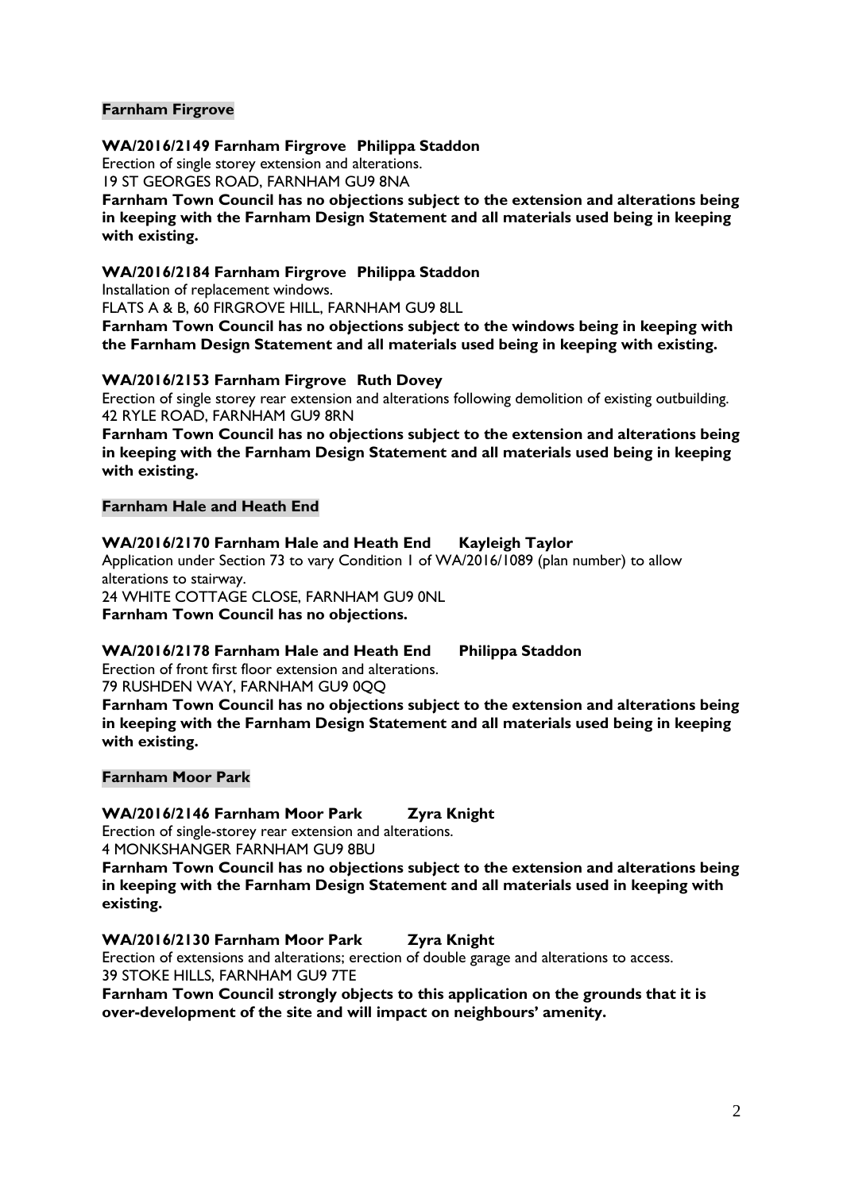## Farnham Firgrove

**WA/2016/2149 Farnham Firgrove Philippa Staddon**
Erection of single storey extension and alterations.
19 ST GEORGES ROAD, FARNHAM GU9 8NA
**Farnham Town Council has no objections subject to the extension and alterations being in keeping with the Farnham Design Statement and all materials used being in keeping with existing.**

**WA/2016/2184 Farnham Firgrove Philippa Staddon**
Installation of replacement windows.
FLATS A & B, 60 FIRGROVE HILL, FARNHAM GU9 8LL
**Farnham Town Council has no objections subject to the windows being in keeping with the Farnham Design Statement and all materials used being in keeping with existing.**

**WA/2016/2153 Farnham Firgrove Ruth Dovey**
Erection of single storey rear extension and alterations following demolition of existing outbuilding.
42 RYLE ROAD, FARNHAM GU9 8RN
**Farnham Town Council has no objections subject to the extension and alterations being in keeping with the Farnham Design Statement and all materials used being in keeping with existing.**

## Farnham Hale and Heath End

**WA/2016/2170 Farnham Hale and Heath End Kayleigh Taylor**
Application under Section 73 to vary Condition 1 of WA/2016/1089 (plan number) to allow alterations to stairway.
24 WHITE COTTAGE CLOSE, FARNHAM GU9 0NL
**Farnham Town Council has no objections.**

**WA/2016/2178 Farnham Hale and Heath End Philippa Staddon**
Erection of front first floor extension and alterations.
79 RUSHDEN WAY, FARNHAM GU9 0QQ
**Farnham Town Council has no objections subject to the extension and alterations being in keeping with the Farnham Design Statement and all materials used being in keeping with existing.**

## Farnham Moor Park

**WA/2016/2146 Farnham Moor Park Zyra Knight**
Erection of single-storey rear extension and alterations.
4 MONKSHANGER FARNHAM GU9 8BU
**Farnham Town Council has no objections subject to the extension and alterations being in keeping with the Farnham Design Statement and all materials used in keeping with existing.**

**WA/2016/2130 Farnham Moor Park Zyra Knight**
Erection of extensions and alterations; erection of double garage and alterations to access.
39 STOKE HILLS, FARNHAM GU9 7TE
**Farnham Town Council strongly objects to this application on the grounds that it is over-development of the site and will impact on neighbours' amenity.**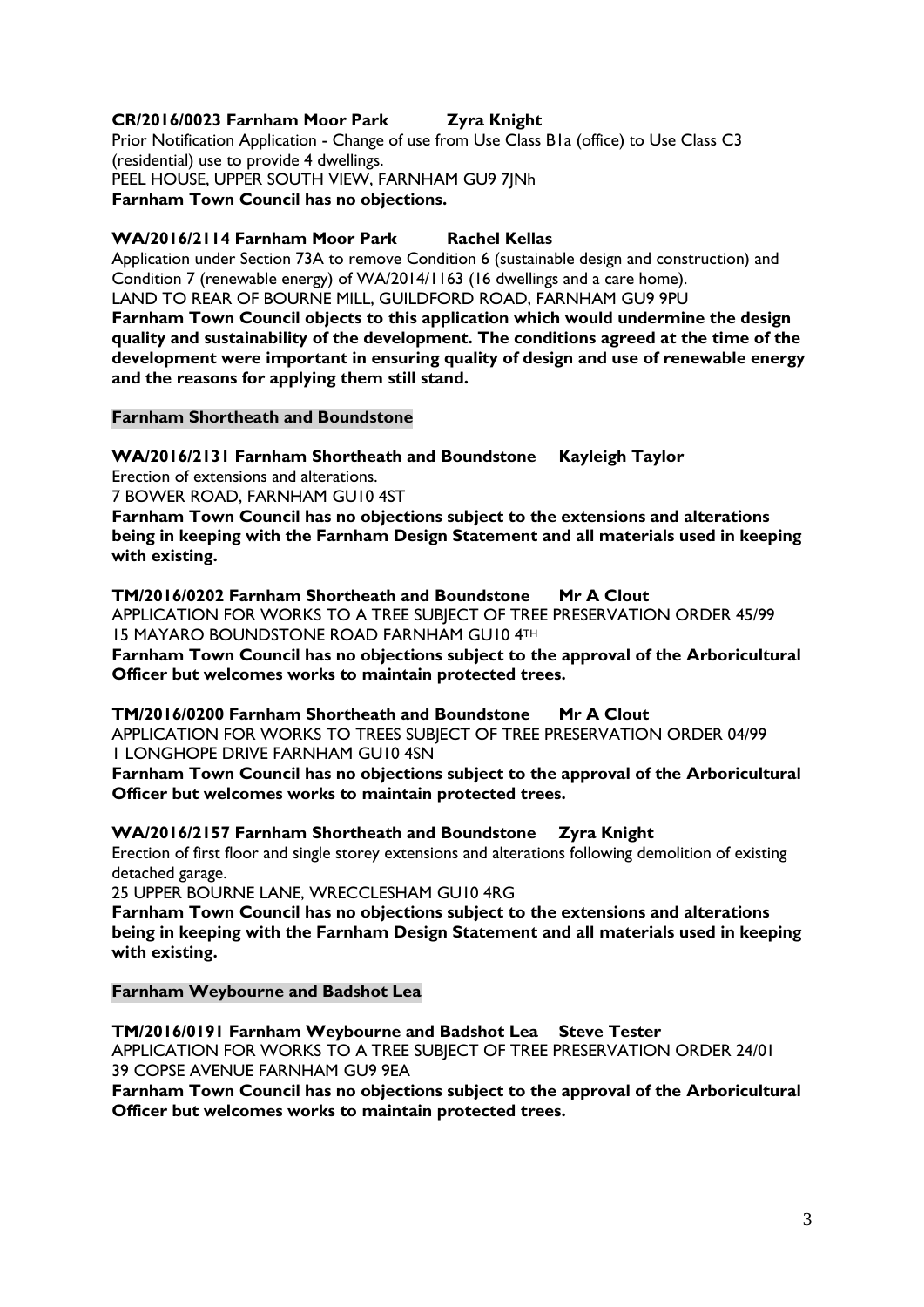**CR/2016/0023 Farnham Moor Park Zyra Knight**

Prior Notification Application - Change of use from Use Class B1a (office) to Use Class C3 (residential) use to provide 4 dwellings.
PEEL HOUSE, UPPER SOUTH VIEW, FARNHAM GU9 7JNh
**Farnham Town Council has no objections.**

**WA/2016/2114 Farnham Moor Park Rachel Kellas**

Application under Section 73A to remove Condition 6 (sustainable design and construction) and Condition 7 (renewable energy) of WA/2014/1163 (16 dwellings and a care home).
LAND TO REAR OF BOURNE MILL, GUILDFORD ROAD, FARNHAM GU9 9PU
**Farnham Town Council objects to this application which would undermine the design quality and sustainability of the development. The conditions agreed at the time of the development were important in ensuring quality of design and use of renewable energy and the reasons for applying them still stand.**

## Farnham Shortheath and Boundstone

**WA/2016/2131 Farnham Shortheath and Boundstone Kayleigh Taylor**

Erection of extensions and alterations.
7 BOWER ROAD, FARNHAM GU10 4ST
**Farnham Town Council has no objections subject to the extensions and alterations being in keeping with the Farnham Design Statement and all materials used in keeping with existing.**

**TM/2016/0202 Farnham Shortheath and Boundstone Mr A Clout**

APPLICATION FOR WORKS TO A TREE SUBJECT OF TREE PRESERVATION ORDER 45/99
15 MAYARO BOUNDSTONE ROAD FARNHAM GU10 4TH
**Farnham Town Council has no objections subject to the approval of the Arboricultural Officer but welcomes works to maintain protected trees.**

**TM/2016/0200 Farnham Shortheath and Boundstone Mr A Clout**

APPLICATION FOR WORKS TO TREES SUBJECT OF TREE PRESERVATION ORDER 04/99
1 LONGHOPE DRIVE FARNHAM GU10 4SN
**Farnham Town Council has no objections subject to the approval of the Arboricultural Officer but welcomes works to maintain protected trees.**

**WA/2016/2157 Farnham Shortheath and Boundstone Zyra Knight**

Erection of first floor and single storey extensions and alterations following demolition of existing detached garage.
25 UPPER BOURNE LANE, WRECCLESHAM GU10 4RG
**Farnham Town Council has no objections subject to the extensions and alterations being in keeping with the Farnham Design Statement and all materials used in keeping with existing.**

## Farnham Weybourne and Badshot Lea

**TM/2016/0191 Farnham Weybourne and Badshot Lea Steve Tester**

APPLICATION FOR WORKS TO A TREE SUBJECT OF TREE PRESERVATION ORDER 24/01
39 COPSE AVENUE FARNHAM GU9 9EA
**Farnham Town Council has no objections subject to the approval of the Arboricultural Officer but welcomes works to maintain protected trees.**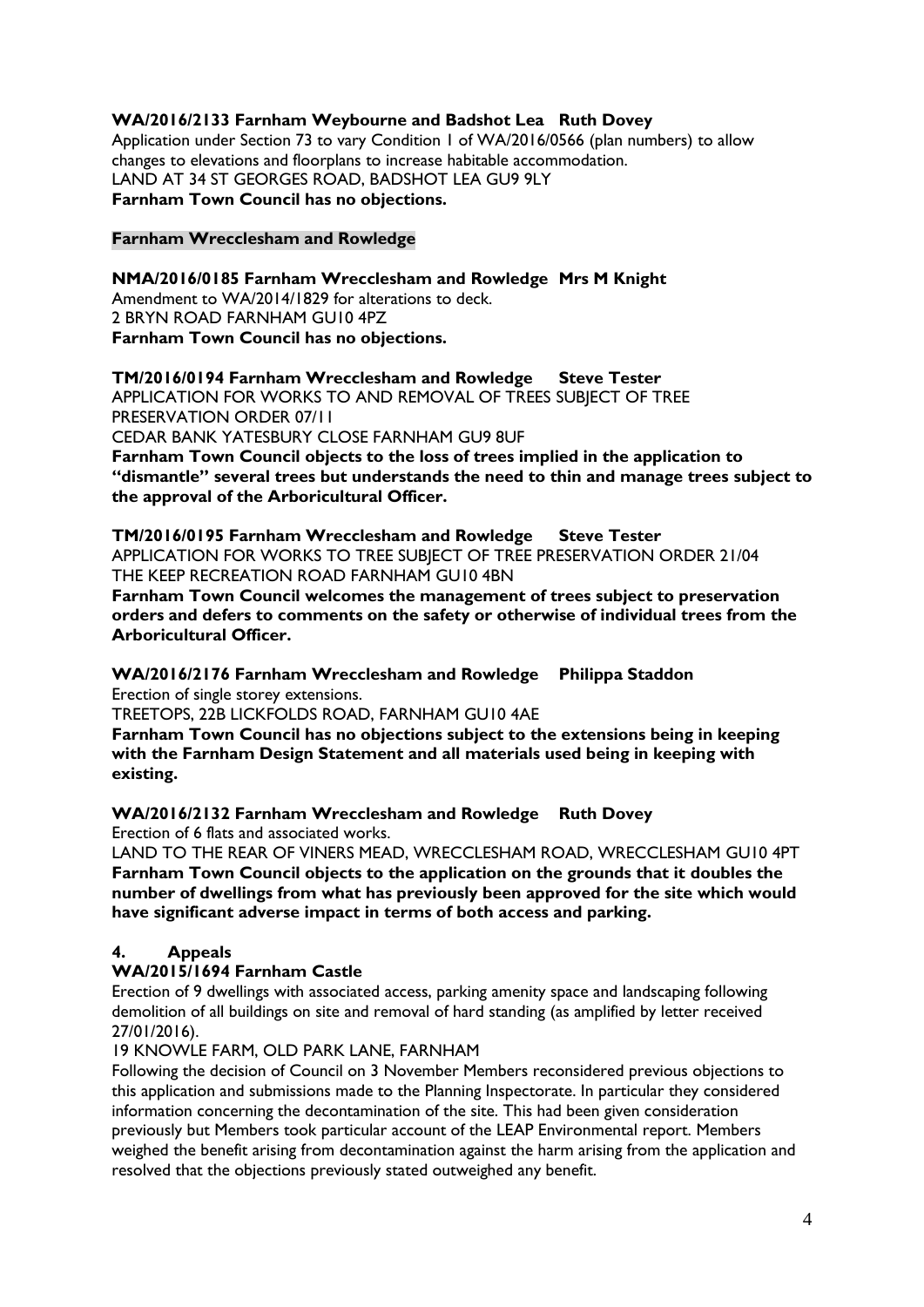**WA/2016/2133 Farnham Weybourne and Badshot Lea Ruth Dovey**
Application under Section 73 to vary Condition 1 of WA/2016/0566 (plan numbers) to allow changes to elevations and floorplans to increase habitable accommodation.
LAND AT 34 ST GEORGES ROAD, BADSHOT LEA GU9 9LY
**Farnham Town Council has no objections.**

**Farnham Wrecclesham and Rowledge**

**NMA/2016/0185 Farnham Wrecclesham and Rowledge Mrs M Knight**
Amendment to WA/2014/1829 for alterations to deck.
2 BRYN ROAD FARNHAM GU10 4PZ
**Farnham Town Council has no objections.**

**TM/2016/0194 Farnham Wrecclesham and Rowledge Steve Tester**
APPLICATION FOR WORKS TO AND REMOVAL OF TREES SUBJECT OF TREE PRESERVATION ORDER 07/11
CEDAR BANK YATESBURY CLOSE FARNHAM GU9 8UF
**Farnham Town Council objects to the loss of trees implied in the application to "dismantle" several trees but understands the need to thin and manage trees subject to the approval of the Arboricultural Officer.**

**TM/2016/0195 Farnham Wrecclesham and Rowledge Steve Tester**
APPLICATION FOR WORKS TO TREE SUBJECT OF TREE PRESERVATION ORDER 21/04
THE KEEP RECREATION ROAD FARNHAM GU10 4BN
**Farnham Town Council welcomes the management of trees subject to preservation orders and defers to comments on the safety or otherwise of individual trees from the Arboricultural Officer.**

**WA/2016/2176 Farnham Wrecclesham and Rowledge Philippa Staddon**
Erection of single storey extensions.
TREETOPS, 22B LICKFOLDS ROAD, FARNHAM GU10 4AE
**Farnham Town Council has no objections subject to the extensions being in keeping with the Farnham Design Statement and all materials used being in keeping with existing.**

**WA/2016/2132 Farnham Wrecclesham and Rowledge Ruth Dovey**
Erection of 6 flats and associated works.
LAND TO THE REAR OF VINERS MEAD, WRECCLESHAM ROAD, WRECCLESHAM GU10 4PT
**Farnham Town Council objects to the application on the grounds that it doubles the number of dwellings from what has previously been approved for the site which would have significant adverse impact in terms of both access and parking.**

## 4. Appeals

**WA/2015/1694 Farnham Castle**
Erection of 9 dwellings with associated access, parking amenity space and landscaping following demolition of all buildings on site and removal of hard standing (as amplified by letter received 27/01/2016).
19 KNOWLE FARM, OLD PARK LANE, FARNHAM
Following the decision of Council on 3 November Members reconsidered previous objections to this application and submissions made to the Planning Inspectorate. In particular they considered information concerning the decontamination of the site. This had been given consideration previously but Members took particular account of the LEAP Environmental report. Members weighed the benefit arising from decontamination against the harm arising from the application and resolved that the objections previously stated outweighed any benefit.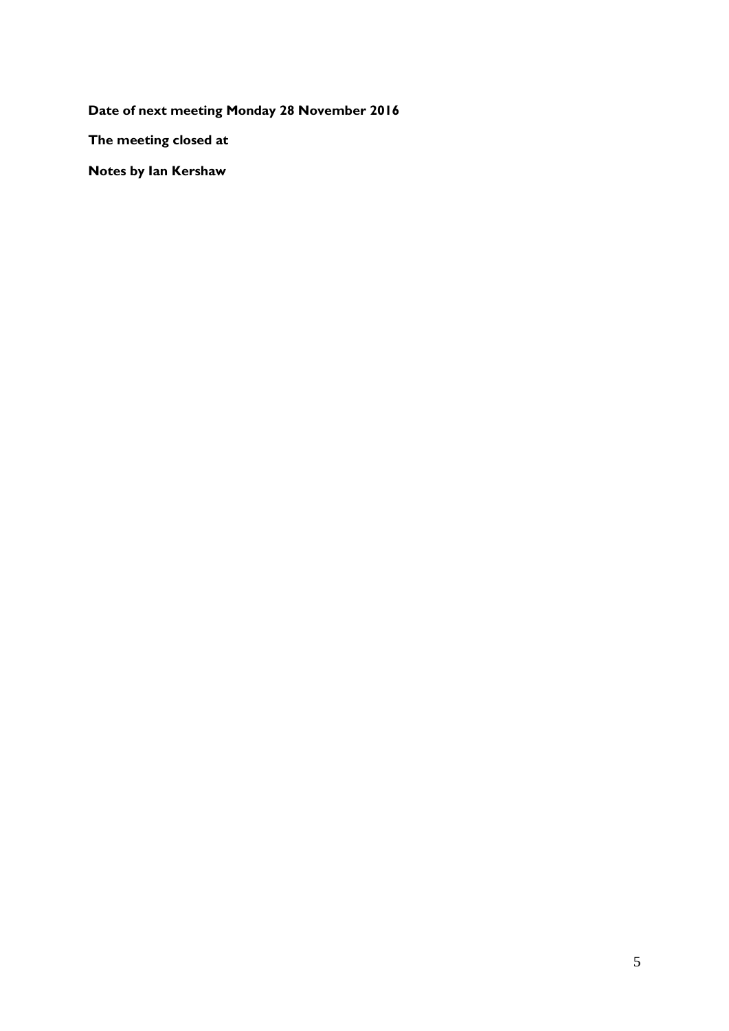**Date of next meeting Monday 28 November 2016**

**The meeting closed at**

**Notes by Ian Kershaw**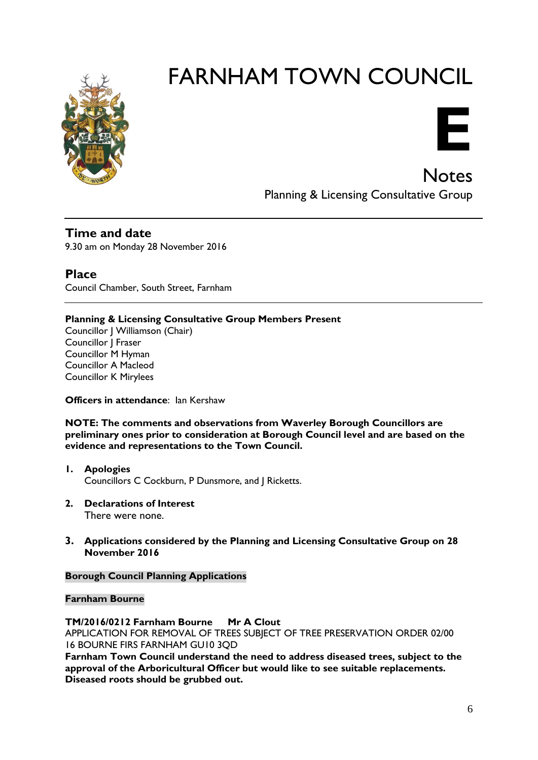# FARNHAM TOWN COUNCIL

# E

## Notes

Planning & Licensing Consultative Group

---

## Time and date

9.30 am on Monday 28 November 2016

## Place

Council Chamber, South Street, Farnham

---

**Planning & Licensing Consultative Group Members Present**
Councillor J Williamson (Chair)
Councillor J Fraser
Councillor M Hyman
Councillor A Macleod
Councillor K Mirylees

**Officers in attendance**: Ian Kershaw

**NOTE: The comments and observations from Waverley Borough Councillors are preliminary ones prior to consideration at Borough Council level and are based on the evidence and representations to the Town Council.**

1. **Apologies**
   Councillors C Cockburn, P Dunsmore, and J Ricketts.

2. **Declarations of Interest**
   There were none.

3. **Applications considered by the Planning and Licensing Consultative Group on 28 November 2016**

**Borough Council Planning Applications**

**Farnham Bourne**

**TM/2016/0212 Farnham Bourne Mr A Clout**
APPLICATION FOR REMOVAL OF TREES SUBJECT OF TREE PRESERVATION ORDER 02/00
16 BOURNE FIRS FARNHAM GU10 3QD
**Farnham Town Council understand the need to address diseased trees, subject to the approval of the Arboricultural Officer but would like to see suitable replacements. Diseased roots should be grubbed out.**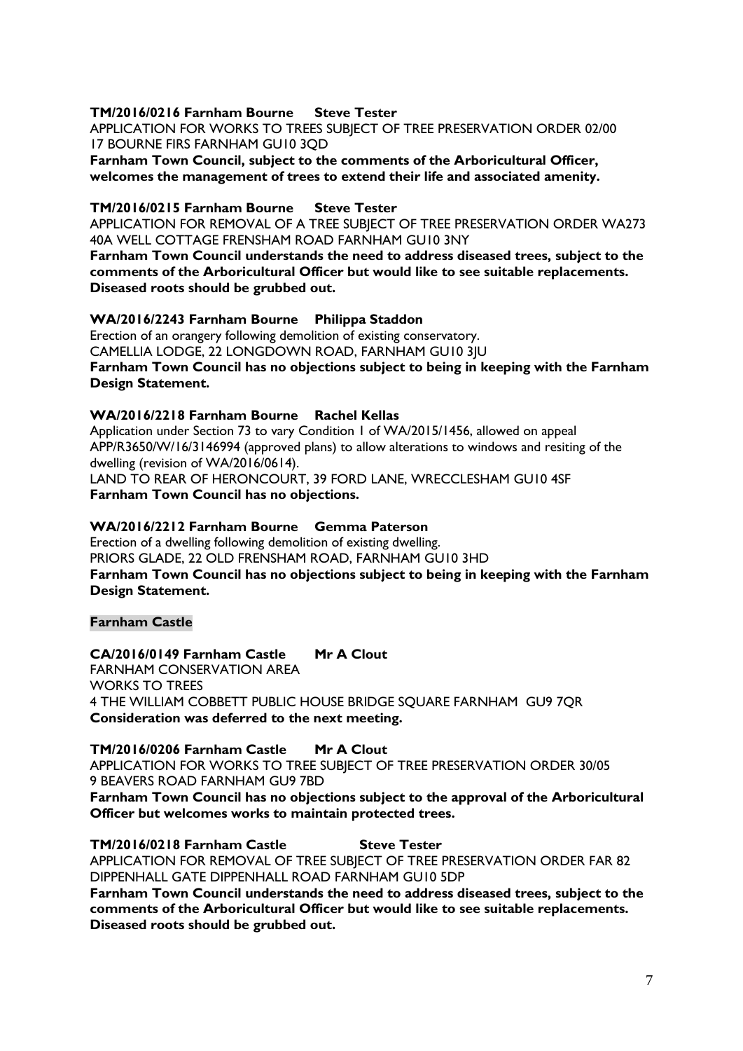**TM/2016/0216 Farnham Bourne Steve Tester**

APPLICATION FOR WORKS TO TREES SUBJECT OF TREE PRESERVATION ORDER 02/00
17 BOURNE FIRS FARNHAM GU10 3QD

**Farnham Town Council, subject to the comments of the Arboricultural Officer, welcomes the management of trees to extend their life and associated amenity.**

**TM/2016/0215 Farnham Bourne Steve Tester**

APPLICATION FOR REMOVAL OF A TREE SUBJECT OF TREE PRESERVATION ORDER WA273
40A WELL COTTAGE FRENSHAM ROAD FARNHAM GU10 3NY

**Farnham Town Council understands the need to address diseased trees, subject to the comments of the Arboricultural Officer but would like to see suitable replacements. Diseased roots should be grubbed out.**

**WA/2016/2243 Farnham Bourne Philippa Staddon**

Erection of an orangery following demolition of existing conservatory.
CAMELLIA LODGE, 22 LONGDOWN ROAD, FARNHAM GU10 3JU

**Farnham Town Council has no objections subject to being in keeping with the Farnham Design Statement.**

**WA/2016/2218 Farnham Bourne Rachel Kellas**

Application under Section 73 to vary Condition 1 of WA/2015/1456, allowed on appeal APP/R3650/W/16/3146994 (approved plans) to allow alterations to windows and resiting of the dwelling (revision of WA/2016/0614).
LAND TO REAR OF HERONCOURT, 39 FORD LANE, WRECCLESHAM GU10 4SF

**Farnham Town Council has no objections.**

**WA/2016/2212 Farnham Bourne Gemma Paterson**

Erection of a dwelling following demolition of existing dwelling.
PRIORS GLADE, 22 OLD FRENSHAM ROAD, FARNHAM GU10 3HD

**Farnham Town Council has no objections subject to being in keeping with the Farnham Design Statement.**

**Farnham Castle**

**CA/2016/0149 Farnham Castle Mr A Clout**

FARNHAM CONSERVATION AREA
WORKS TO TREES
4 THE WILLIAM COBBETT PUBLIC HOUSE BRIDGE SQUARE FARNHAM GU9 7QR

**Consideration was deferred to the next meeting.**

**TM/2016/0206 Farnham Castle Mr A Clout**

APPLICATION FOR WORKS TO TREE SUBJECT OF TREE PRESERVATION ORDER 30/05
9 BEAVERS ROAD FARNHAM GU9 7BD

**Farnham Town Council has no objections subject to the approval of the Arboricultural Officer but welcomes works to maintain protected trees.**

**TM/2016/0218 Farnham Castle Steve Tester**

APPLICATION FOR REMOVAL OF TREE SUBJECT OF TREE PRESERVATION ORDER FAR 82
DIPPENHALL GATE DIPPENHALL ROAD FARNHAM GU10 5DP

**Farnham Town Council understands the need to address diseased trees, subject to the comments of the Arboricultural Officer but would like to see suitable replacements. Diseased roots should be grubbed out.**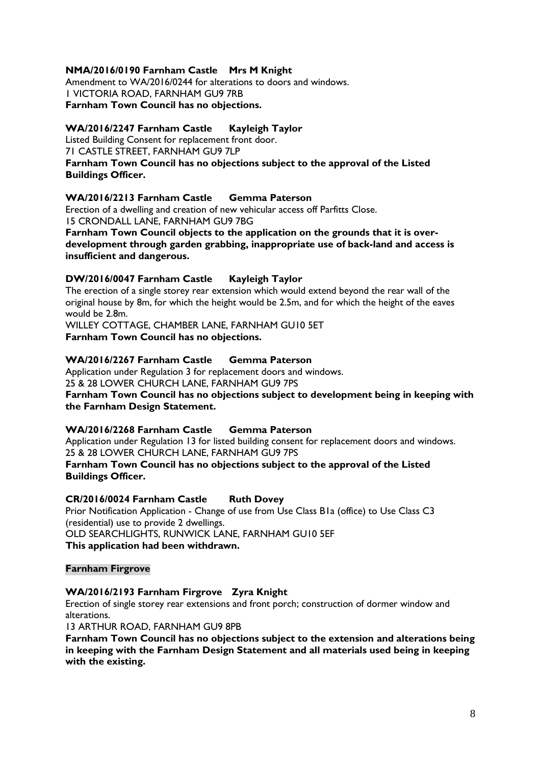**NMA/2016/0190 Farnham Castle Mrs M Knight**
Amendment to WA/2016/0244 for alterations to doors and windows.
1 VICTORIA ROAD, FARNHAM GU9 7RB
**Farnham Town Council has no objections.**

**WA/2016/2247 Farnham Castle Kayleigh Taylor**
Listed Building Consent for replacement front door.
71 CASTLE STREET, FARNHAM GU9 7LP
**Farnham Town Council has no objections subject to the approval of the Listed Buildings Officer.**

**WA/2016/2213 Farnham Castle Gemma Paterson**
Erection of a dwelling and creation of new vehicular access off Parfitts Close.
15 CRONDALL LANE, FARNHAM GU9 7BG
**Farnham Town Council objects to the application on the grounds that it is over-development through garden grabbing, inappropriate use of back-land and access is insufficient and dangerous.**

**DW/2016/0047 Farnham Castle Kayleigh Taylor**
The erection of a single storey rear extension which would extend beyond the rear wall of the original house by 8m, for which the height would be 2.5m, and for which the height of the eaves would be 2.8m.
WILLEY COTTAGE, CHAMBER LANE, FARNHAM GU10 5ET
**Farnham Town Council has no objections.**

**WA/2016/2267 Farnham Castle Gemma Paterson**
Application under Regulation 3 for replacement doors and windows.
25 & 28 LOWER CHURCH LANE, FARNHAM GU9 7PS
**Farnham Town Council has no objections subject to development being in keeping with the Farnham Design Statement.**

**WA/2016/2268 Farnham Castle Gemma Paterson**
Application under Regulation 13 for listed building consent for replacement doors and windows.
25 & 28 LOWER CHURCH LANE, FARNHAM GU9 7PS
**Farnham Town Council has no objections subject to the approval of the Listed Buildings Officer.**

**CR/2016/0024 Farnham Castle Ruth Dovey**
Prior Notification Application - Change of use from Use Class B1a (office) to Use Class C3 (residential) use to provide 2 dwellings.
OLD SEARCHLIGHTS, RUNWICK LANE, FARNHAM GU10 5EF
**This application had been withdrawn.**

**Farnham Firgrove**

**WA/2016/2193 Farnham Firgrove Zyra Knight**
Erection of single storey rear extensions and front porch; construction of dormer window and alterations.
13 ARTHUR ROAD, FARNHAM GU9 8PB
**Farnham Town Council has no objections subject to the extension and alterations being in keeping with the Farnham Design Statement and all materials used being in keeping with the existing.**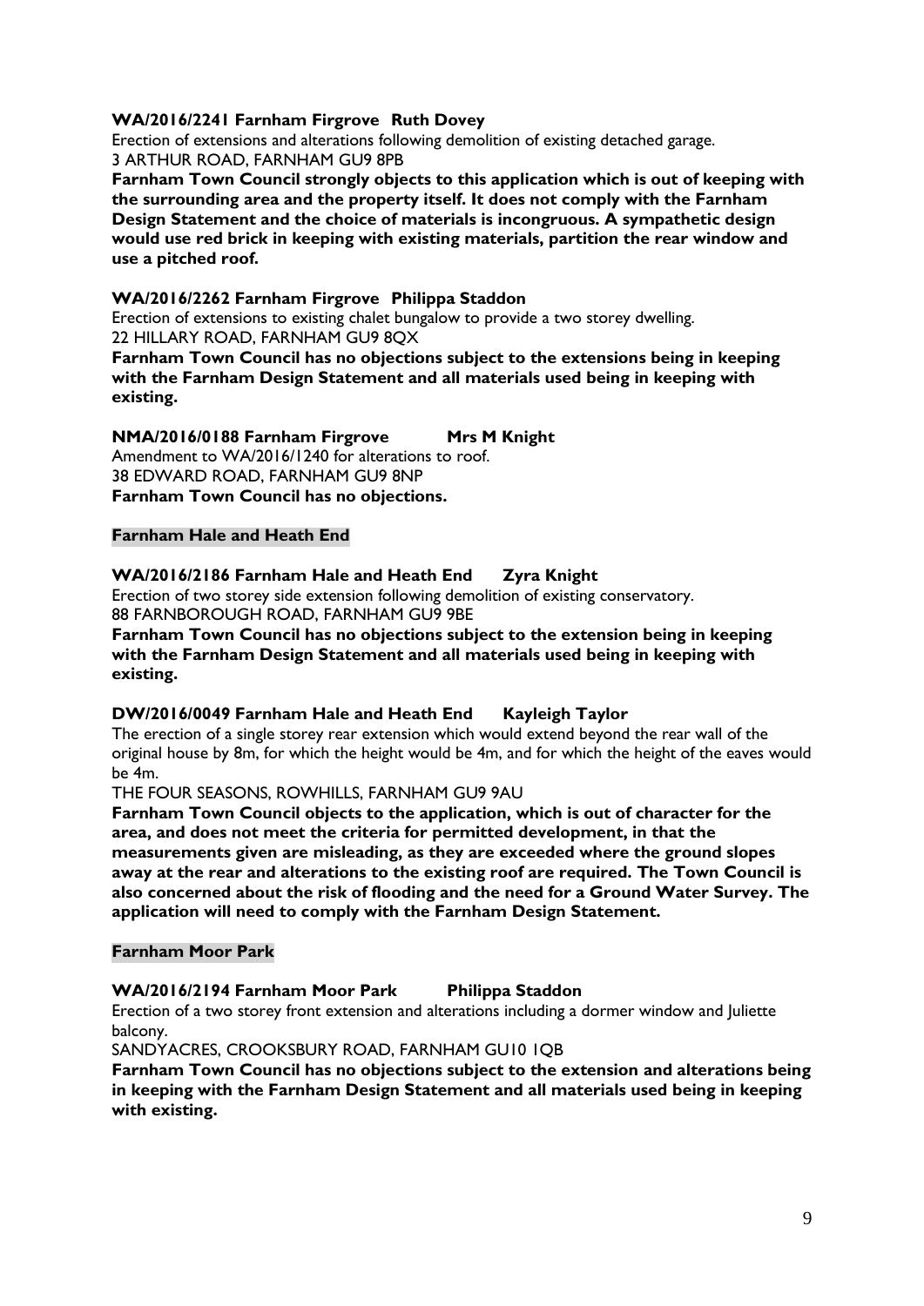**WA/2016/2241 Farnham Firgrove Ruth Dovey**

Erection of extensions and alterations following demolition of existing detached garage.
3 ARTHUR ROAD, FARNHAM GU9 8PB

**Farnham Town Council strongly objects to this application which is out of keeping with the surrounding area and the property itself. It does not comply with the Farnham Design Statement and the choice of materials is incongruous. A sympathetic design would use red brick in keeping with existing materials, partition the rear window and use a pitched roof.**

**WA/2016/2262 Farnham Firgrove Philippa Staddon**

Erection of extensions to existing chalet bungalow to provide a two storey dwelling.
22 HILLARY ROAD, FARNHAM GU9 8QX

**Farnham Town Council has no objections subject to the extensions being in keeping with the Farnham Design Statement and all materials used being in keeping with existing.**

**NMA/2016/0188 Farnham Firgrove Mrs M Knight**

Amendment to WA/2016/1240 for alterations to roof.
38 EDWARD ROAD, FARNHAM GU9 8NP

**Farnham Town Council has no objections.**

**Farnham Hale and Heath End**

**WA/2016/2186 Farnham Hale and Heath End Zyra Knight**

Erection of two storey side extension following demolition of existing conservatory.
88 FARNBOROUGH ROAD, FARNHAM GU9 9BE

**Farnham Town Council has no objections subject to the extension being in keeping with the Farnham Design Statement and all materials used being in keeping with existing.**

**DW/2016/0049 Farnham Hale and Heath End Kayleigh Taylor**

The erection of a single storey rear extension which would extend beyond the rear wall of the original house by 8m, for which the height would be 4m, and for which the height of the eaves would be 4m.

THE FOUR SEASONS, ROWHILLS, FARNHAM GU9 9AU

**Farnham Town Council objects to the application, which is out of character for the area, and does not meet the criteria for permitted development, in that the measurements given are misleading, as they are exceeded where the ground slopes away at the rear and alterations to the existing roof are required. The Town Council is also concerned about the risk of flooding and the need for a Ground Water Survey. The application will need to comply with the Farnham Design Statement.**

**Farnham Moor Park**

**WA/2016/2194 Farnham Moor Park Philippa Staddon**

Erection of a two storey front extension and alterations including a dormer window and Juliette balcony.

SANDYACRES, CROOKSBURY ROAD, FARNHAM GU10 1QB

**Farnham Town Council has no objections subject to the extension and alterations being in keeping with the Farnham Design Statement and all materials used being in keeping with existing.**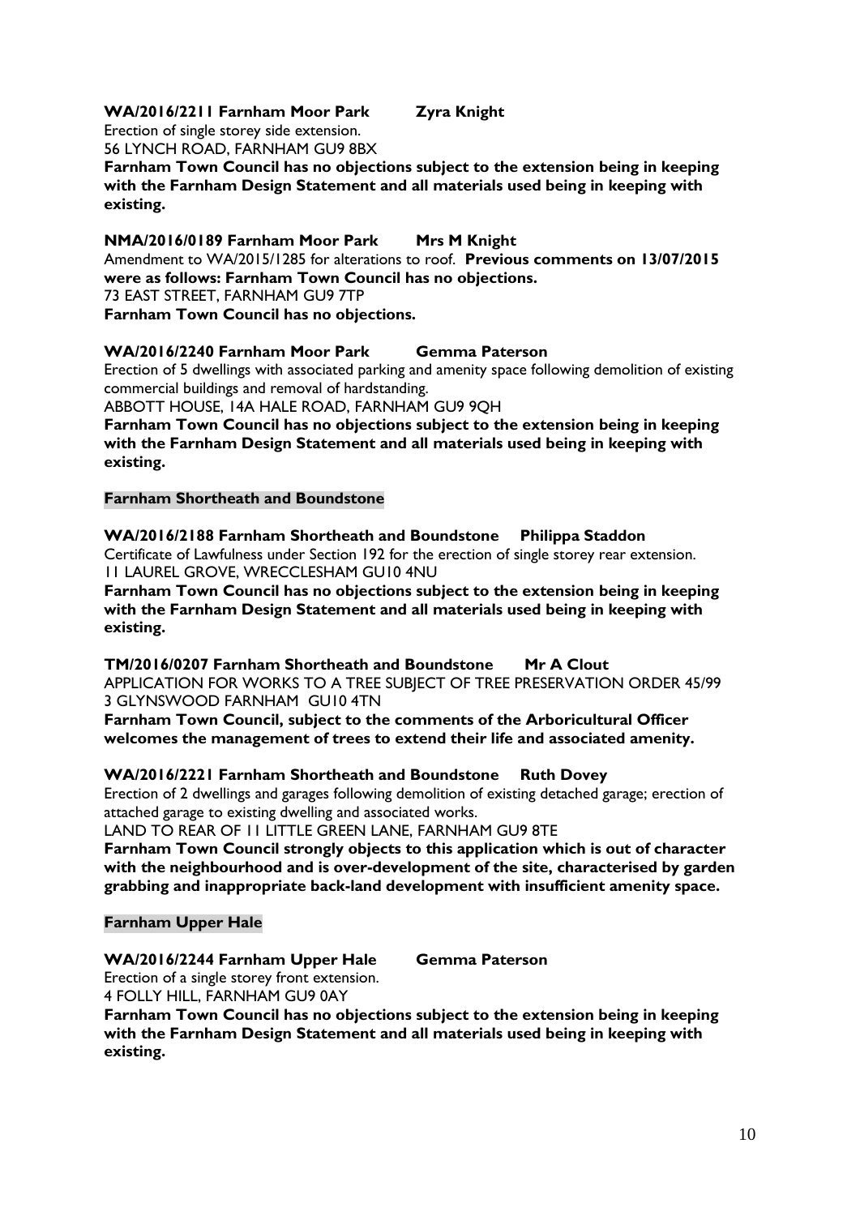**WA/2016/2211 Farnham Moor Park Zyra Knight**

Erection of single storey side extension.
56 LYNCH ROAD, FARNHAM GU9 8BX

**Farnham Town Council has no objections subject to the extension being in keeping with the Farnham Design Statement and all materials used being in keeping with existing.**

**NMA/2016/0189 Farnham Moor Park Mrs M Knight**

Amendment to WA/2015/1285 for alterations to roof. **Previous comments on 13/07/2015 were as follows: Farnham Town Council has no objections.**
73 EAST STREET, FARNHAM GU9 7TP

**Farnham Town Council has no objections.**

**WA/2016/2240 Farnham Moor Park Gemma Paterson**

Erection of 5 dwellings with associated parking and amenity space following demolition of existing commercial buildings and removal of hardstanding.
ABBOTT HOUSE, 14A HALE ROAD, FARNHAM GU9 9QH

**Farnham Town Council has no objections subject to the extension being in keeping with the Farnham Design Statement and all materials used being in keeping with existing.**

### Farnham Shortheath and Boundstone

**WA/2016/2188 Farnham Shortheath and Boundstone Philippa Staddon**

Certificate of Lawfulness under Section 192 for the erection of single storey rear extension.
11 LAUREL GROVE, WRECCLESHAM GU10 4NU

**Farnham Town Council has no objections subject to the extension being in keeping with the Farnham Design Statement and all materials used being in keeping with existing.**

**TM/2016/0207 Farnham Shortheath and Boundstone Mr A Clout**

APPLICATION FOR WORKS TO A TREE SUBJECT OF TREE PRESERVATION ORDER 45/99
3 GLYNSWOOD FARNHAM GU10 4TN

**Farnham Town Council, subject to the comments of the Arboricultural Officer welcomes the management of trees to extend their life and associated amenity.**

**WA/2016/2221 Farnham Shortheath and Boundstone Ruth Dovey**

Erection of 2 dwellings and garages following demolition of existing detached garage; erection of attached garage to existing dwelling and associated works.
LAND TO REAR OF 11 LITTLE GREEN LANE, FARNHAM GU9 8TE

**Farnham Town Council strongly objects to this application which is out of character with the neighbourhood and is over-development of the site, characterised by garden grabbing and inappropriate back-land development with insufficient amenity space.**

### Farnham Upper Hale

**WA/2016/2244 Farnham Upper Hale Gemma Paterson**

Erection of a single storey front extension.
4 FOLLY HILL, FARNHAM GU9 0AY

**Farnham Town Council has no objections subject to the extension being in keeping with the Farnham Design Statement and all materials used being in keeping with existing.**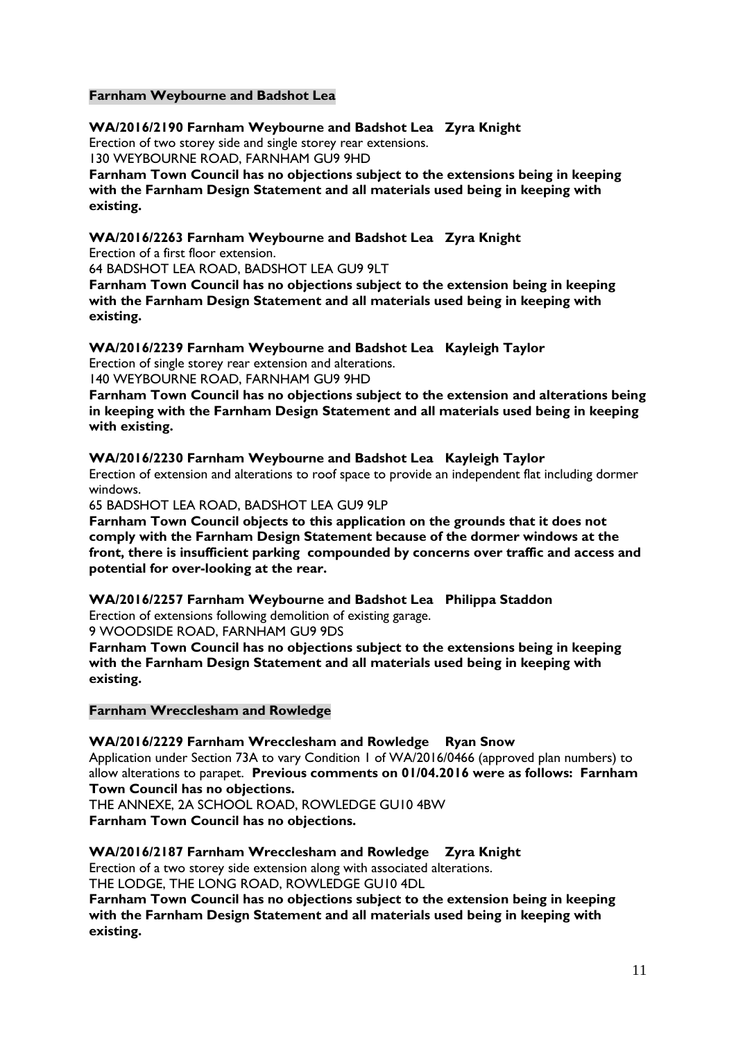## Farnham Weybourne and Badshot Lea

**WA/2016/2190 Farnham Weybourne and Badshot Lea Zyra Knight**
Erection of two storey side and single storey rear extensions.
130 WEYBOURNE ROAD, FARNHAM GU9 9HD
**Farnham Town Council has no objections subject to the extensions being in keeping with the Farnham Design Statement and all materials used being in keeping with existing.**

**WA/2016/2263 Farnham Weybourne and Badshot Lea Zyra Knight**
Erection of a first floor extension.
64 BADSHOT LEA ROAD, BADSHOT LEA GU9 9LT
**Farnham Town Council has no objections subject to the extension being in keeping with the Farnham Design Statement and all materials used being in keeping with existing.**

**WA/2016/2239 Farnham Weybourne and Badshot Lea Kayleigh Taylor**
Erection of single storey rear extension and alterations.
140 WEYBOURNE ROAD, FARNHAM GU9 9HD
**Farnham Town Council has no objections subject to the extension and alterations being in keeping with the Farnham Design Statement and all materials used being in keeping with existing.**

**WA/2016/2230 Farnham Weybourne and Badshot Lea Kayleigh Taylor**
Erection of extension and alterations to roof space to provide an independent flat including dormer windows.
65 BADSHOT LEA ROAD, BADSHOT LEA GU9 9LP
**Farnham Town Council objects to this application on the grounds that it does not comply with the Farnham Design Statement because of the dormer windows at the front, there is insufficient parking compounded by concerns over traffic and access and potential for over-looking at the rear.**

**WA/2016/2257 Farnham Weybourne and Badshot Lea Philippa Staddon**
Erection of extensions following demolition of existing garage.
9 WOODSIDE ROAD, FARNHAM GU9 9DS
**Farnham Town Council has no objections subject to the extensions being in keeping with the Farnham Design Statement and all materials used being in keeping with existing.**

## Farnham Wrecclesham and Rowledge

**WA/2016/2229 Farnham Wrecclesham and Rowledge Ryan Snow**
Application under Section 73A to vary Condition 1 of WA/2016/0466 (approved plan numbers) to allow alterations to parapet. **Previous comments on 01/04.2016 were as follows: Farnham Town Council has no objections.**
THE ANNEXE, 2A SCHOOL ROAD, ROWLEDGE GU10 4BW
**Farnham Town Council has no objections.**

**WA/2016/2187 Farnham Wrecclesham and Rowledge Zyra Knight**
Erection of a two storey side extension along with associated alterations.
THE LODGE, THE LONG ROAD, ROWLEDGE GU10 4DL
**Farnham Town Council has no objections subject to the extension being in keeping with the Farnham Design Statement and all materials used being in keeping with existing.**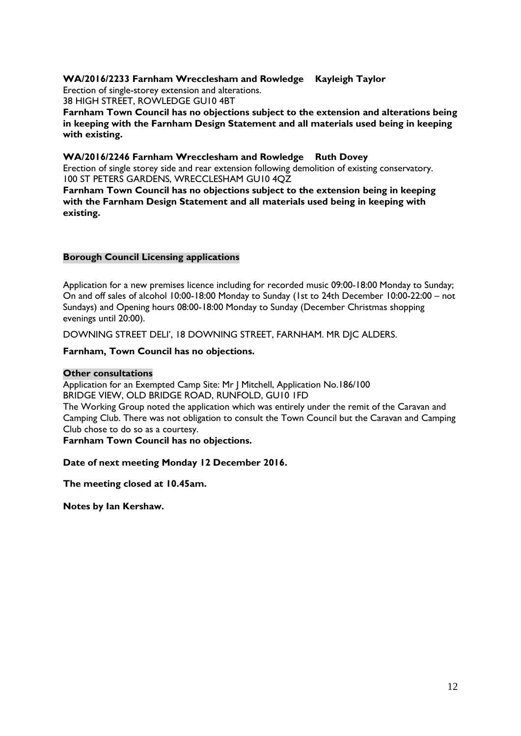**WA/2016/2233 Farnham Wrecclesham and Rowledge Kayleigh Taylor**

Erection of single-storey extension and alterations.

38 HIGH STREET, ROWLEDGE GU10 4BT

**Farnham Town Council has no objections subject to the extension and alterations being in keeping with the Farnham Design Statement and all materials used being in keeping with existing.**

**WA/2016/2246 Farnham Wrecclesham and Rowledge Ruth Dovey**

Erection of single storey side and rear extension following demolition of existing conservatory.

100 ST PETERS GARDENS, WRECCLESHAM GU10 4QZ

**Farnham Town Council has no objections subject to the extension being in keeping with the Farnham Design Statement and all materials used being in keeping with existing.**

**Borough Council Licensing applications**

Application for a new premises licence including for recorded music 09:00-18:00 Monday to Sunday; On and off sales of alcohol 10:00-18:00 Monday to Sunday (1st to 24th December 10:00-22:00 – not Sundays) and Opening hours 08:00-18:00 Monday to Sunday (December Christmas shopping evenings until 20:00).

DOWNING STREET DELI', 18 DOWNING STREET, FARNHAM. MR DJC ALDERS.

**Farnham, Town Council has no objections.**

**Other consultations**

Application for an Exempted Camp Site: Mr J Mitchell, Application No.186/100

BRIDGE VIEW, OLD BRIDGE ROAD, RUNFOLD, GU10 1FD

The Working Group noted the application which was entirely under the remit of the Caravan and Camping Club. There was not obligation to consult the Town Council but the Caravan and Camping Club chose to do so as a courtesy.

**Farnham Town Council has no objections.**

**Date of next meeting Monday 12 December 2016.**

**The meeting closed at 10.45am.**

**Notes by Ian Kershaw.**